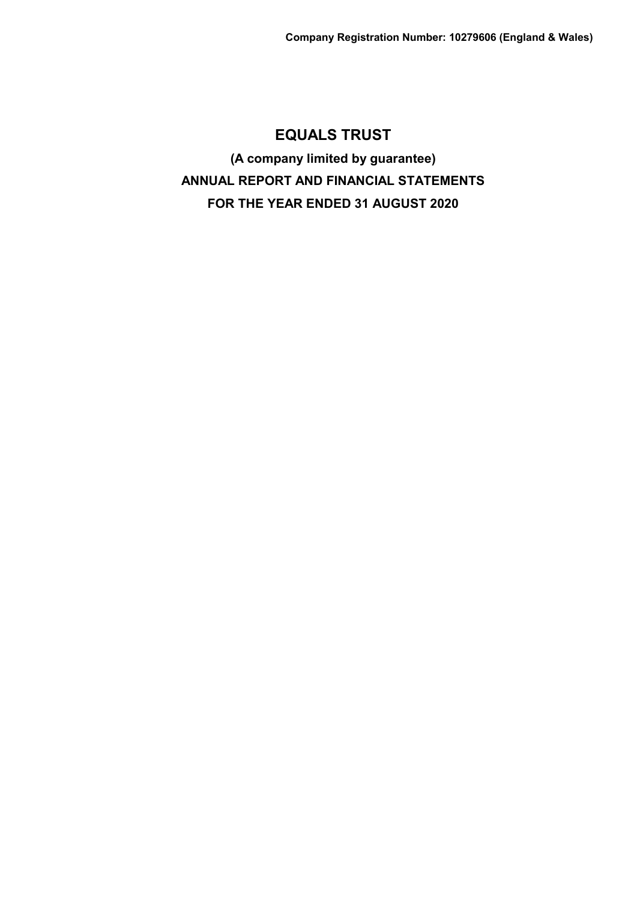**Company Registration Number: 10279606 (England & Wales)**

# EQUALS TRUST

**(A company limited by guarantee)**

**ANNUAL REPORT AND FINANCIAL STATEMENTS**

**FOR THE YEAR ENDED 31 AUGUST 2020**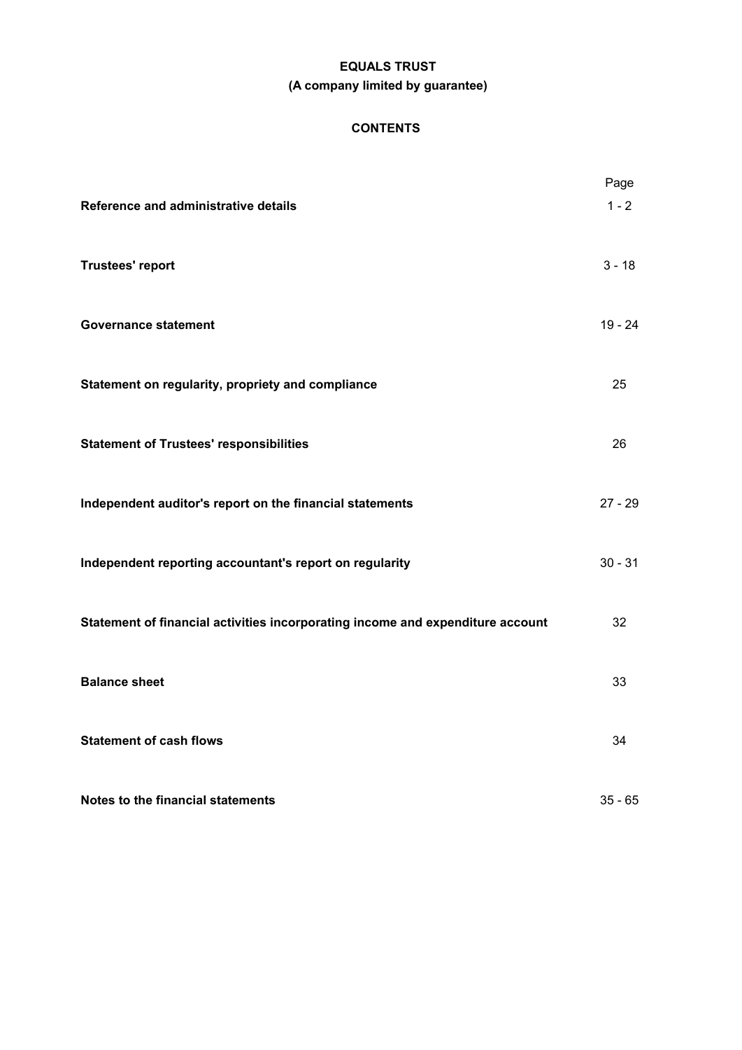**EQUALS TRUST**

**(A company limited by guarantee)**

**CONTENTS**

| | Page |
|---|---|
| **Reference and administrative details** | 1 - 2 |
| **Trustees' report** | 3 - 18 |
| **Governance statement** | 19 - 24 |
| **Statement on regularity, propriety and compliance** | 25 |
| **Statement of Trustees' responsibilities** | 26 |
| **Independent auditor's report on the financial statements** | 27 - 29 |
| **Independent reporting accountant's report on regularity** | 30 - 31 |
| **Statement of financial activities incorporating income and expenditure account** | 32 |
| **Balance sheet** | 33 |
| **Statement of cash flows** | 34 |
| **Notes to the financial statements** | 35 - 65 |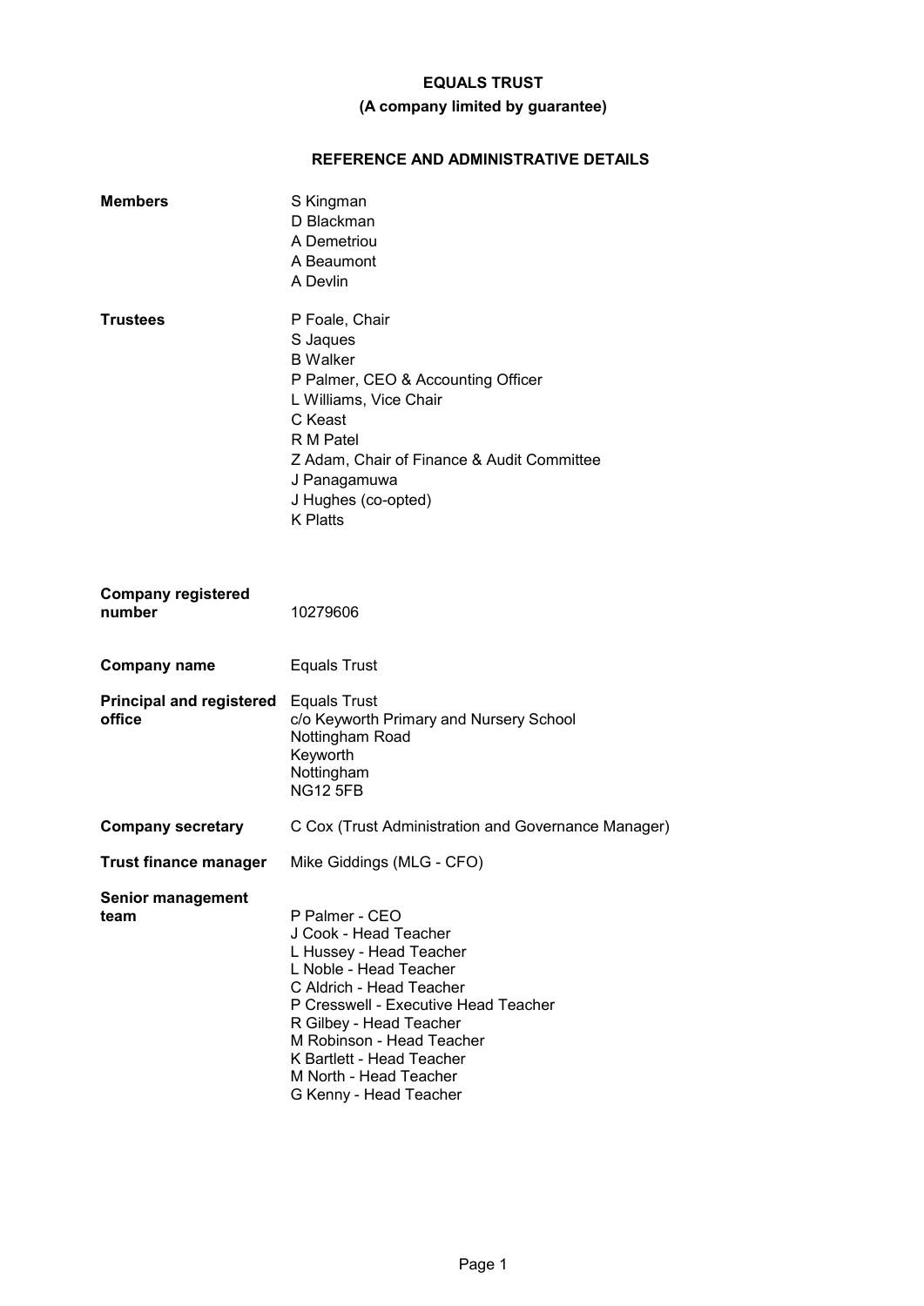**EQUALS TRUST**

**(A company limited by guarantee)**

## REFERENCE AND ADMINISTRATIVE DETAILS

**Members**

S Kingman
D Blackman
A Demetriou
A Beaumont
A Devlin

**Trustees**

P Foale, Chair
S Jaques
B Walker
P Palmer, CEO & Accounting Officer
L Williams, Vice Chair
C Keast
R M Patel
Z Adam, Chair of Finance & Audit Committee
J Panagamuwa
J Hughes (co-opted)
K Platts

**Company registered number**

10279606

**Company name**

Equals Trust

**Principal and registered office**

Equals Trust
c/o Keyworth Primary and Nursery School
Nottingham Road
Keyworth
Nottingham
NG12 5FB

**Company secretary**

C Cox (Trust Administration and Governance Manager)

**Trust finance manager**

Mike Giddings (MLG - CFO)

**Senior management team**

P Palmer - CEO
J Cook - Head Teacher
L Hussey - Head Teacher
L Noble - Head Teacher
C Aldrich - Head Teacher
P Cresswell - Executive Head Teacher
R Gilbey - Head Teacher
M Robinson - Head Teacher
K Bartlett - Head Teacher
M North - Head Teacher
G Kenny - Head Teacher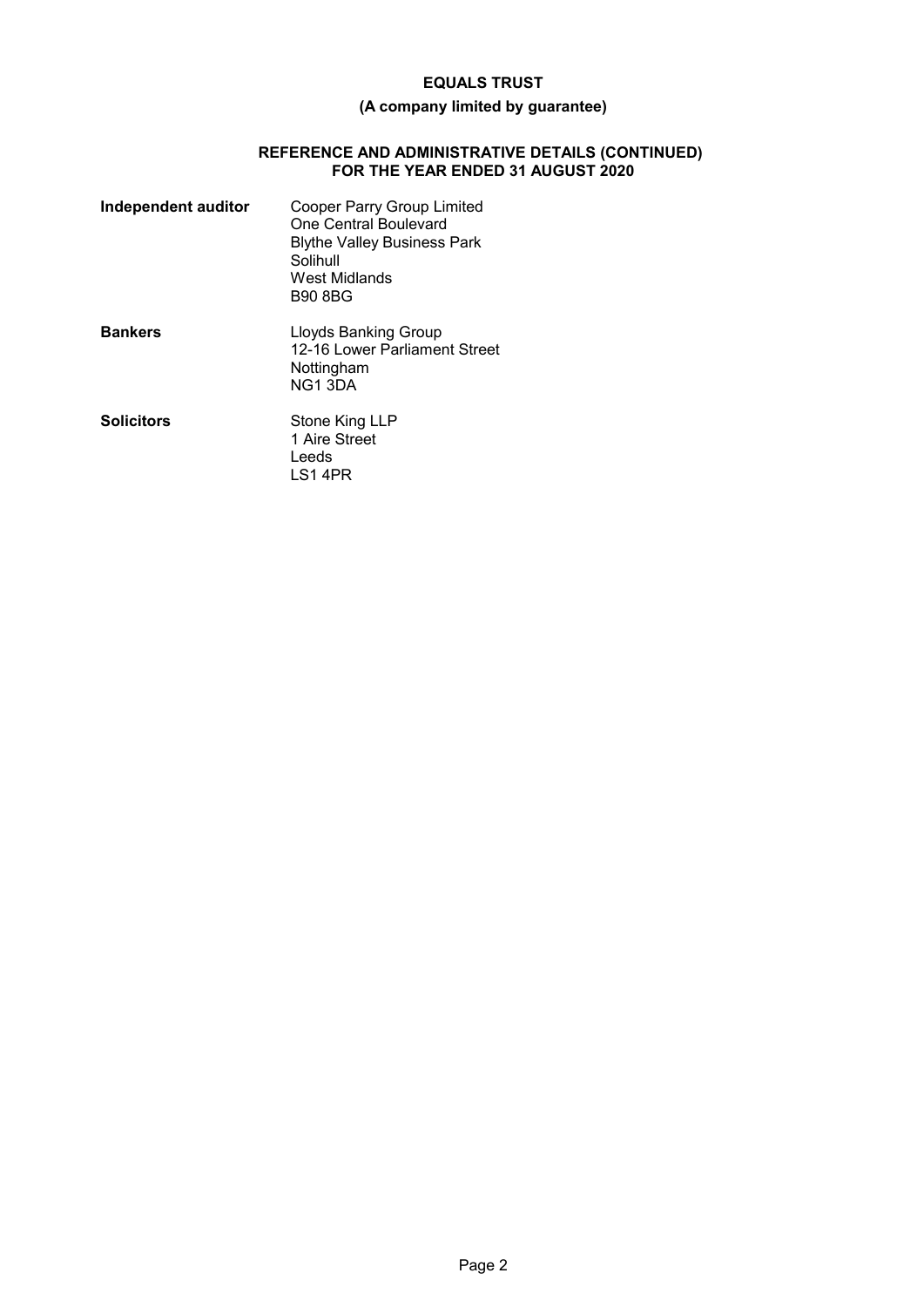**EQUALS TRUST**

**(A company limited by guarantee)**

**REFERENCE AND ADMINISTRATIVE DETAILS (CONTINUED)**
**FOR THE YEAR ENDED 31 AUGUST 2020**

| | |
|---|---|
| **Independent auditor** | Cooper Parry Group Limited<br>One Central Boulevard<br>Blythe Valley Business Park<br>Solihull<br>West Midlands<br>B90 8BG |
| **Bankers** | Lloyds Banking Group<br>12-16 Lower Parliament Street<br>Nottingham<br>NG1 3DA |
| **Solicitors** | Stone King LLP<br>1 Aire Street<br>Leeds<br>LS1 4PR |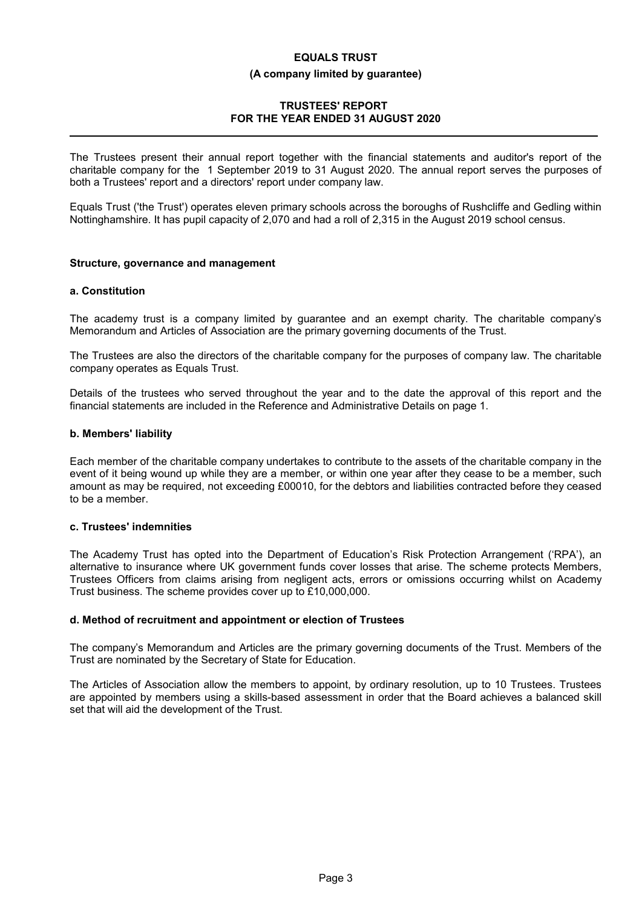# EQUALS TRUST

**(A company limited by guarantee)**

## TRUSTEES' REPORT
## FOR THE YEAR ENDED 31 AUGUST 2020

The Trustees present their annual report together with the financial statements and auditor's report of the charitable company for the 1 September 2019 to 31 August 2020. The annual report serves the purposes of both a Trustees' report and a directors' report under company law.

Equals Trust ('the Trust') operates eleven primary schools across the boroughs of Rushcliffe and Gedling within Nottinghamshire. It has pupil capacity of 2,070 and had a roll of 2,315 in the August 2019 school census.

### Structure, governance and management

#### a. Constitution

The academy trust is a company limited by guarantee and an exempt charity. The charitable company's Memorandum and Articles of Association are the primary governing documents of the Trust.

The Trustees are also the directors of the charitable company for the purposes of company law. The charitable company operates as Equals Trust.

Details of the trustees who served throughout the year and to the date the approval of this report and the financial statements are included in the Reference and Administrative Details on page 1.

#### b. Members' liability

Each member of the charitable company undertakes to contribute to the assets of the charitable company in the event of it being wound up while they are a member, or within one year after they cease to be a member, such amount as may be required, not exceeding £00010, for the debtors and liabilities contracted before they ceased to be a member.

#### c. Trustees' indemnities

The Academy Trust has opted into the Department of Education's Risk Protection Arrangement ('RPA'), an alternative to insurance where UK government funds cover losses that arise. The scheme protects Members, Trustees Officers from claims arising from negligent acts, errors or omissions occurring whilst on Academy Trust business. The scheme provides cover up to £10,000,000.

#### d. Method of recruitment and appointment or election of Trustees

The company's Memorandum and Articles are the primary governing documents of the Trust. Members of the Trust are nominated by the Secretary of State for Education.

The Articles of Association allow the members to appoint, by ordinary resolution, up to 10 Trustees. Trustees are appointed by members using a skills-based assessment in order that the Board achieves a balanced skill set that will aid the development of the Trust.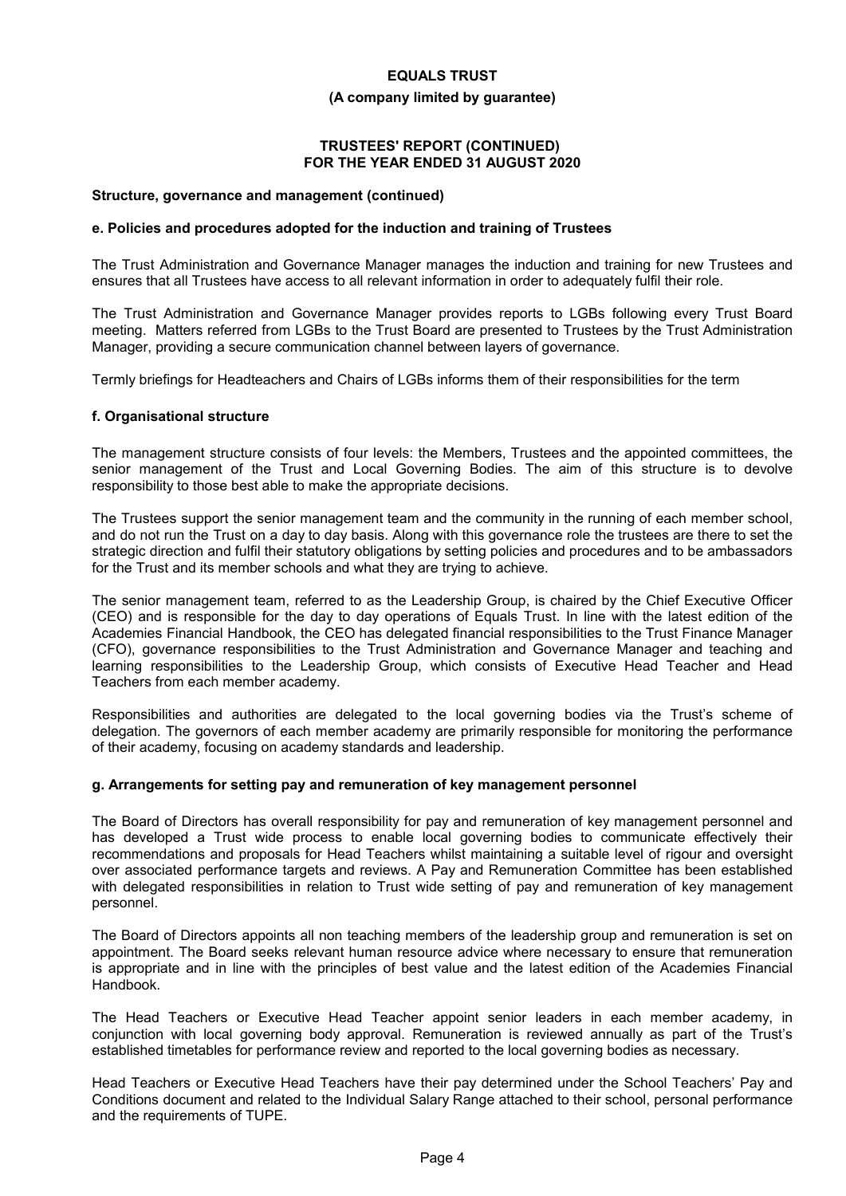### Structure, governance and management (continued)

#### e. Policies and procedures adopted for the induction and training of Trustees

The Trust Administration and Governance Manager manages the induction and training for new Trustees and ensures that all Trustees have access to all relevant information in order to adequately fulfil their role.

The Trust Administration and Governance Manager provides reports to LGBs following every Trust Board meeting. Matters referred from LGBs to the Trust Board are presented to Trustees by the Trust Administration Manager, providing a secure communication channel between layers of governance.

Termly briefings for Headteachers and Chairs of LGBs informs them of their responsibilities for the term

#### f. Organisational structure

The management structure consists of four levels: the Members, Trustees and the appointed committees, the senior management of the Trust and Local Governing Bodies. The aim of this structure is to devolve responsibility to those best able to make the appropriate decisions.

The Trustees support the senior management team and the community in the running of each member school, and do not run the Trust on a day to day basis. Along with this governance role the trustees are there to set the strategic direction and fulfil their statutory obligations by setting policies and procedures and to be ambassadors for the Trust and its member schools and what they are trying to achieve.

The senior management team, referred to as the Leadership Group, is chaired by the Chief Executive Officer (CEO) and is responsible for the day to day operations of Equals Trust. In line with the latest edition of the Academies Financial Handbook, the CEO has delegated financial responsibilities to the Trust Finance Manager (CFO), governance responsibilities to the Trust Administration and Governance Manager and teaching and learning responsibilities to the Leadership Group, which consists of Executive Head Teacher and Head Teachers from each member academy.

Responsibilities and authorities are delegated to the local governing bodies via the Trust's scheme of delegation. The governors of each member academy are primarily responsible for monitoring the performance of their academy, focusing on academy standards and leadership.

#### g. Arrangements for setting pay and remuneration of key management personnel

The Board of Directors has overall responsibility for pay and remuneration of key management personnel and has developed a Trust wide process to enable local governing bodies to communicate effectively their recommendations and proposals for Head Teachers whilst maintaining a suitable level of rigour and oversight over associated performance targets and reviews. A Pay and Remuneration Committee has been established with delegated responsibilities in relation to Trust wide setting of pay and remuneration of key management personnel.

The Board of Directors appoints all non teaching members of the leadership group and remuneration is set on appointment. The Board seeks relevant human resource advice where necessary to ensure that remuneration is appropriate and in line with the principles of best value and the latest edition of the Academies Financial Handbook.

The Head Teachers or Executive Head Teacher appoint senior leaders in each member academy, in conjunction with local governing body approval. Remuneration is reviewed annually as part of the Trust's established timetables for performance review and reported to the local governing bodies as necessary.

Head Teachers or Executive Head Teachers have their pay determined under the School Teachers' Pay and Conditions document and related to the Individual Salary Range attached to their school, personal performance and the requirements of TUPE.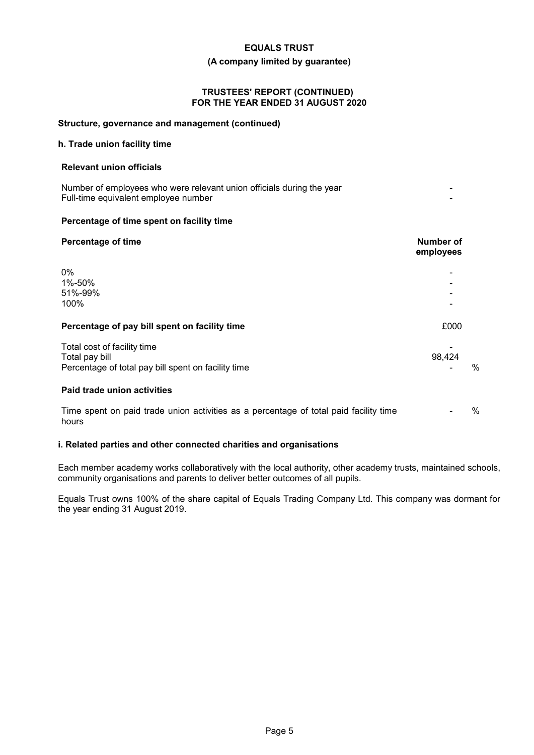**EQUALS TRUST**

**(A company limited by guarantee)**

**TRUSTEES' REPORT (CONTINUED)**
**FOR THE YEAR ENDED 31 AUGUST 2020**

**Structure, governance and management (continued)**

**h. Trade union facility time**

**Relevant union officials**

| | |
|---|---|
| Number of employees who were relevant union officials during the year | - |
| Full-time equivalent employee number | - |

**Percentage of time spent on facility time**

| **Percentage of time** | **Number of employees** |
|---|---|
| 0% | - |
| 1%-50% | - |
| 51%-99% | - |
| 100% | - |

**Percentage of pay bill spent on facility time**

| | £000 | |
|---|---|---|
| Total cost of facility time | - | |
| Total pay bill | 98,424 | |
| Percentage of total pay bill spent on facility time | - | % |

**Paid trade union activities**

| | | |
|---|---|---|
| Time spent on paid trade union activities as a percentage of total paid facility time hours | - | % |

**i. Related parties and other connected charities and organisations**

Each member academy works collaboratively with the local authority, other academy trusts, maintained schools, community organisations and parents to deliver better outcomes of all pupils.

Equals Trust owns 100% of the share capital of Equals Trading Company Ltd. This company was dormant for the year ending 31 August 2019.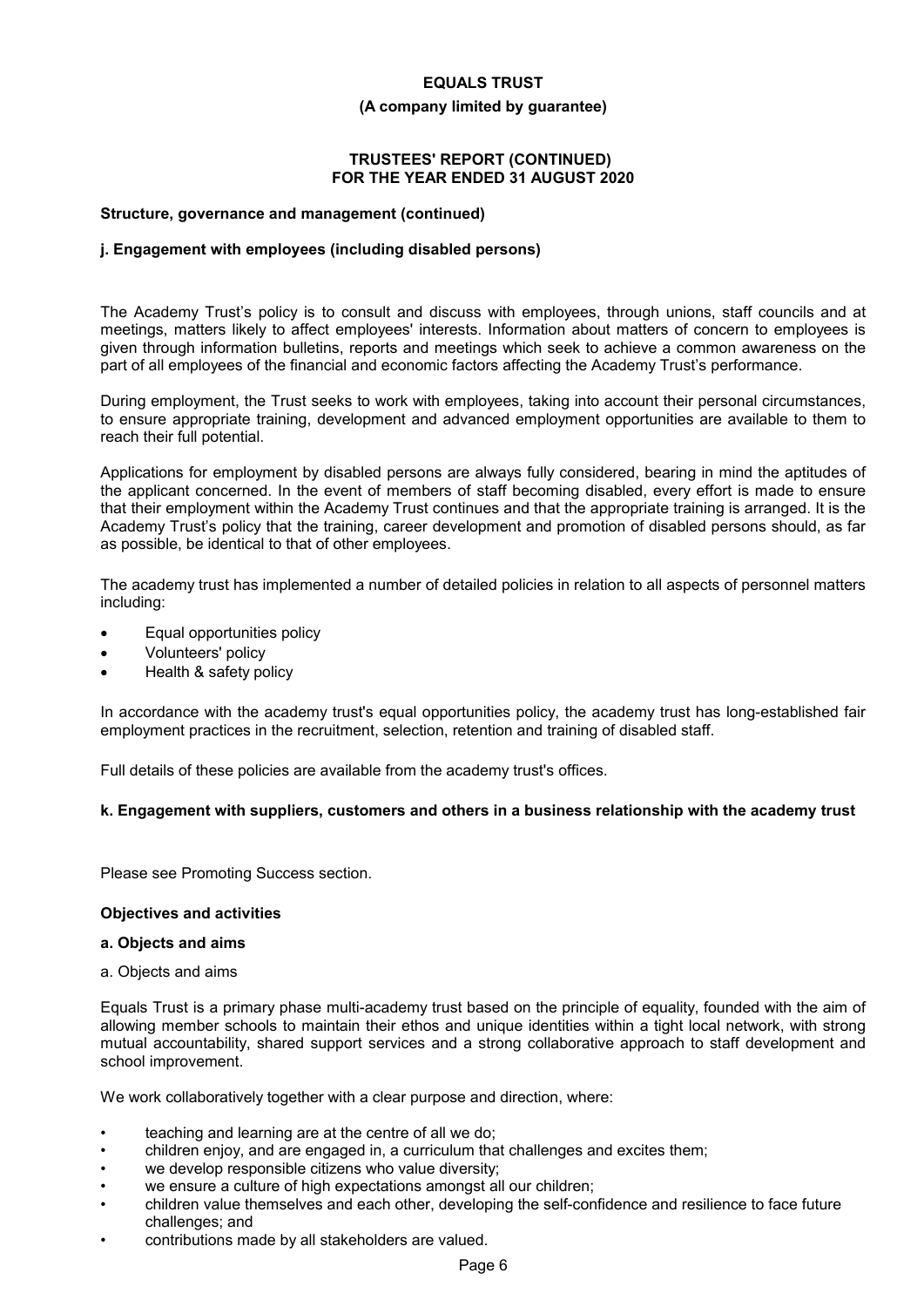## Structure, governance and management (continued)

### j. Engagement with employees (including disabled persons)

The Academy Trust's policy is to consult and discuss with employees, through unions, staff councils and at meetings, matters likely to affect employees' interests. Information about matters of concern to employees is given through information bulletins, reports and meetings which seek to achieve a common awareness on the part of all employees of the financial and economic factors affecting the Academy Trust's performance.

During employment, the Trust seeks to work with employees, taking into account their personal circumstances, to ensure appropriate training, development and advanced employment opportunities are available to them to reach their full potential.

Applications for employment by disabled persons are always fully considered, bearing in mind the aptitudes of the applicant concerned. In the event of members of staff becoming disabled, every effort is made to ensure that their employment within the Academy Trust continues and that the appropriate training is arranged. It is the Academy Trust's policy that the training, career development and promotion of disabled persons should, as far as possible, be identical to that of other employees.

The academy trust has implemented a number of detailed policies in relation to all aspects of personnel matters including:

- Equal opportunities policy
- Volunteers' policy
- Health & safety policy

In accordance with the academy trust's equal opportunities policy, the academy trust has long-established fair employment practices in the recruitment, selection, retention and training of disabled staff.

Full details of these policies are available from the academy trust's offices.

### k. Engagement with suppliers, customers and others in a business relationship with the academy trust

Please see Promoting Success section.

## Objectives and activities

### a. Objects and aims

a. Objects and aims

Equals Trust is a primary phase multi-academy trust based on the principle of equality, founded with the aim of allowing member schools to maintain their ethos and unique identities within a tight local network, with strong mutual accountability, shared support services and a strong collaborative approach to staff development and school improvement.

We work collaboratively together with a clear purpose and direction, where:

- teaching and learning are at the centre of all we do;
- children enjoy, and are engaged in, a curriculum that challenges and excites them;
- we develop responsible citizens who value diversity;
- we ensure a culture of high expectations amongst all our children;
- children value themselves and each other, developing the self-confidence and resilience to face future challenges; and
- contributions made by all stakeholders are valued.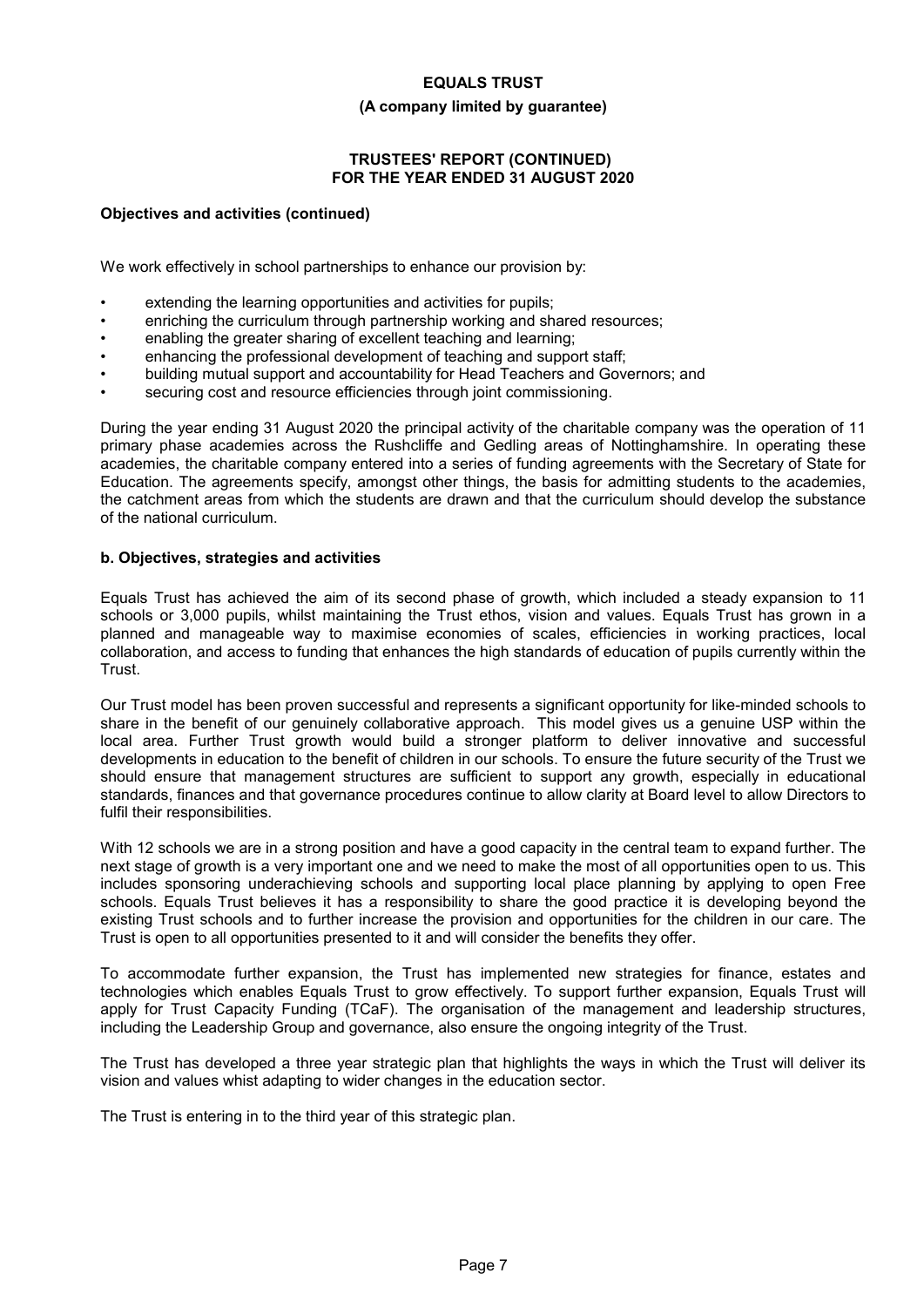**Objectives and activities (continued)**

We work effectively in school partnerships to enhance our provision by:

- extending the learning opportunities and activities for pupils;
- enriching the curriculum through partnership working and shared resources;
- enabling the greater sharing of excellent teaching and learning;
- enhancing the professional development of teaching and support staff;
- building mutual support and accountability for Head Teachers and Governors; and
- securing cost and resource efficiencies through joint commissioning.

During the year ending 31 August 2020 the principal activity of the charitable company was the operation of 11 primary phase academies across the Rushcliffe and Gedling areas of Nottinghamshire. In operating these academies, the charitable company entered into a series of funding agreements with the Secretary of State for Education. The agreements specify, amongst other things, the basis for admitting students to the academies, the catchment areas from which the students are drawn and that the curriculum should develop the substance of the national curriculum.

### b. Objectives, strategies and activities

Equals Trust has achieved the aim of its second phase of growth, which included a steady expansion to 11 schools or 3,000 pupils, whilst maintaining the Trust ethos, vision and values. Equals Trust has grown in a planned and manageable way to maximise economies of scales, efficiencies in working practices, local collaboration, and access to funding that enhances the high standards of education of pupils currently within the Trust.

Our Trust model has been proven successful and represents a significant opportunity for like-minded schools to share in the benefit of our genuinely collaborative approach. This model gives us a genuine USP within the local area. Further Trust growth would build a stronger platform to deliver innovative and successful developments in education to the benefit of children in our schools. To ensure the future security of the Trust we should ensure that management structures are sufficient to support any growth, especially in educational standards, finances and that governance procedures continue to allow clarity at Board level to allow Directors to fulfil their responsibilities.

With 12 schools we are in a strong position and have a good capacity in the central team to expand further. The next stage of growth is a very important one and we need to make the most of all opportunities open to us. This includes sponsoring underachieving schools and supporting local place planning by applying to open Free schools. Equals Trust believes it has a responsibility to share the good practice it is developing beyond the existing Trust schools and to further increase the provision and opportunities for the children in our care. The Trust is open to all opportunities presented to it and will consider the benefits they offer.

To accommodate further expansion, the Trust has implemented new strategies for finance, estates and technologies which enables Equals Trust to grow effectively. To support further expansion, Equals Trust will apply for Trust Capacity Funding (TCaF). The organisation of the management and leadership structures, including the Leadership Group and governance, also ensure the ongoing integrity of the Trust.

The Trust has developed a three year strategic plan that highlights the ways in which the Trust will deliver its vision and values whist adapting to wider changes in the education sector.

The Trust is entering in to the third year of this strategic plan.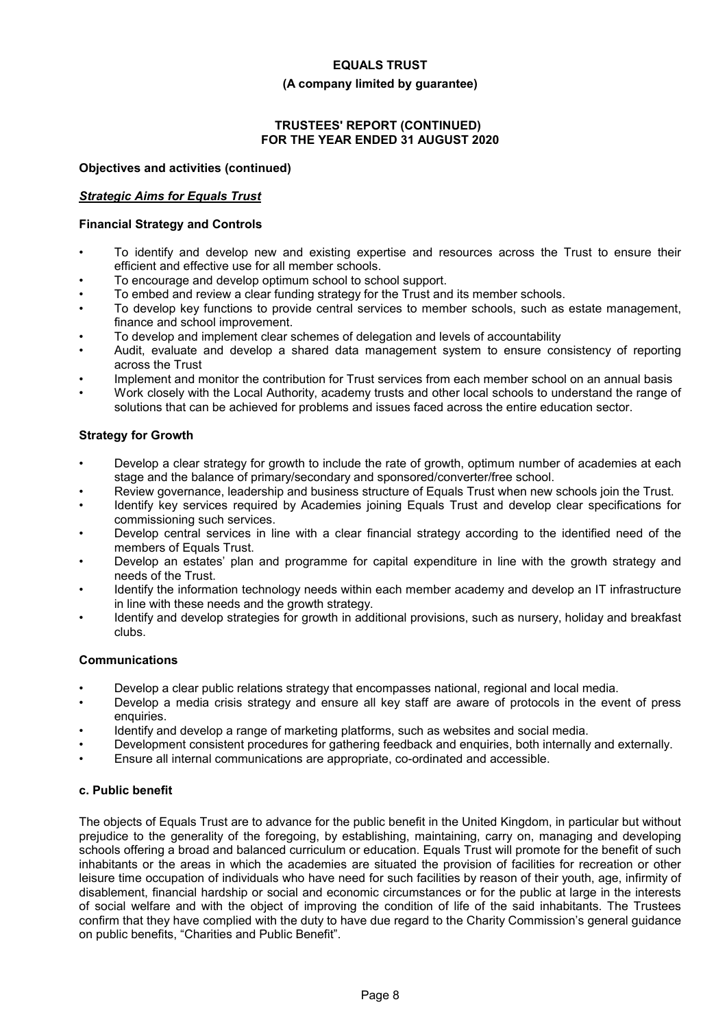**Objectives and activities (continued)**

***Strategic Aims for Equals Trust***

**Financial Strategy and Controls**

- To identify and develop new and existing expertise and resources across the Trust to ensure their efficient and effective use for all member schools.
- To encourage and develop optimum school to school support.
- To embed and review a clear funding strategy for the Trust and its member schools.
- To develop key functions to provide central services to member schools, such as estate management, finance and school improvement.
- To develop and implement clear schemes of delegation and levels of accountability
- Audit, evaluate and develop a shared data management system to ensure consistency of reporting across the Trust
- Implement and monitor the contribution for Trust services from each member school on an annual basis
- Work closely with the Local Authority, academy trusts and other local schools to understand the range of solutions that can be achieved for problems and issues faced across the entire education sector.

**Strategy for Growth**

- Develop a clear strategy for growth to include the rate of growth, optimum number of academies at each stage and the balance of primary/secondary and sponsored/converter/free school.
- Review governance, leadership and business structure of Equals Trust when new schools join the Trust.
- Identify key services required by Academies joining Equals Trust and develop clear specifications for commissioning such services.
- Develop central services in line with a clear financial strategy according to the identified need of the members of Equals Trust.
- Develop an estates' plan and programme for capital expenditure in line with the growth strategy and needs of the Trust.
- Identify the information technology needs within each member academy and develop an IT infrastructure in line with these needs and the growth strategy.
- Identify and develop strategies for growth in additional provisions, such as nursery, holiday and breakfast clubs.

**Communications**

- Develop a clear public relations strategy that encompasses national, regional and local media.
- Develop a media crisis strategy and ensure all key staff are aware of protocols in the event of press enquiries.
- Identify and develop a range of marketing platforms, such as websites and social media.
- Development consistent procedures for gathering feedback and enquiries, both internally and externally.
- Ensure all internal communications are appropriate, co-ordinated and accessible.

**c. Public benefit**

The objects of Equals Trust are to advance for the public benefit in the United Kingdom, in particular but without prejudice to the generality of the foregoing, by establishing, maintaining, carry on, managing and developing schools offering a broad and balanced curriculum or education. Equals Trust will promote for the benefit of such inhabitants or the areas in which the academies are situated the provision of facilities for recreation or other leisure time occupation of individuals who have need for such facilities by reason of their youth, age, infirmity of disablement, financial hardship or social and economic circumstances or for the public at large in the interests of social welfare and with the object of improving the condition of life of the said inhabitants. The Trustees confirm that they have complied with the duty to have due regard to the Charity Commission's general guidance on public benefits, "Charities and Public Benefit".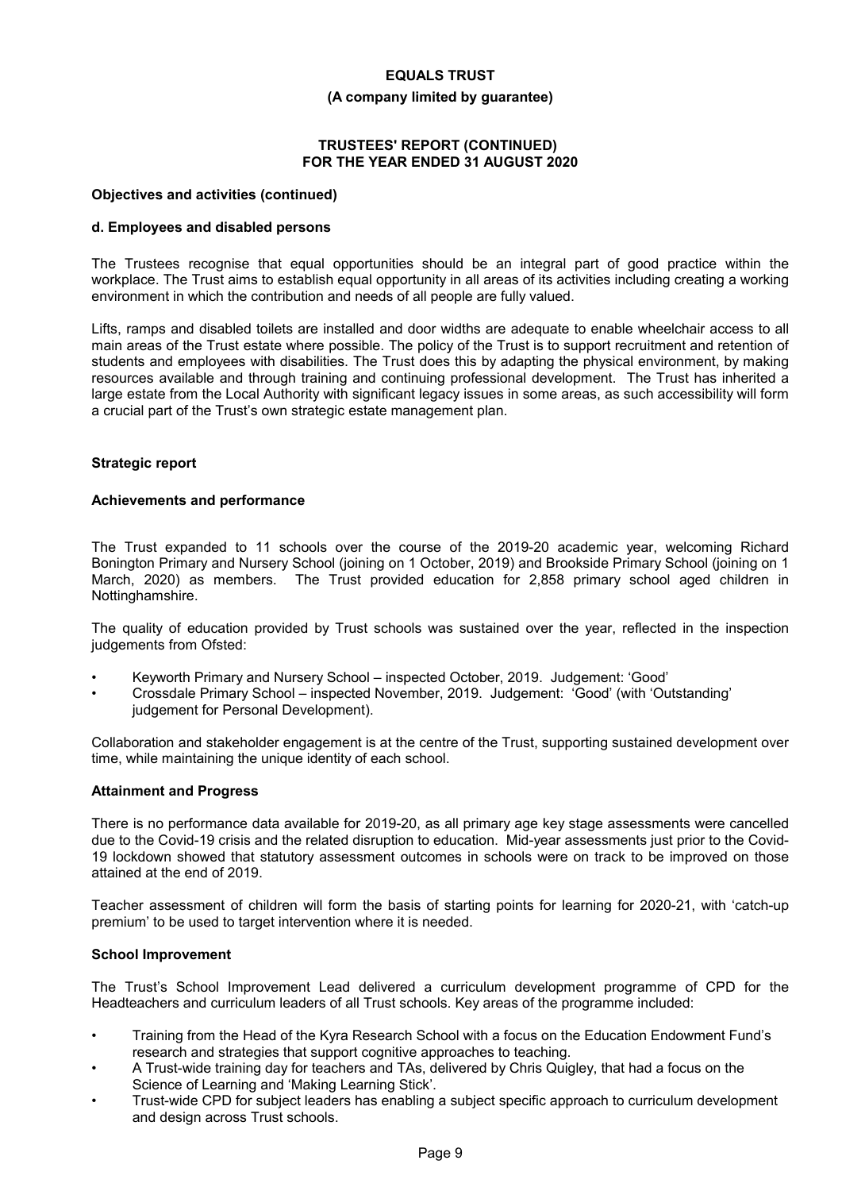**EQUALS TRUST**

**(A company limited by guarantee)**

**TRUSTEES' REPORT (CONTINUED)**
**FOR THE YEAR ENDED 31 AUGUST 2020**

**Objectives and activities (continued)**

**d. Employees and disabled persons**

The Trustees recognise that equal opportunities should be an integral part of good practice within the workplace. The Trust aims to establish equal opportunity in all areas of its activities including creating a working environment in which the contribution and needs of all people are fully valued.

Lifts, ramps and disabled toilets are installed and door widths are adequate to enable wheelchair access to all main areas of the Trust estate where possible. The policy of the Trust is to support recruitment and retention of students and employees with disabilities. The Trust does this by adapting the physical environment, by making resources available and through training and continuing professional development. The Trust has inherited a large estate from the Local Authority with significant legacy issues in some areas, as such accessibility will form a crucial part of the Trust's own strategic estate management plan.

**Strategic report**

**Achievements and performance**

The Trust expanded to 11 schools over the course of the 2019-20 academic year, welcoming Richard Bonington Primary and Nursery School (joining on 1 October, 2019) and Brookside Primary School (joining on 1 March, 2020) as members. The Trust provided education for 2,858 primary school aged children in Nottinghamshire.

The quality of education provided by Trust schools was sustained over the year, reflected in the inspection judgements from Ofsted:

- Keyworth Primary and Nursery School – inspected October, 2019. Judgement: 'Good'
- Crossdale Primary School – inspected November, 2019. Judgement: 'Good' (with 'Outstanding' judgement for Personal Development).

Collaboration and stakeholder engagement is at the centre of the Trust, supporting sustained development over time, while maintaining the unique identity of each school.

**Attainment and Progress**

There is no performance data available for 2019-20, as all primary age key stage assessments were cancelled due to the Covid-19 crisis and the related disruption to education. Mid-year assessments just prior to the Covid-19 lockdown showed that statutory assessment outcomes in schools were on track to be improved on those attained at the end of 2019.

Teacher assessment of children will form the basis of starting points for learning for 2020-21, with 'catch-up premium' to be used to target intervention where it is needed.

**School Improvement**

The Trust's School Improvement Lead delivered a curriculum development programme of CPD for the Headteachers and curriculum leaders of all Trust schools. Key areas of the programme included:

- Training from the Head of the Kyra Research School with a focus on the Education Endowment Fund's research and strategies that support cognitive approaches to teaching.
- A Trust-wide training day for teachers and TAs, delivered by Chris Quigley, that had a focus on the Science of Learning and 'Making Learning Stick'.
- Trust-wide CPD for subject leaders has enabling a subject specific approach to curriculum development and design across Trust schools.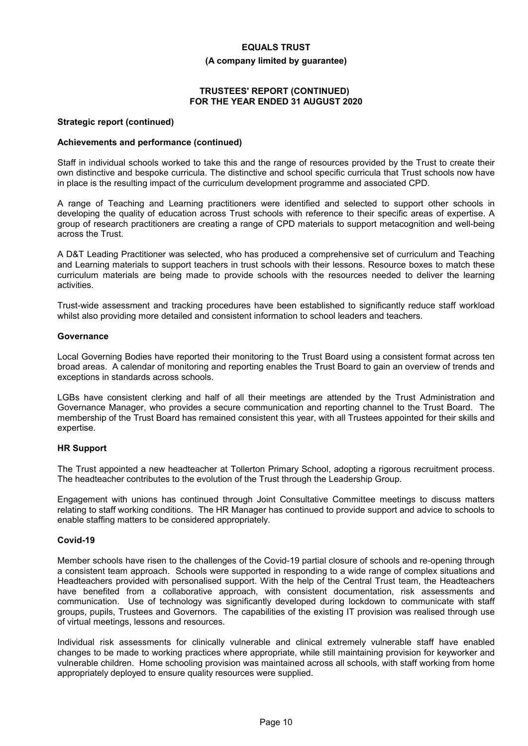**Strategic report (continued)**

**Achievements and performance (continued)**

Staff in individual schools worked to take this and the range of resources provided by the Trust to create their own distinctive and bespoke curricula. The distinctive and school specific curricula that Trust schools now have in place is the resulting impact of the curriculum development programme and associated CPD.

A range of Teaching and Learning practitioners were identified and selected to support other schools in developing the quality of education across Trust schools with reference to their specific areas of expertise. A group of research practitioners are creating a range of CPD materials to support metacognition and well-being across the Trust.

A D&T Leading Practitioner was selected, who has produced a comprehensive set of curriculum and Teaching and Learning materials to support teachers in trust schools with their lessons. Resource boxes to match these curriculum materials are being made to provide schools with the resources needed to deliver the learning activities.

Trust-wide assessment and tracking procedures have been established to significantly reduce staff workload whilst also providing more detailed and consistent information to school leaders and teachers.

**Governance**

Local Governing Bodies have reported their monitoring to the Trust Board using a consistent format across ten broad areas. A calendar of monitoring and reporting enables the Trust Board to gain an overview of trends and exceptions in standards across schools.

LGBs have consistent clerking and half of all their meetings are attended by the Trust Administration and Governance Manager, who provides a secure communication and reporting channel to the Trust Board. The membership of the Trust Board has remained consistent this year, with all Trustees appointed for their skills and expertise.

**HR Support**

The Trust appointed a new headteacher at Tollerton Primary School, adopting a rigorous recruitment process. The headteacher contributes to the evolution of the Trust through the Leadership Group.

Engagement with unions has continued through Joint Consultative Committee meetings to discuss matters relating to staff working conditions. The HR Manager has continued to provide support and advice to schools to enable staffing matters to be considered appropriately.

**Covid-19**

Member schools have risen to the challenges of the Covid-19 partial closure of schools and re-opening through a consistent team approach. Schools were supported in responding to a wide range of complex situations and Headteachers provided with personalised support. With the help of the Central Trust team, the Headteachers have benefited from a collaborative approach, with consistent documentation, risk assessments and communication. Use of technology was significantly developed during lockdown to communicate with staff groups, pupils, Trustees and Governors. The capabilities of the existing IT provision was realised through use of virtual meetings, lessons and resources.

Individual risk assessments for clinically vulnerable and clinical extremely vulnerable staff have enabled changes to be made to working practices where appropriate, while still maintaining provision for keyworker and vulnerable children. Home schooling provision was maintained across all schools, with staff working from home appropriately deployed to ensure quality resources were supplied.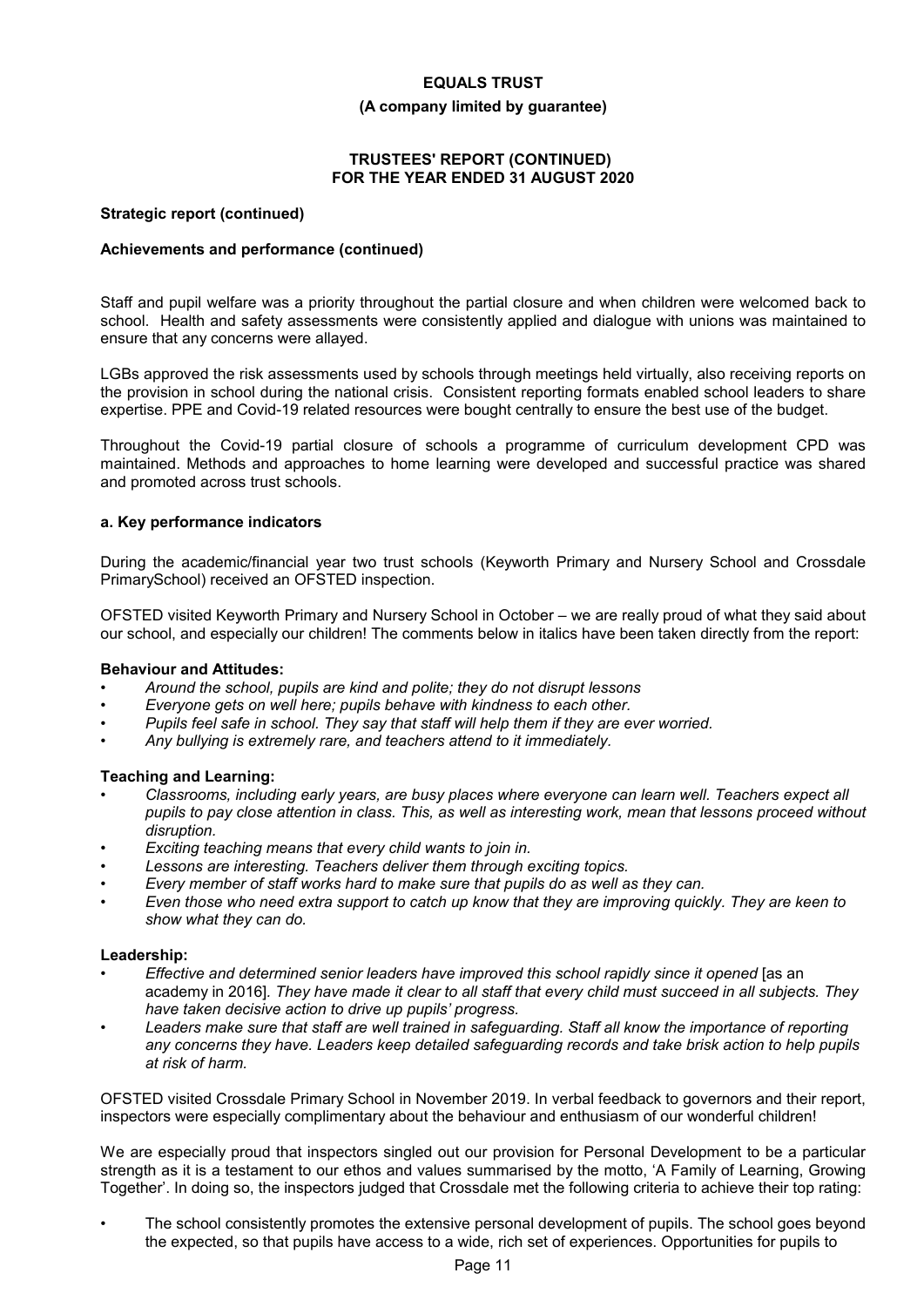**Strategic report (continued)**

**Achievements and performance (continued)**

Staff and pupil welfare was a priority throughout the partial closure and when children were welcomed back to school. Health and safety assessments were consistently applied and dialogue with unions was maintained to ensure that any concerns were allayed.

LGBs approved the risk assessments used by schools through meetings held virtually, also receiving reports on the provision in school during the national crisis. Consistent reporting formats enabled school leaders to share expertise. PPE and Covid-19 related resources were bought centrally to ensure the best use of the budget.

Throughout the Covid-19 partial closure of schools a programme of curriculum development CPD was maintained. Methods and approaches to home learning were developed and successful practice was shared and promoted across trust schools.

**a. Key performance indicators**

During the academic/financial year two trust schools (Keyworth Primary and Nursery School and Crossdale PrimarySchool) received an OFSTED inspection.

OFSTED visited Keyworth Primary and Nursery School in October – we are really proud of what they said about our school, and especially our children! The comments below in italics have been taken directly from the report:

**Behaviour and Attitudes:**

- *Around the school, pupils are kind and polite; they do not disrupt lessons*
- *Everyone gets on well here; pupils behave with kindness to each other.*
- *Pupils feel safe in school. They say that staff will help them if they are ever worried.*
- *Any bullying is extremely rare, and teachers attend to it immediately.*

**Teaching and Learning:**

- *Classrooms, including early years, are busy places where everyone can learn well. Teachers expect all pupils to pay close attention in class. This, as well as interesting work, mean that lessons proceed without disruption.*
- *Exciting teaching means that every child wants to join in.*
- *Lessons are interesting. Teachers deliver them through exciting topics.*
- *Every member of staff works hard to make sure that pupils do as well as they can.*
- *Even those who need extra support to catch up know that they are improving quickly. They are keen to show what they can do.*

**Leadership:**

- *Effective and determined senior leaders have improved this school rapidly since it opened* [as an academy in 2016]*. They have made it clear to all staff that every child must succeed in all subjects. They have taken decisive action to drive up pupils' progress.*
- *Leaders make sure that staff are well trained in safeguarding. Staff all know the importance of reporting any concerns they have. Leaders keep detailed safeguarding records and take brisk action to help pupils at risk of harm.*

OFSTED visited Crossdale Primary School in November 2019. In verbal feedback to governors and their report, inspectors were especially complimentary about the behaviour and enthusiasm of our wonderful children!

We are especially proud that inspectors singled out our provision for Personal Development to be a particular strength as it is a testament to our ethos and values summarised by the motto, 'A Family of Learning, Growing Together'. In doing so, the inspectors judged that Crossdale met the following criteria to achieve their top rating:

- The school consistently promotes the extensive personal development of pupils. The school goes beyond the expected, so that pupils have access to a wide, rich set of experiences. Opportunities for pupils to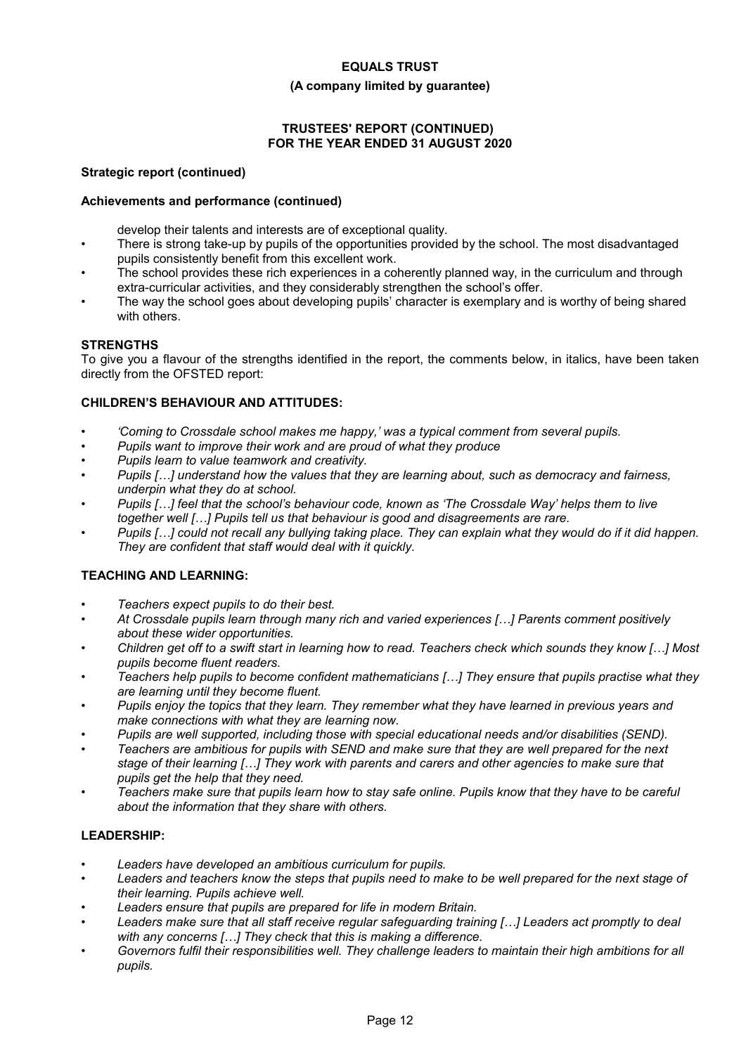**Strategic report (continued)**

**Achievements and performance (continued)**

develop their talents and interests are of exceptional quality.

- There is strong take-up by pupils of the opportunities provided by the school. The most disadvantaged pupils consistently benefit from this excellent work.
- The school provides these rich experiences in a coherently planned way, in the curriculum and through extra-curricular activities, and they considerably strengthen the school's offer.
- The way the school goes about developing pupils' character is exemplary and is worthy of being shared with others.

**STRENGTHS**

To give you a flavour of the strengths identified in the report, the comments below, in italics, have been taken directly from the OFSTED report:

**CHILDREN'S BEHAVIOUR AND ATTITUDES:**

- *'Coming to Crossdale school makes me happy,' was a typical comment from several pupils.*
- *Pupils want to improve their work and are proud of what they produce*
- *Pupils learn to value teamwork and creativity.*
- *Pupils […] understand how the values that they are learning about, such as democracy and fairness, underpin what they do at school.*
- *Pupils […] feel that the school's behaviour code, known as 'The Crossdale Way' helps them to live together well […] Pupils tell us that behaviour is good and disagreements are rare.*
- *Pupils […] could not recall any bullying taking place. They can explain what they would do if it did happen. They are confident that staff would deal with it quickly.*

**TEACHING AND LEARNING:**

- *Teachers expect pupils to do their best.*
- *At Crossdale pupils learn through many rich and varied experiences […] Parents comment positively about these wider opportunities.*
- *Children get off to a swift start in learning how to read. Teachers check which sounds they know […] Most pupils become fluent readers.*
- *Teachers help pupils to become confident mathematicians […] They ensure that pupils practise what they are learning until they become fluent.*
- *Pupils enjoy the topics that they learn. They remember what they have learned in previous years and make connections with what they are learning now.*
- *Pupils are well supported, including those with special educational needs and/or disabilities (SEND).*
- *Teachers are ambitious for pupils with SEND and make sure that they are well prepared for the next stage of their learning […] They work with parents and carers and other agencies to make sure that pupils get the help that they need.*
- *Teachers make sure that pupils learn how to stay safe online. Pupils know that they have to be careful about the information that they share with others.*

**LEADERSHIP:**

- *Leaders have developed an ambitious curriculum for pupils.*
- *Leaders and teachers know the steps that pupils need to make to be well prepared for the next stage of their learning. Pupils achieve well.*
- *Leaders ensure that pupils are prepared for life in modern Britain.*
- *Leaders make sure that all staff receive regular safeguarding training […] Leaders act promptly to deal with any concerns […] They check that this is making a difference.*
- *Governors fulfil their responsibilities well. They challenge leaders to maintain their high ambitions for all pupils.*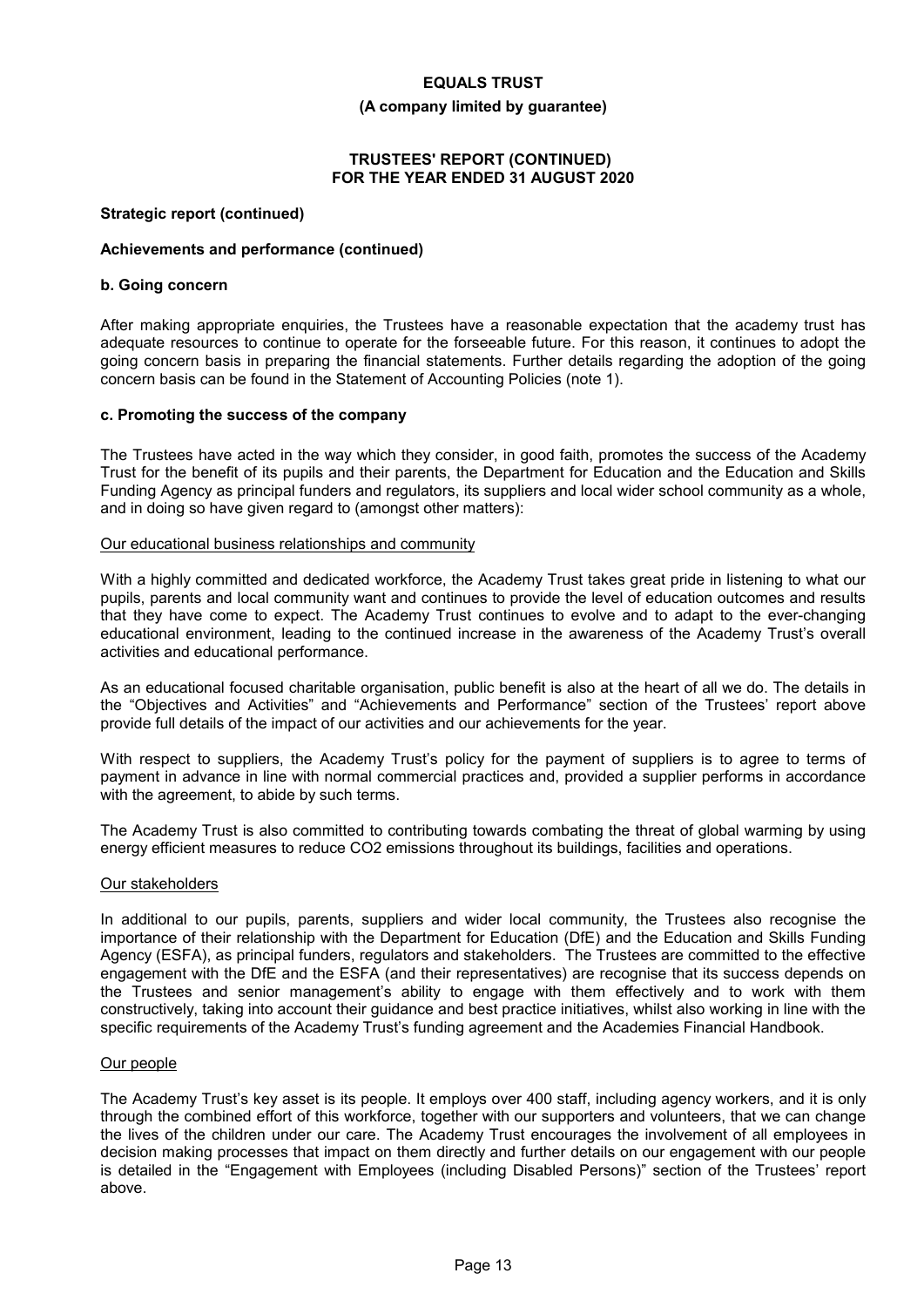## Strategic report (continued)

### Achievements and performance (continued)

#### b. Going concern

After making appropriate enquiries, the Trustees have a reasonable expectation that the academy trust has adequate resources to continue to operate for the forseeable future. For this reason, it continues to adopt the going concern basis in preparing the financial statements. Further details regarding the adoption of the going concern basis can be found in the Statement of Accounting Policies (note 1).

#### c. Promoting the success of the company

The Trustees have acted in the way which they consider, in good faith, promotes the success of the Academy Trust for the benefit of its pupils and their parents, the Department for Education and the Education and Skills Funding Agency as principal funders and regulators, its suppliers and local wider school community as a whole, and in doing so have given regard to (amongst other matters):

Our educational business relationships and community

With a highly committed and dedicated workforce, the Academy Trust takes great pride in listening to what our pupils, parents and local community want and continues to provide the level of education outcomes and results that they have come to expect. The Academy Trust continues to evolve and to adapt to the ever-changing educational environment, leading to the continued increase in the awareness of the Academy Trust's overall activities and educational performance.

As an educational focused charitable organisation, public benefit is also at the heart of all we do. The details in the "Objectives and Activities" and "Achievements and Performance" section of the Trustees' report above provide full details of the impact of our activities and our achievements for the year.

With respect to suppliers, the Academy Trust's policy for the payment of suppliers is to agree to terms of payment in advance in line with normal commercial practices and, provided a supplier performs in accordance with the agreement, to abide by such terms.

The Academy Trust is also committed to contributing towards combating the threat of global warming by using energy efficient measures to reduce $CO_2$ emissions throughout its buildings, facilities and operations.

Our stakeholders

In additional to our pupils, parents, suppliers and wider local community, the Trustees also recognise the importance of their relationship with the Department for Education (DfE) and the Education and Skills Funding Agency (ESFA), as principal funders, regulators and stakeholders. The Trustees are committed to the effective engagement with the DfE and the ESFA (and their representatives) are recognise that its success depends on the Trustees and senior management's ability to engage with them effectively and to work with them constructively, taking into account their guidance and best practice initiatives, whilst also working in line with the specific requirements of the Academy Trust's funding agreement and the Academies Financial Handbook.

Our people

The Academy Trust's key asset is its people. It employs over 400 staff, including agency workers, and it is only through the combined effort of this workforce, together with our supporters and volunteers, that we can change the lives of the children under our care. The Academy Trust encourages the involvement of all employees in decision making processes that impact on them directly and further details on our engagement with our people is detailed in the "Engagement with Employees (including Disabled Persons)" section of the Trustees' report above.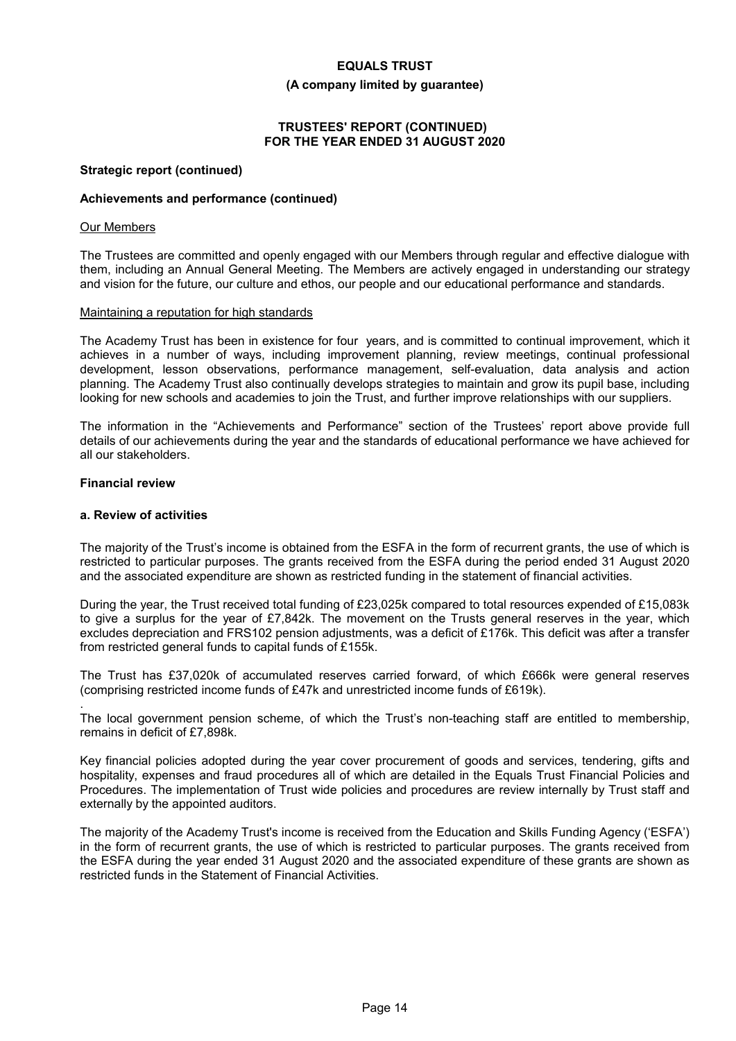**Strategic report (continued)**

**Achievements and performance (continued)**

Our Members

The Trustees are committed and openly engaged with our Members through regular and effective dialogue with them, including an Annual General Meeting. The Members are actively engaged in understanding our strategy and vision for the future, our culture and ethos, our people and our educational performance and standards.

Maintaining a reputation for high standards

The Academy Trust has been in existence for four years, and is committed to continual improvement, which it achieves in a number of ways, including improvement planning, review meetings, continual professional development, lesson observations, performance management, self-evaluation, data analysis and action planning. The Academy Trust also continually develops strategies to maintain and grow its pupil base, including looking for new schools and academies to join the Trust, and further improve relationships with our suppliers.

The information in the "Achievements and Performance" section of the Trustees' report above provide full details of our achievements during the year and the standards of educational performance we have achieved for all our stakeholders.

## Financial review

### a. Review of activities

The majority of the Trust's income is obtained from the ESFA in the form of recurrent grants, the use of which is restricted to particular purposes. The grants received from the ESFA during the period ended 31 August 2020 and the associated expenditure are shown as restricted funding in the statement of financial activities.

During the year, the Trust received total funding of £23,025k compared to total resources expended of £15,083k to give a surplus for the year of £7,842k. The movement on the Trusts general reserves in the year, which excludes depreciation and FRS102 pension adjustments, was a deficit of £176k. This deficit was after a transfer from restricted general funds to capital funds of £155k.

The Trust has £37,020k of accumulated reserves carried forward, of which £666k were general reserves (comprising restricted income funds of £47k and unrestricted income funds of £619k).

The local government pension scheme, of which the Trust's non-teaching staff are entitled to membership, remains in deficit of £7,898k.

Key financial policies adopted during the year cover procurement of goods and services, tendering, gifts and hospitality, expenses and fraud procedures all of which are detailed in the Equals Trust Financial Policies and Procedures. The implementation of Trust wide policies and procedures are review internally by Trust staff and externally by the appointed auditors.

The majority of the Academy Trust's income is received from the Education and Skills Funding Agency ('ESFA') in the form of recurrent grants, the use of which is restricted to particular purposes. The grants received from the ESFA during the year ended 31 August 2020 and the associated expenditure of these grants are shown as restricted funds in the Statement of Financial Activities.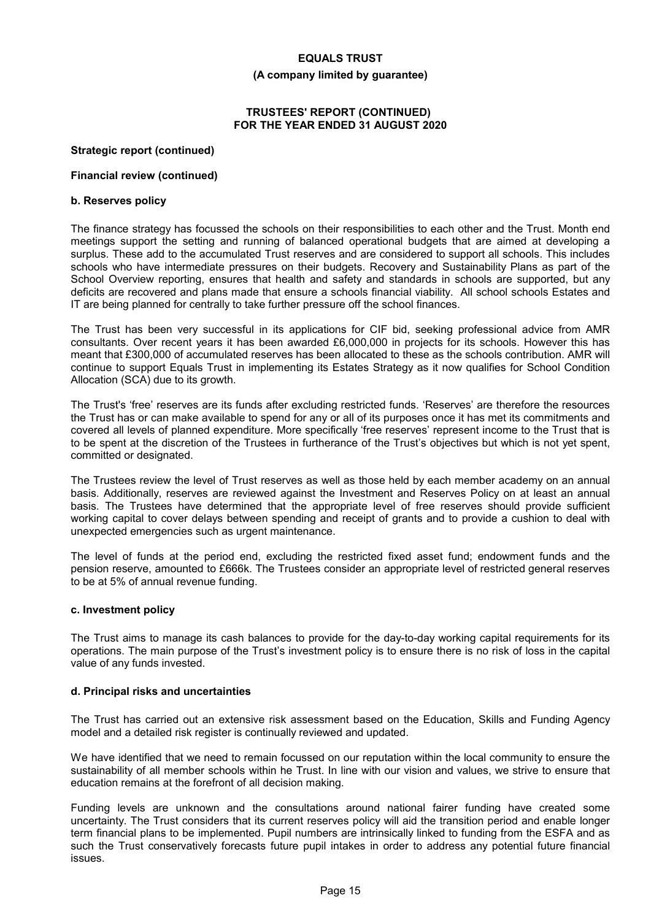**Strategic report (continued)**

**Financial review (continued)**

**b. Reserves policy**

The finance strategy has focussed the schools on their responsibilities to each other and the Trust. Month end meetings support the setting and running of balanced operational budgets that are aimed at developing a surplus. These add to the accumulated Trust reserves and are considered to support all schools. This includes schools who have intermediate pressures on their budgets. Recovery and Sustainability Plans as part of the School Overview reporting, ensures that health and safety and standards in schools are supported, but any deficits are recovered and plans made that ensure a schools financial viability. All school schools Estates and IT are being planned for centrally to take further pressure off the school finances.

The Trust has been very successful in its applications for CIF bid, seeking professional advice from AMR consultants. Over recent years it has been awarded £6,000,000 in projects for its schools. However this has meant that £300,000 of accumulated reserves has been allocated to these as the schools contribution. AMR will continue to support Equals Trust in implementing its Estates Strategy as it now qualifies for School Condition Allocation (SCA) due to its growth.

The Trust's 'free' reserves are its funds after excluding restricted funds. 'Reserves' are therefore the resources the Trust has or can make available to spend for any or all of its purposes once it has met its commitments and covered all levels of planned expenditure. More specifically 'free reserves' represent income to the Trust that is to be spent at the discretion of the Trustees in furtherance of the Trust's objectives but which is not yet spent, committed or designated.

The Trustees review the level of Trust reserves as well as those held by each member academy on an annual basis. Additionally, reserves are reviewed against the Investment and Reserves Policy on at least an annual basis. The Trustees have determined that the appropriate level of free reserves should provide sufficient working capital to cover delays between spending and receipt of grants and to provide a cushion to deal with unexpected emergencies such as urgent maintenance.

The level of funds at the period end, excluding the restricted fixed asset fund; endowment funds and the pension reserve, amounted to £666k. The Trustees consider an appropriate level of restricted general reserves to be at 5% of annual revenue funding.

**c. Investment policy**

The Trust aims to manage its cash balances to provide for the day-to-day working capital requirements for its operations. The main purpose of the Trust's investment policy is to ensure there is no risk of loss in the capital value of any funds invested.

**d. Principal risks and uncertainties**

The Trust has carried out an extensive risk assessment based on the Education, Skills and Funding Agency model and a detailed risk register is continually reviewed and updated.

We have identified that we need to remain focussed on our reputation within the local community to ensure the sustainability of all member schools within he Trust. In line with our vision and values, we strive to ensure that education remains at the forefront of all decision making.

Funding levels are unknown and the consultations around national fairer funding have created some uncertainty. The Trust considers that its current reserves policy will aid the transition period and enable longer term financial plans to be implemented. Pupil numbers are intrinsically linked to funding from the ESFA and as such the Trust conservatively forecasts future pupil intakes in order to address any potential future financial issues.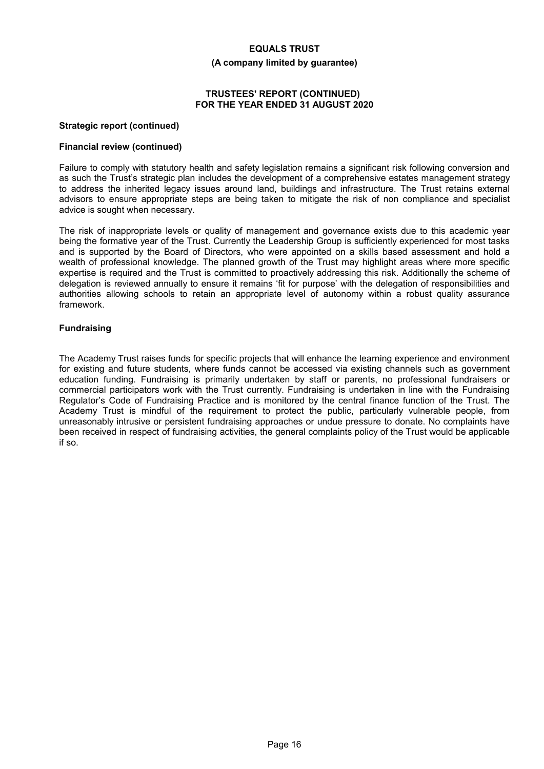**Strategic report (continued)**

**Financial review (continued)**

Failure to comply with statutory health and safety legislation remains a significant risk following conversion and as such the Trust's strategic plan includes the development of a comprehensive estates management strategy to address the inherited legacy issues around land, buildings and infrastructure. The Trust retains external advisors to ensure appropriate steps are being taken to mitigate the risk of non compliance and specialist advice is sought when necessary.

The risk of inappropriate levels or quality of management and governance exists due to this academic year being the formative year of the Trust. Currently the Leadership Group is sufficiently experienced for most tasks and is supported by the Board of Directors, who were appointed on a skills based assessment and hold a wealth of professional knowledge. The planned growth of the Trust may highlight areas where more specific expertise is required and the Trust is committed to proactively addressing this risk. Additionally the scheme of delegation is reviewed annually to ensure it remains 'fit for purpose' with the delegation of responsibilities and authorities allowing schools to retain an appropriate level of autonomy within a robust quality assurance framework.

**Fundraising**

The Academy Trust raises funds for specific projects that will enhance the learning experience and environment for existing and future students, where funds cannot be accessed via existing channels such as government education funding. Fundraising is primarily undertaken by staff or parents, no professional fundraisers or commercial participators work with the Trust currently. Fundraising is undertaken in line with the Fundraising Regulator's Code of Fundraising Practice and is monitored by the central finance function of the Trust. The Academy Trust is mindful of the requirement to protect the public, particularly vulnerable people, from unreasonably intrusive or persistent fundraising approaches or undue pressure to donate. No complaints have been received in respect of fundraising activities, the general complaints policy of the Trust would be applicable if so.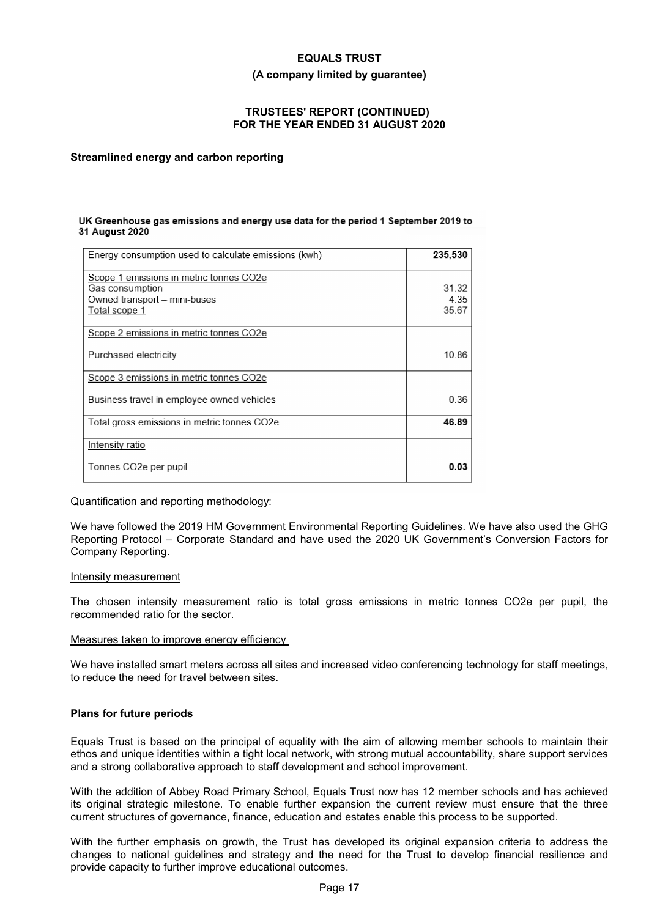### Streamlined energy and carbon reporting

**UK Greenhouse gas emissions and energy use data for the period 1 September 2019 to 31 August 2020**

| | |
|---|---|
| Energy consumption used to calculate emissions (kwh) | **235,530** |
| Scope 1 emissions in metric tonnes $CO_2e$<br>Gas consumption<br>Owned transport – mini-buses<br>Total scope 1 | <br>31.32<br>4.35<br>35.67 |
| Scope 2 emissions in metric tonnes $CO_2e$<br>Purchased electricity | <br>10.86 |
| Scope 3 emissions in metric tonnes $CO_2e$<br>Business travel in employee owned vehicles | <br>0.36 |
| Total gross emissions in metric tonnes $CO_2e$ | **46.89** |
| Intensity ratio<br>Tonnes $CO_2e$ per pupil | <br>**0.03** |

Quantification and reporting methodology:

We have followed the 2019 HM Government Environmental Reporting Guidelines. We have also used the GHG Reporting Protocol – Corporate Standard and have used the 2020 UK Government's Conversion Factors for Company Reporting.

Intensity measurement

The chosen intensity measurement ratio is total gross emissions in metric tonnes $CO_2e$ per pupil, the recommended ratio for the sector.

Measures taken to improve energy efficiency

We have installed smart meters across all sites and increased video conferencing technology for staff meetings, to reduce the need for travel between sites.

### Plans for future periods

Equals Trust is based on the principal of equality with the aim of allowing member schools to maintain their ethos and unique identities within a tight local network, with strong mutual accountability, share support services and a strong collaborative approach to staff development and school improvement.

With the addition of Abbey Road Primary School, Equals Trust now has 12 member schools and has achieved its original strategic milestone. To enable further expansion the current review must ensure that the three current structures of governance, finance, education and estates enable this process to be supported.

With the further emphasis on growth, the Trust has developed its original expansion criteria to address the changes to national guidelines and strategy and the need for the Trust to develop financial resilience and provide capacity to further improve educational outcomes.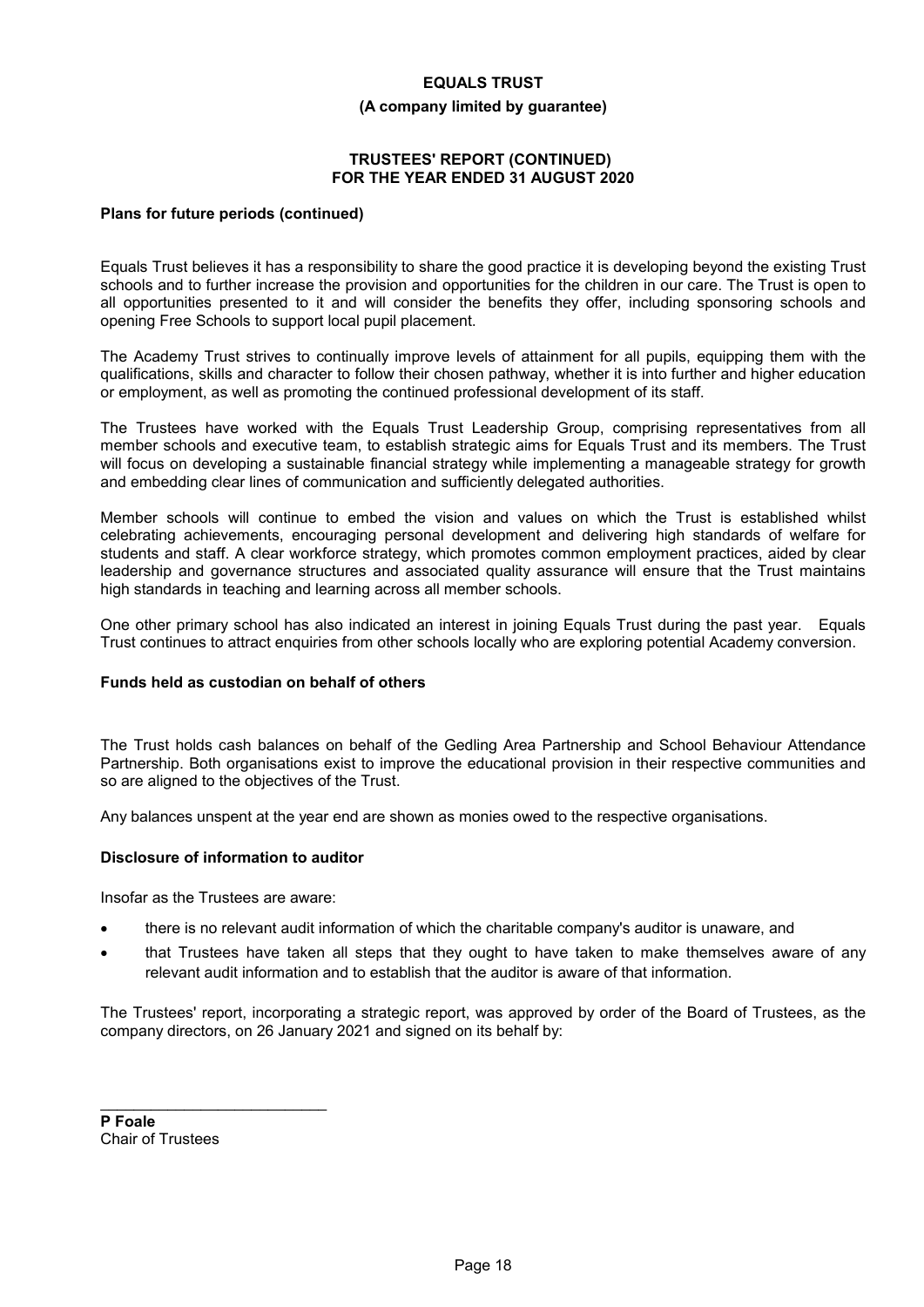### Plans for future periods (continued)

Equals Trust believes it has a responsibility to share the good practice it is developing beyond the existing Trust schools and to further increase the provision and opportunities for the children in our care. The Trust is open to all opportunities presented to it and will consider the benefits they offer, including sponsoring schools and opening Free Schools to support local pupil placement.

The Academy Trust strives to continually improve levels of attainment for all pupils, equipping them with the qualifications, skills and character to follow their chosen pathway, whether it is into further and higher education or employment, as well as promoting the continued professional development of its staff.

The Trustees have worked with the Equals Trust Leadership Group, comprising representatives from all member schools and executive team, to establish strategic aims for Equals Trust and its members. The Trust will focus on developing a sustainable financial strategy while implementing a manageable strategy for growth and embedding clear lines of communication and sufficiently delegated authorities.

Member schools will continue to embed the vision and values on which the Trust is established whilst celebrating achievements, encouraging personal development and delivering high standards of welfare for students and staff. A clear workforce strategy, which promotes common employment practices, aided by clear leadership and governance structures and associated quality assurance will ensure that the Trust maintains high standards in teaching and learning across all member schools.

One other primary school has also indicated an interest in joining Equals Trust during the past year. Equals Trust continues to attract enquiries from other schools locally who are exploring potential Academy conversion.

### Funds held as custodian on behalf of others

The Trust holds cash balances on behalf of the Gedling Area Partnership and School Behaviour Attendance Partnership. Both organisations exist to improve the educational provision in their respective communities and so are aligned to the objectives of the Trust.

Any balances unspent at the year end are shown as monies owed to the respective organisations.

### Disclosure of information to auditor

Insofar as the Trustees are aware:

- there is no relevant audit information of which the charitable company's auditor is unaware, and
- that Trustees have taken all steps that they ought to have taken to make themselves aware of any relevant audit information and to establish that the auditor is aware of that information.

The Trustees' report, incorporating a strategic report, was approved by order of the Board of Trustees, as the company directors, on 26 January 2021 and signed on its behalf by:

**P Foale**
Chair of Trustees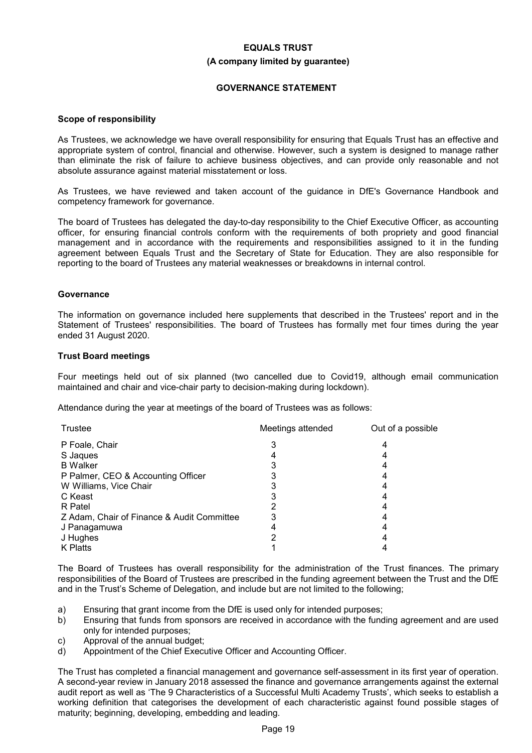**EQUALS TRUST**

**(A company limited by guarantee)**

**GOVERNANCE STATEMENT**

**Scope of responsibility**

As Trustees, we acknowledge we have overall responsibility for ensuring that Equals Trust has an effective and appropriate system of control, financial and otherwise. However, such a system is designed to manage rather than eliminate the risk of failure to achieve business objectives, and can provide only reasonable and not absolute assurance against material misstatement or loss.

As Trustees, we have reviewed and taken account of the guidance in DfE's Governance Handbook and competency framework for governance.

The board of Trustees has delegated the day-to-day responsibility to the Chief Executive Officer, as accounting officer, for ensuring financial controls conform with the requirements of both propriety and good financial management and in accordance with the requirements and responsibilities assigned to it in the funding agreement between Equals Trust and the Secretary of State for Education. They are also responsible for reporting to the board of Trustees any material weaknesses or breakdowns in internal control.

**Governance**

The information on governance included here supplements that described in the Trustees' report and in the Statement of Trustees' responsibilities. The board of Trustees has formally met four times during the year ended 31 August 2020.

**Trust Board meetings**

Four meetings held out of six planned (two cancelled due to Covid19, although email communication maintained and chair and vice-chair party to decision-making during lockdown).

Attendance during the year at meetings of the board of Trustees was as follows:

| Trustee | Meetings attended | Out of a possible |
|---|---|---|
| P Foale, Chair | 3 | 4 |
| S Jaques | 4 | 4 |
| B Walker | 3 | 4 |
| P Palmer, CEO & Accounting Officer | 3 | 4 |
| W Williams, Vice Chair | 3 | 4 |
| C Keast | 3 | 4 |
| R Patel | 2 | 4 |
| Z Adam, Chair of Finance & Audit Committee | 3 | 4 |
| J Panagamuwa | 4 | 4 |
| J Hughes | 2 | 4 |
| K Platts | 1 | 4 |

The Board of Trustees has overall responsibility for the administration of the Trust finances. The primary responsibilities of the Board of Trustees are prescribed in the funding agreement between the Trust and the DfE and in the Trust's Scheme of Delegation, and include but are not limited to the following;

a) Ensuring that grant income from the DfE is used only for intended purposes;
b) Ensuring that funds from sponsors are received in accordance with the funding agreement and are used only for intended purposes;
c) Approval of the annual budget;
d) Appointment of the Chief Executive Officer and Accounting Officer.

The Trust has completed a financial management and governance self-assessment in its first year of operation. A second-year review in January 2018 assessed the finance and governance arrangements against the external audit report as well as 'The 9 Characteristics of a Successful Multi Academy Trusts', which seeks to establish a working definition that categorises the development of each characteristic against found possible stages of maturity; beginning, developing, embedding and leading.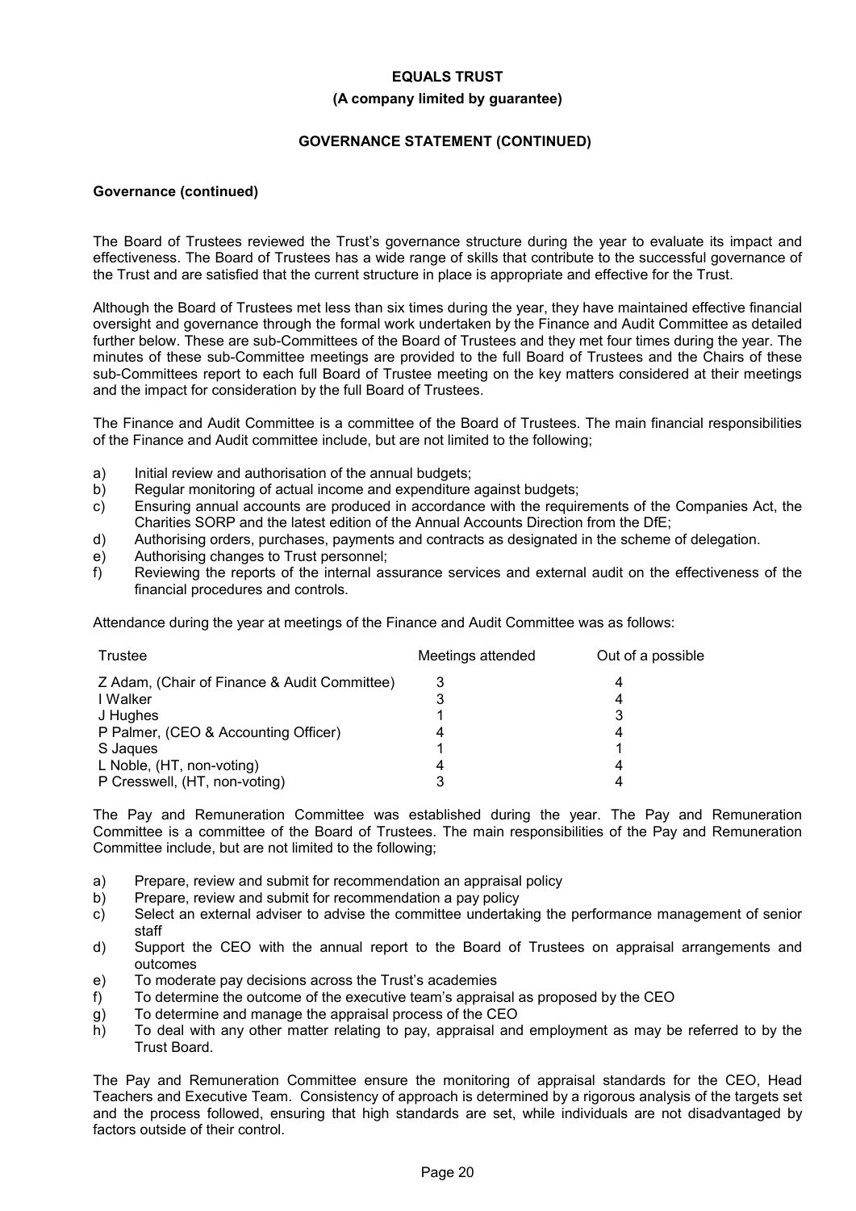# EQUALS TRUST

**(A company limited by guarantee)**

## GOVERNANCE STATEMENT (CONTINUED)

### Governance (continued)

The Board of Trustees reviewed the Trust's governance structure during the year to evaluate its impact and effectiveness. The Board of Trustees has a wide range of skills that contribute to the successful governance of the Trust and are satisfied that the current structure in place is appropriate and effective for the Trust.

Although the Board of Trustees met less than six times during the year, they have maintained effective financial oversight and governance through the formal work undertaken by the Finance and Audit Committee as detailed further below. These are sub-Committees of the Board of Trustees and they met four times during the year. The minutes of these sub-Committee meetings are provided to the full Board of Trustees and the Chairs of these sub-Committees report to each full Board of Trustee meeting on the key matters considered at their meetings and the impact for consideration by the full Board of Trustees.

The Finance and Audit Committee is a committee of the Board of Trustees. The main financial responsibilities of the Finance and Audit committee include, but are not limited to the following;

a) Initial review and authorisation of the annual budgets;
b) Regular monitoring of actual income and expenditure against budgets;
c) Ensuring annual accounts are produced in accordance with the requirements of the Companies Act, the Charities SORP and the latest edition of the Annual Accounts Direction from the DfE;
d) Authorising orders, purchases, payments and contracts as designated in the scheme of delegation.
e) Authorising changes to Trust personnel;
f) Reviewing the reports of the internal assurance services and external audit on the effectiveness of the financial procedures and controls.

Attendance during the year at meetings of the Finance and Audit Committee was as follows:

| Trustee | Meetings attended | Out of a possible |
|---|---|---|
| Z Adam, (Chair of Finance & Audit Committee) | 3 | 4 |
| I Walker | 3 | 4 |
| J Hughes | 1 | 3 |
| P Palmer, (CEO & Accounting Officer) | 4 | 4 |
| S Jaques | 1 | 1 |
| L Noble, (HT, non-voting) | 4 | 4 |
| P Cresswell, (HT, non-voting) | 3 | 4 |

The Pay and Remuneration Committee was established during the year. The Pay and Remuneration Committee is a committee of the Board of Trustees. The main responsibilities of the Pay and Remuneration Committee include, but are not limited to the following;

a) Prepare, review and submit for recommendation an appraisal policy
b) Prepare, review and submit for recommendation a pay policy
c) Select an external adviser to advise the committee undertaking the performance management of senior staff
d) Support the CEO with the annual report to the Board of Trustees on appraisal arrangements and outcomes
e) To moderate pay decisions across the Trust's academies
f) To determine the outcome of the executive team's appraisal as proposed by the CEO
g) To determine and manage the appraisal process of the CEO
h) To deal with any other matter relating to pay, appraisal and employment as may be referred to by the Trust Board.

The Pay and Remuneration Committee ensure the monitoring of appraisal standards for the CEO, Head Teachers and Executive Team. Consistency of approach is determined by a rigorous analysis of the targets set and the process followed, ensuring that high standards are set, while individuals are not disadvantaged by factors outside of their control.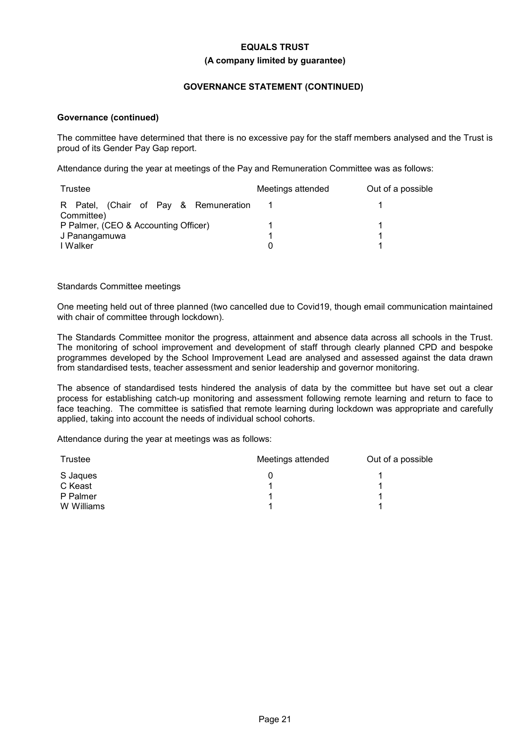**Governance (continued)**

The committee have determined that there is no excessive pay for the staff members analysed and the Trust is proud of its Gender Pay Gap report.

Attendance during the year at meetings of the Pay and Remuneration Committee was as follows:

| Trustee | Meetings attended | Out of a possible |
|---|---|---|
| R Patel, (Chair of Pay & Remuneration Committee) | 1 | 1 |
| P Palmer, (CEO & Accounting Officer) | 1 | 1 |
| J Panangamuwa | 1 | 1 |
| I Walker | 0 | 1 |

Standards Committee meetings

One meeting held out of three planned (two cancelled due to Covid19, though email communication maintained with chair of committee through lockdown).

The Standards Committee monitor the progress, attainment and absence data across all schools in the Trust. The monitoring of school improvement and development of staff through clearly planned CPD and bespoke programmes developed by the School Improvement Lead are analysed and assessed against the data drawn from standardised tests, teacher assessment and senior leadership and governor monitoring.

The absence of standardised tests hindered the analysis of data by the committee but have set out a clear process for establishing catch-up monitoring and assessment following remote learning and return to face to face teaching. The committee is satisfied that remote learning during lockdown was appropriate and carefully applied, taking into account the needs of individual school cohorts.

Attendance during the year at meetings was as follows:

| Trustee | Meetings attended | Out of a possible |
|---|---|---|
| S Jaques | 0 | 1 |
| C Keast | 1 | 1 |
| P Palmer | 1 | 1 |
| W Williams | 1 | 1 |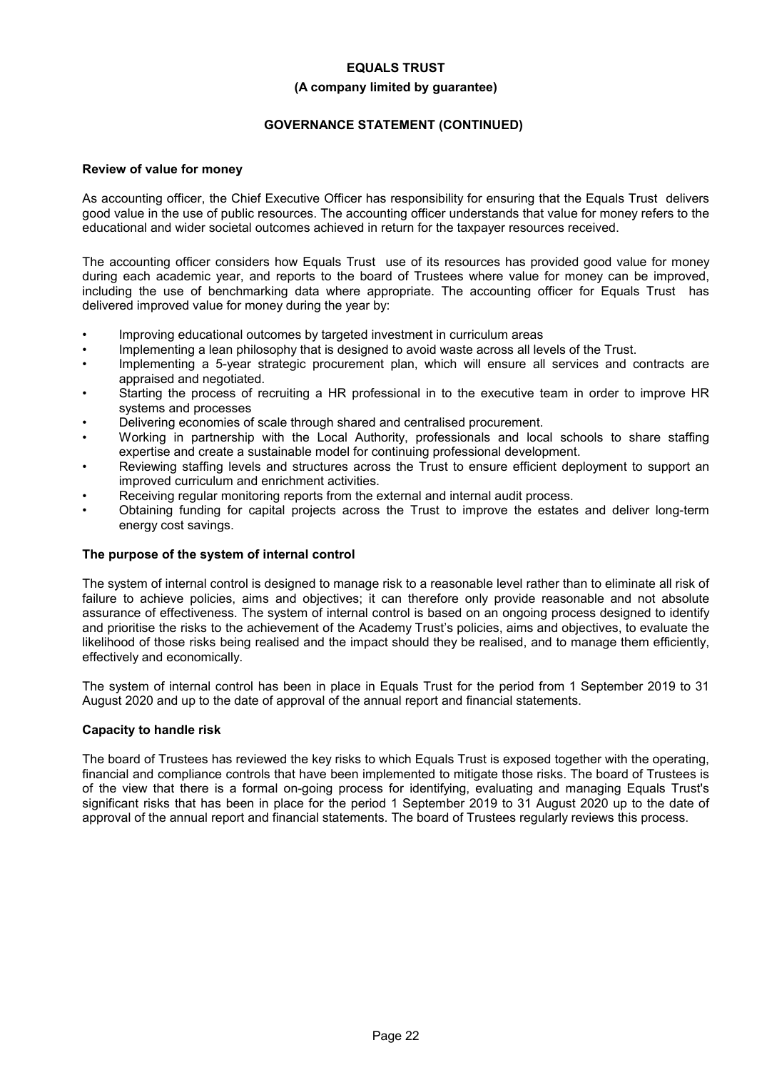**GOVERNANCE STATEMENT (CONTINUED)**

### Review of value for money

As accounting officer, the Chief Executive Officer has responsibility for ensuring that the Equals Trust delivers good value in the use of public resources. The accounting officer understands that value for money refers to the educational and wider societal outcomes achieved in return for the taxpayer resources received.

The accounting officer considers how Equals Trust use of its resources has provided good value for money during each academic year, and reports to the board of Trustees where value for money can be improved, including the use of benchmarking data where appropriate. The accounting officer for Equals Trust has delivered improved value for money during the year by:

- Improving educational outcomes by targeted investment in curriculum areas
- Implementing a lean philosophy that is designed to avoid waste across all levels of the Trust.
- Implementing a 5-year strategic procurement plan, which will ensure all services and contracts are appraised and negotiated.
- Starting the process of recruiting a HR professional in to the executive team in order to improve HR systems and processes
- Delivering economies of scale through shared and centralised procurement.
- Working in partnership with the Local Authority, professionals and local schools to share staffing expertise and create a sustainable model for continuing professional development.
- Reviewing staffing levels and structures across the Trust to ensure efficient deployment to support an improved curriculum and enrichment activities.
- Receiving regular monitoring reports from the external and internal audit process.
- Obtaining funding for capital projects across the Trust to improve the estates and deliver long-term energy cost savings.

### The purpose of the system of internal control

The system of internal control is designed to manage risk to a reasonable level rather than to eliminate all risk of failure to achieve policies, aims and objectives; it can therefore only provide reasonable and not absolute assurance of effectiveness. The system of internal control is based on an ongoing process designed to identify and prioritise the risks to the achievement of the Academy Trust's policies, aims and objectives, to evaluate the likelihood of those risks being realised and the impact should they be realised, and to manage them efficiently, effectively and economically.

The system of internal control has been in place in Equals Trust for the period from 1 September 2019 to 31 August 2020 and up to the date of approval of the annual report and financial statements.

### Capacity to handle risk

The board of Trustees has reviewed the key risks to which Equals Trust is exposed together with the operating, financial and compliance controls that have been implemented to mitigate those risks. The board of Trustees is of the view that there is a formal on-going process for identifying, evaluating and managing Equals Trust's significant risks that has been in place for the period 1 September 2019 to 31 August 2020 up to the date of approval of the annual report and financial statements. The board of Trustees regularly reviews this process.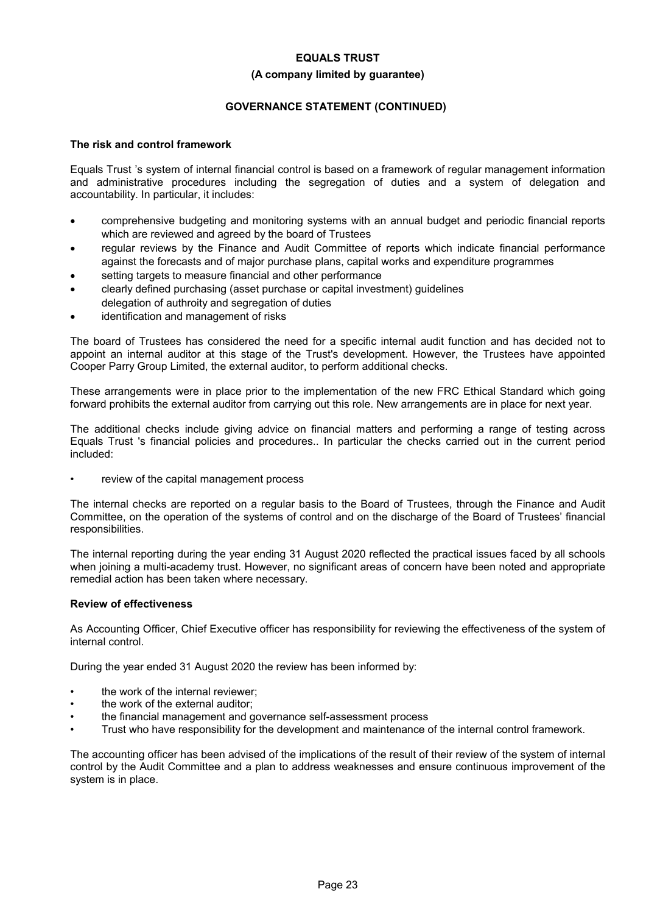**EQUALS TRUST**

**(A company limited by guarantee)**

**GOVERNANCE STATEMENT (CONTINUED)**

**The risk and control framework**

Equals Trust 's system of internal financial control is based on a framework of regular management information and administrative procedures including the segregation of duties and a system of delegation and accountability. In particular, it includes:

- comprehensive budgeting and monitoring systems with an annual budget and periodic financial reports which are reviewed and agreed by the board of Trustees
- regular reviews by the Finance and Audit Committee of reports which indicate financial performance against the forecasts and of major purchase plans, capital works and expenditure programmes
- setting targets to measure financial and other performance
- clearly defined purchasing (asset purchase or capital investment) guidelines
  delegation of authroity and segregation of duties
- identification and management of risks

The board of Trustees has considered the need for a specific internal audit function and has decided not to appoint an internal auditor at this stage of the Trust's development. However, the Trustees have appointed Cooper Parry Group Limited, the external auditor, to perform additional checks.

These arrangements were in place prior to the implementation of the new FRC Ethical Standard which going forward prohibits the external auditor from carrying out this role. New arrangements are in place for next year.

The additional checks include giving advice on financial matters and performing a range of testing across Equals Trust 's financial policies and procedures.. In particular the checks carried out in the current period included:

- review of the capital management process

The internal checks are reported on a regular basis to the Board of Trustees, through the Finance and Audit Committee, on the operation of the systems of control and on the discharge of the Board of Trustees' financial responsibilities.

The internal reporting during the year ending 31 August 2020 reflected the practical issues faced by all schools when joining a multi-academy trust. However, no significant areas of concern have been noted and appropriate remedial action has been taken where necessary.

**Review of effectiveness**

As Accounting Officer, Chief Executive officer has responsibility for reviewing the effectiveness of the system of internal control.

During the year ended 31 August 2020 the review has been informed by:

- the work of the internal reviewer;
- the work of the external auditor;
- the financial management and governance self-assessment process
- Trust who have responsibility for the development and maintenance of the internal control framework.

The accounting officer has been advised of the implications of the result of their review of the system of internal control by the Audit Committee and a plan to address weaknesses and ensure continuous improvement of the system is in place.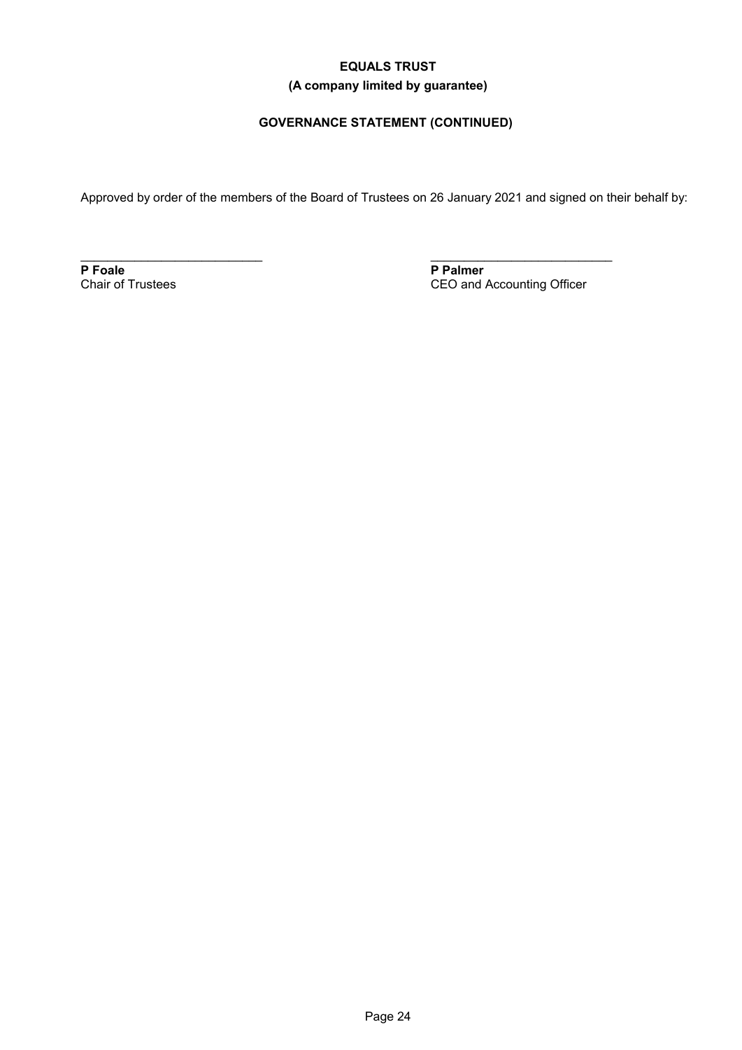**EQUALS TRUST**

**(A company limited by guarantee)**

**GOVERNANCE STATEMENT (CONTINUED)**

Approved by order of the members of the Board of Trustees on 26 January 2021 and signed on their behalf by:

| | |
|---|---|
| ___________________________ | ___________________________ |
| **P Foale** | **P Palmer** |
| Chair of Trustees | CEO and Accounting Officer |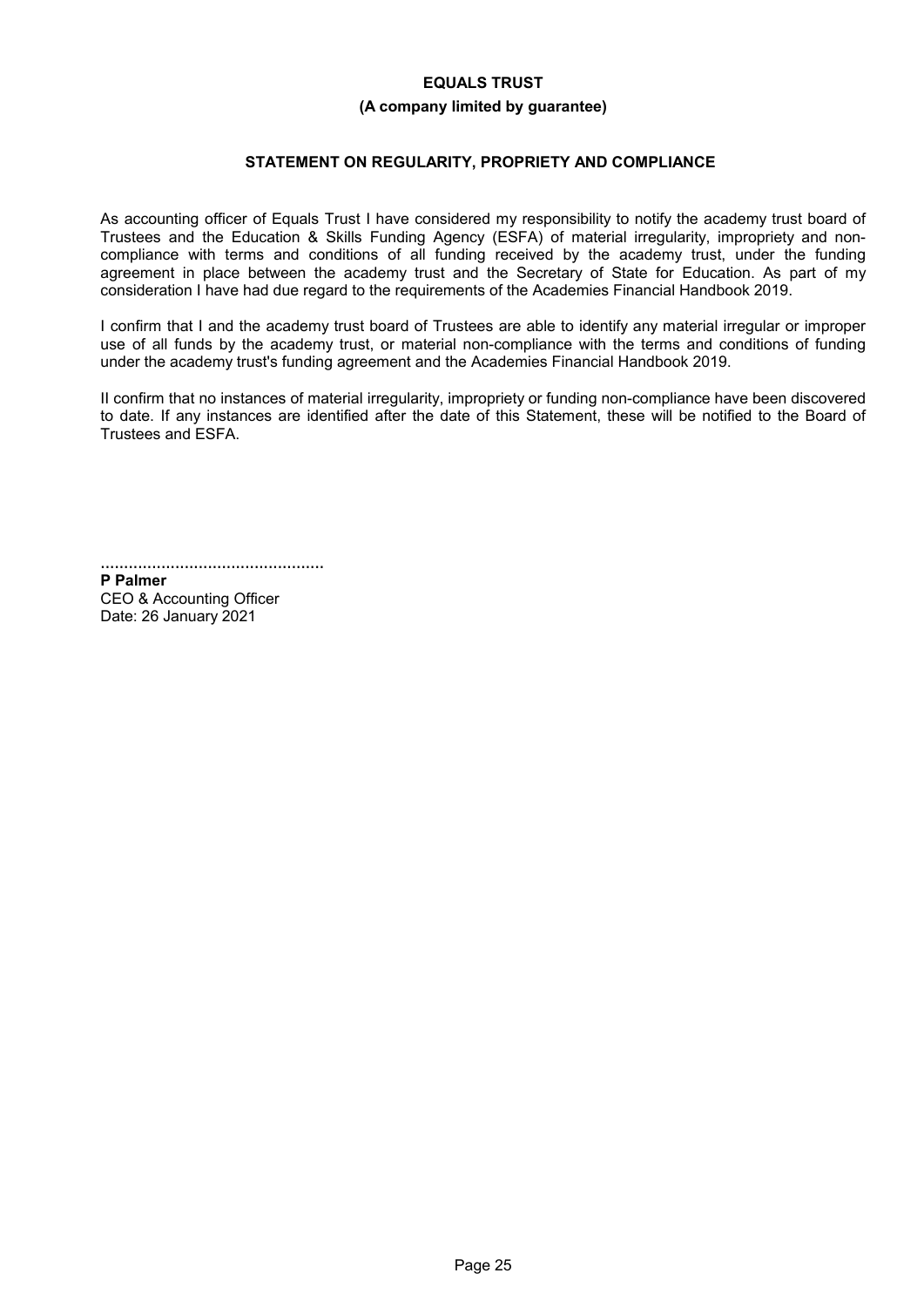**EQUALS TRUST**

**(A company limited by guarantee)**

## STATEMENT ON REGULARITY, PROPRIETY AND COMPLIANCE

As accounting officer of Equals Trust I have considered my responsibility to notify the academy trust board of Trustees and the Education & Skills Funding Agency (ESFA) of material irregularity, impropriety and non-compliance with terms and conditions of all funding received by the academy trust, under the funding agreement in place between the academy trust and the Secretary of State for Education. As part of my consideration I have had due regard to the requirements of the Academies Financial Handbook 2019.

I confirm that I and the academy trust board of Trustees are able to identify any material irregular or improper use of all funds by the academy trust, or material non-compliance with the terms and conditions of funding under the academy trust's funding agreement and the Academies Financial Handbook 2019.

II confirm that no instances of material irregularity, impropriety or funding non-compliance have been discovered to date. If any instances are identified after the date of this Statement, these will be notified to the Board of Trustees and ESFA.

................................................

**P Palmer**
CEO & Accounting Officer
Date: 26 January 2021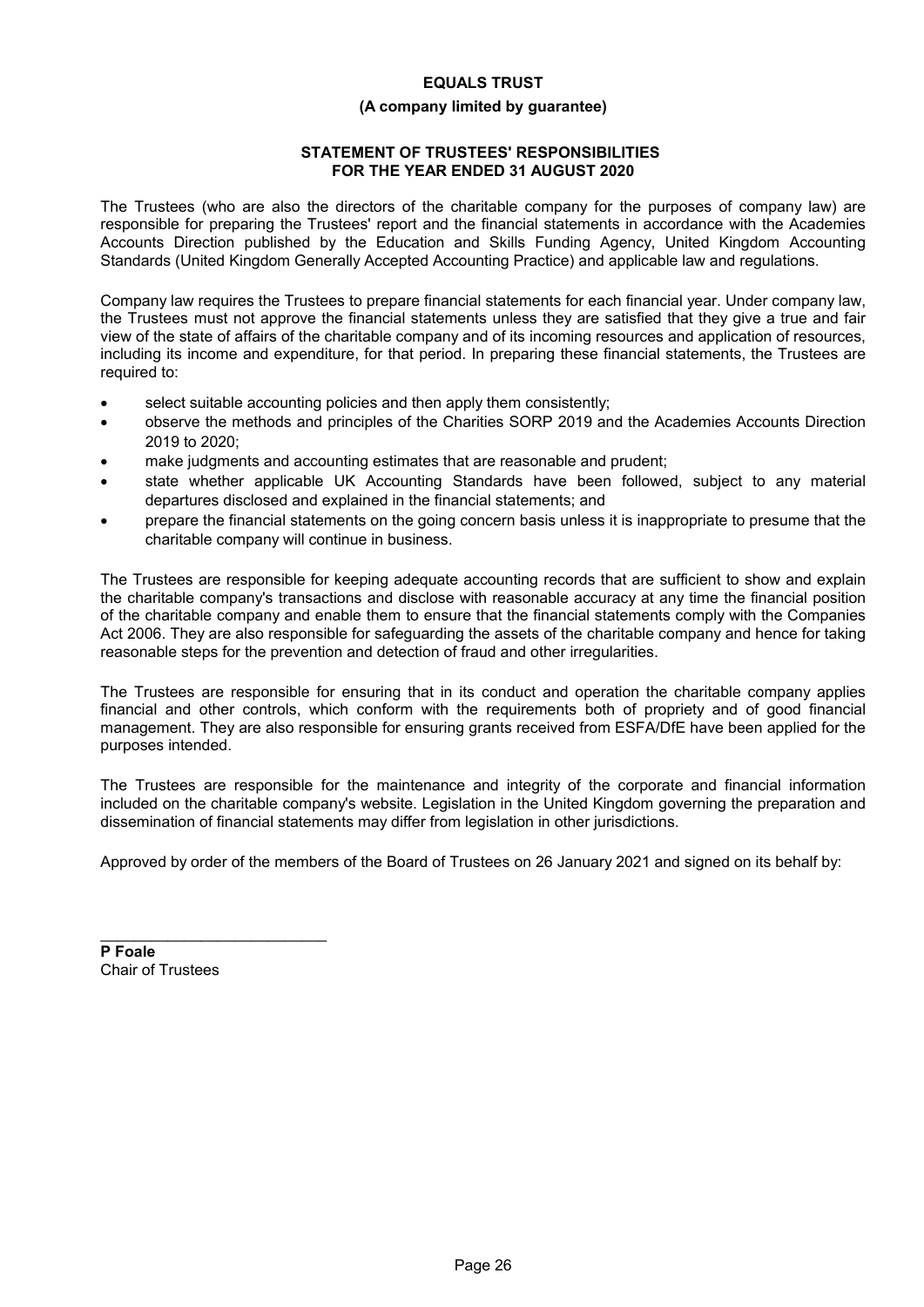**EQUALS TRUST**

**(A company limited by guarantee)**

## STATEMENT OF TRUSTEES' RESPONSIBILITIES FOR THE YEAR ENDED 31 AUGUST 2020

The Trustees (who are also the directors of the charitable company for the purposes of company law) are responsible for preparing the Trustees' report and the financial statements in accordance with the Academies Accounts Direction published by the Education and Skills Funding Agency, United Kingdom Accounting Standards (United Kingdom Generally Accepted Accounting Practice) and applicable law and regulations.

Company law requires the Trustees to prepare financial statements for each financial year. Under company law, the Trustees must not approve the financial statements unless they are satisfied that they give a true and fair view of the state of affairs of the charitable company and of its incoming resources and application of resources, including its income and expenditure, for that period. In preparing these financial statements, the Trustees are required to:

- select suitable accounting policies and then apply them consistently;
- observe the methods and principles of the Charities SORP 2019 and the Academies Accounts Direction 2019 to 2020;
- make judgments and accounting estimates that are reasonable and prudent;
- state whether applicable UK Accounting Standards have been followed, subject to any material departures disclosed and explained in the financial statements; and
- prepare the financial statements on the going concern basis unless it is inappropriate to presume that the charitable company will continue in business.

The Trustees are responsible for keeping adequate accounting records that are sufficient to show and explain the charitable company's transactions and disclose with reasonable accuracy at any time the financial position of the charitable company and enable them to ensure that the financial statements comply with the Companies Act 2006. They are also responsible for safeguarding the assets of the charitable company and hence for taking reasonable steps for the prevention and detection of fraud and other irregularities.

The Trustees are responsible for ensuring that in its conduct and operation the charitable company applies financial and other controls, which conform with the requirements both of propriety and of good financial management. They are also responsible for ensuring grants received from ESFA/DfE have been applied for the purposes intended.

The Trustees are responsible for the maintenance and integrity of the corporate and financial information included on the charitable company's website. Legislation in the United Kingdom governing the preparation and dissemination of financial statements may differ from legislation in other jurisdictions.

Approved by order of the members of the Board of Trustees on 26 January 2021 and signed on its behalf by:

\_\_\_\_\_\_\_\_\_\_\_\_\_\_\_\_\_\_\_\_\_\_\_\_\_\_\_\_

**P Foale**
Chair of Trustees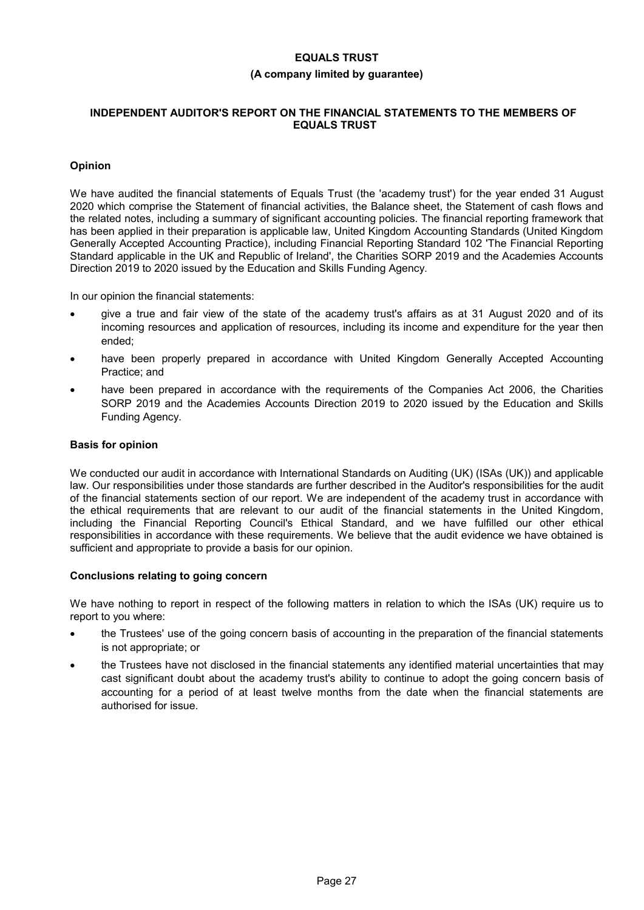# EQUALS TRUST

**(A company limited by guarantee)**

## INDEPENDENT AUDITOR'S REPORT ON THE FINANCIAL STATEMENTS TO THE MEMBERS OF EQUALS TRUST

### Opinion

We have audited the financial statements of Equals Trust (the 'academy trust') for the year ended 31 August 2020 which comprise the Statement of financial activities, the Balance sheet, the Statement of cash flows and the related notes, including a summary of significant accounting policies. The financial reporting framework that has been applied in their preparation is applicable law, United Kingdom Accounting Standards (United Kingdom Generally Accepted Accounting Practice), including Financial Reporting Standard 102 'The Financial Reporting Standard applicable in the UK and Republic of Ireland', the Charities SORP 2019 and the Academies Accounts Direction 2019 to 2020 issued by the Education and Skills Funding Agency.

In our opinion the financial statements:

- give a true and fair view of the state of the academy trust's affairs as at 31 August 2020 and of its incoming resources and application of resources, including its income and expenditure for the year then ended;
- have been properly prepared in accordance with United Kingdom Generally Accepted Accounting Practice; and
- have been prepared in accordance with the requirements of the Companies Act 2006, the Charities SORP 2019 and the Academies Accounts Direction 2019 to 2020 issued by the Education and Skills Funding Agency.

### Basis for opinion

We conducted our audit in accordance with International Standards on Auditing (UK) (ISAs (UK)) and applicable law. Our responsibilities under those standards are further described in the Auditor's responsibilities for the audit of the financial statements section of our report. We are independent of the academy trust in accordance with the ethical requirements that are relevant to our audit of the financial statements in the United Kingdom, including the Financial Reporting Council's Ethical Standard, and we have fulfilled our other ethical responsibilities in accordance with these requirements. We believe that the audit evidence we have obtained is sufficient and appropriate to provide a basis for our opinion.

### Conclusions relating to going concern

We have nothing to report in respect of the following matters in relation to which the ISAs (UK) require us to report to you where:

- the Trustees' use of the going concern basis of accounting in the preparation of the financial statements is not appropriate; or
- the Trustees have not disclosed in the financial statements any identified material uncertainties that may cast significant doubt about the academy trust's ability to continue to adopt the going concern basis of accounting for a period of at least twelve months from the date when the financial statements are authorised for issue.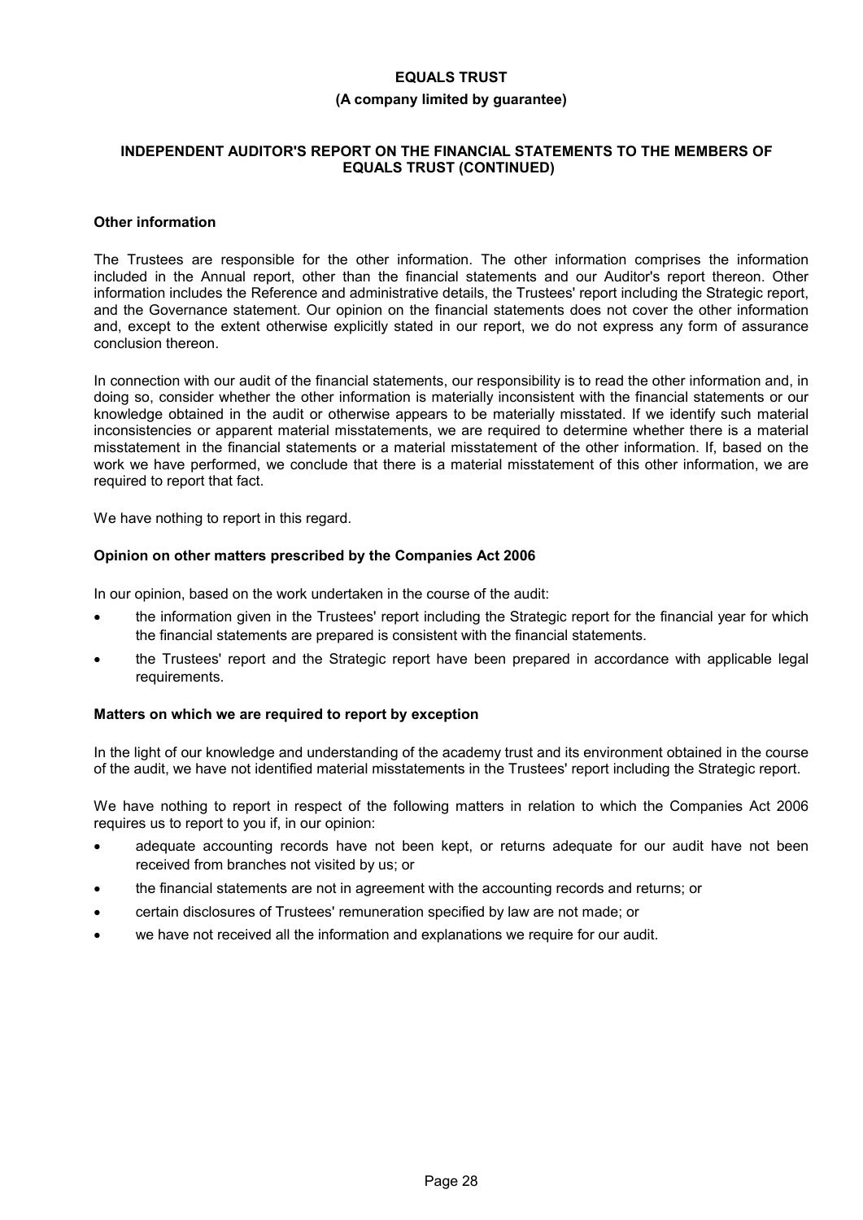## Other information

The Trustees are responsible for the other information. The other information comprises the information included in the Annual report, other than the financial statements and our Auditor's report thereon. Other information includes the Reference and administrative details, the Trustees' report including the Strategic report, and the Governance statement. Our opinion on the financial statements does not cover the other information and, except to the extent otherwise explicitly stated in our report, we do not express any form of assurance conclusion thereon.

In connection with our audit of the financial statements, our responsibility is to read the other information and, in doing so, consider whether the other information is materially inconsistent with the financial statements or our knowledge obtained in the audit or otherwise appears to be materially misstated. If we identify such material inconsistencies or apparent material misstatements, we are required to determine whether there is a material misstatement in the financial statements or a material misstatement of the other information. If, based on the work we have performed, we conclude that there is a material misstatement of this other information, we are required to report that fact.

We have nothing to report in this regard.

## Opinion on other matters prescribed by the Companies Act 2006

In our opinion, based on the work undertaken in the course of the audit:

- the information given in the Trustees' report including the Strategic report for the financial year for which the financial statements are prepared is consistent with the financial statements.
- the Trustees' report and the Strategic report have been prepared in accordance with applicable legal requirements.

## Matters on which we are required to report by exception

In the light of our knowledge and understanding of the academy trust and its environment obtained in the course of the audit, we have not identified material misstatements in the Trustees' report including the Strategic report.

We have nothing to report in respect of the following matters in relation to which the Companies Act 2006 requires us to report to you if, in our opinion:

- adequate accounting records have not been kept, or returns adequate for our audit have not been received from branches not visited by us; or
- the financial statements are not in agreement with the accounting records and returns; or
- certain disclosures of Trustees' remuneration specified by law are not made; or
- we have not received all the information and explanations we require for our audit.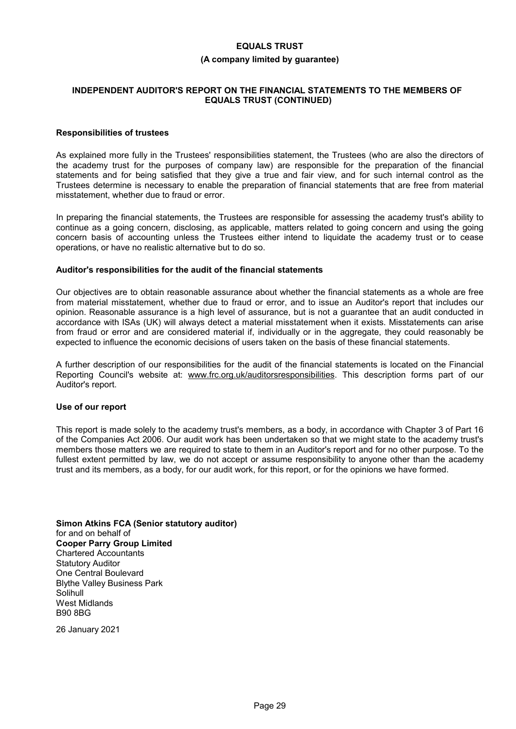**EQUALS TRUST**

**(A company limited by guarantee)**

**INDEPENDENT AUDITOR'S REPORT ON THE FINANCIAL STATEMENTS TO THE MEMBERS OF EQUALS TRUST (CONTINUED)**

**Responsibilities of trustees**

As explained more fully in the Trustees' responsibilities statement, the Trustees (who are also the directors of the academy trust for the purposes of company law) are responsible for the preparation of the financial statements and for being satisfied that they give a true and fair view, and for such internal control as the Trustees determine is necessary to enable the preparation of financial statements that are free from material misstatement, whether due to fraud or error.

In preparing the financial statements, the Trustees are responsible for assessing the academy trust's ability to continue as a going concern, disclosing, as applicable, matters related to going concern and using the going concern basis of accounting unless the Trustees either intend to liquidate the academy trust or to cease operations, or have no realistic alternative but to do so.

**Auditor's responsibilities for the audit of the financial statements**

Our objectives are to obtain reasonable assurance about whether the financial statements as a whole are free from material misstatement, whether due to fraud or error, and to issue an Auditor's report that includes our opinion. Reasonable assurance is a high level of assurance, but is not a guarantee that an audit conducted in accordance with ISAs (UK) will always detect a material misstatement when it exists. Misstatements can arise from fraud or error and are considered material if, individually or in the aggregate, they could reasonably be expected to influence the economic decisions of users taken on the basis of these financial statements.

A further description of our responsibilities for the audit of the financial statements is located on the Financial Reporting Council's website at: www.frc.org.uk/auditorsresponsibilities. This description forms part of our Auditor's report.

**Use of our report**

This report is made solely to the academy trust's members, as a body, in accordance with Chapter 3 of Part 16 of the Companies Act 2006. Our audit work has been undertaken so that we might state to the academy trust's members those matters we are required to state to them in an Auditor's report and for no other purpose. To the fullest extent permitted by law, we do not accept or assume responsibility to anyone other than the academy trust and its members, as a body, for our audit work, for this report, or for the opinions we have formed.

**Simon Atkins FCA (Senior statutory auditor)**
for and on behalf of
**Cooper Parry Group Limited**
Chartered Accountants
Statutory Auditor
One Central Boulevard
Blythe Valley Business Park
Solihull
West Midlands
B90 8BG

26 January 2021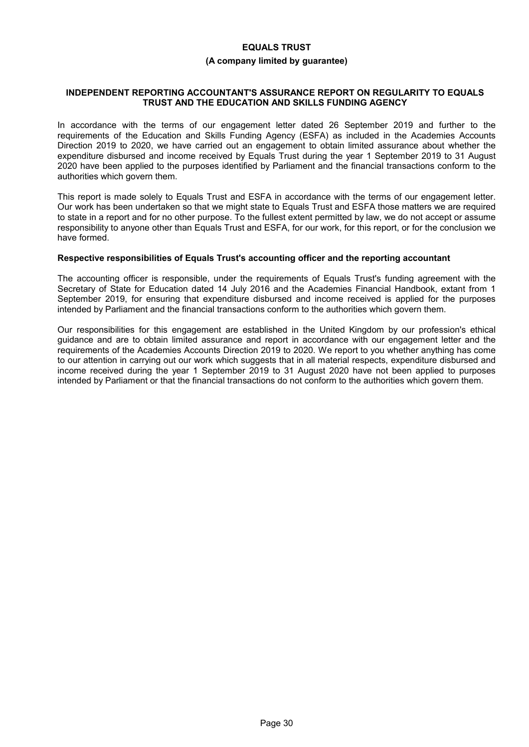**EQUALS TRUST**

**(A company limited by guarantee)**

## INDEPENDENT REPORTING ACCOUNTANT'S ASSURANCE REPORT ON REGULARITY TO EQUALS TRUST AND THE EDUCATION AND SKILLS FUNDING AGENCY

In accordance with the terms of our engagement letter dated 26 September 2019 and further to the requirements of the Education and Skills Funding Agency (ESFA) as included in the Academies Accounts Direction 2019 to 2020, we have carried out an engagement to obtain limited assurance about whether the expenditure disbursed and income received by Equals Trust during the year 1 September 2019 to 31 August 2020 have been applied to the purposes identified by Parliament and the financial transactions conform to the authorities which govern them.

This report is made solely to Equals Trust and ESFA in accordance with the terms of our engagement letter. Our work has been undertaken so that we might state to Equals Trust and ESFA those matters we are required to state in a report and for no other purpose. To the fullest extent permitted by law, we do not accept or assume responsibility to anyone other than Equals Trust and ESFA, for our work, for this report, or for the conclusion we have formed.

### Respective responsibilities of Equals Trust's accounting officer and the reporting accountant

The accounting officer is responsible, under the requirements of Equals Trust's funding agreement with the Secretary of State for Education dated 14 July 2016 and the Academies Financial Handbook, extant from 1 September 2019, for ensuring that expenditure disbursed and income received is applied for the purposes intended by Parliament and the financial transactions conform to the authorities which govern them.

Our responsibilities for this engagement are established in the United Kingdom by our profession's ethical guidance and are to obtain limited assurance and report in accordance with our engagement letter and the requirements of the Academies Accounts Direction 2019 to 2020. We report to you whether anything has come to our attention in carrying out our work which suggests that in all material respects, expenditure disbursed and income received during the year 1 September 2019 to 31 August 2020 have not been applied to purposes intended by Parliament or that the financial transactions do not conform to the authorities which govern them.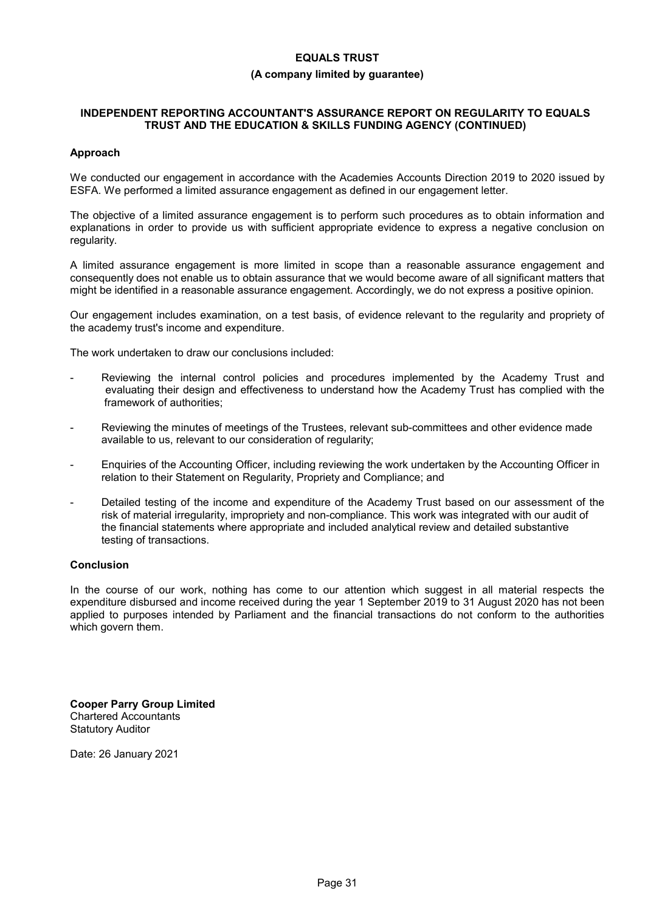**EQUALS TRUST**

**(A company limited by guarantee)**

**INDEPENDENT REPORTING ACCOUNTANT'S ASSURANCE REPORT ON REGULARITY TO EQUALS TRUST AND THE EDUCATION & SKILLS FUNDING AGENCY (CONTINUED)**

**Approach**

We conducted our engagement in accordance with the Academies Accounts Direction 2019 to 2020 issued by ESFA. We performed a limited assurance engagement as defined in our engagement letter.

The objective of a limited assurance engagement is to perform such procedures as to obtain information and explanations in order to provide us with sufficient appropriate evidence to express a negative conclusion on regularity.

A limited assurance engagement is more limited in scope than a reasonable assurance engagement and consequently does not enable us to obtain assurance that we would become aware of all significant matters that might be identified in a reasonable assurance engagement. Accordingly, we do not express a positive opinion.

Our engagement includes examination, on a test basis, of evidence relevant to the regularity and propriety of the academy trust's income and expenditure.

The work undertaken to draw our conclusions included:

- Reviewing the internal control policies and procedures implemented by the Academy Trust and evaluating their design and effectiveness to understand how the Academy Trust has complied with the framework of authorities;
- Reviewing the minutes of meetings of the Trustees, relevant sub-committees and other evidence made available to us, relevant to our consideration of regularity;
- Enquiries of the Accounting Officer, including reviewing the work undertaken by the Accounting Officer in relation to their Statement on Regularity, Propriety and Compliance; and
- Detailed testing of the income and expenditure of the Academy Trust based on our assessment of the risk of material irregularity, impropriety and non-compliance. This work was integrated with our audit of the financial statements where appropriate and included analytical review and detailed substantive testing of transactions.

**Conclusion**

In the course of our work, nothing has come to our attention which suggest in all material respects the expenditure disbursed and income received during the year 1 September 2019 to 31 August 2020 has not been applied to purposes intended by Parliament and the financial transactions do not conform to the authorities which govern them.

**Cooper Parry Group Limited**
Chartered Accountants
Statutory Auditor

Date: 26 January 2021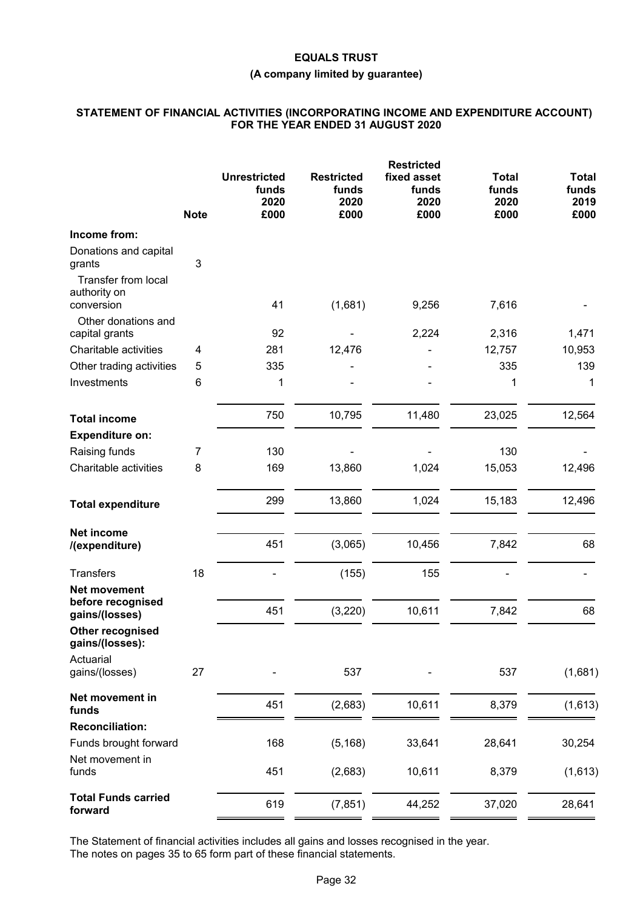# EQUALS TRUST

## (A company limited by guarantee)

### STATEMENT OF FINANCIAL ACTIVITIES (INCORPORATING INCOME AND EXPENDITURE ACCOUNT) FOR THE YEAR ENDED 31 AUGUST 2020

| | Note | Unrestricted funds 2020 £000 | Restricted funds 2020 £000 | Restricted fixed asset funds 2020 £000 | Total funds 2020 £000 | Total funds 2019 £000 |
|---|---|---|---|---|---|---|
| **Income from:** | | | | | | |
| Donations and capital grants | 3 | | | | | |
| Transfer from local authority on conversion | | 41 | (1,681) | 9,256 | 7,616 | - |
| Other donations and capital grants | | 92 | - | 2,224 | 2,316 | 1,471 |
| Charitable activities | 4 | 281 | 12,476 | - | 12,757 | 10,953 |
| Other trading activities | 5 | 335 | - | - | 335 | 139 |
| Investments | 6 | 1 | - | - | 1 | 1 |
| **Total income** | | 750 | 10,795 | 11,480 | 23,025 | 12,564 |
| **Expenditure on:** | | | | | | |
| Raising funds | 7 | 130 | - | - | 130 | - |
| Charitable activities | 8 | 169 | 13,860 | 1,024 | 15,053 | 12,496 |
| **Total expenditure** | | 299 | 13,860 | 1,024 | 15,183 | 12,496 |
| **Net income /(expenditure)** | | 451 | (3,065) | 10,456 | 7,842 | 68 |
| Transfers | 18 | - | (155) | 155 | - | - |
| **Net movement before recognised gains/(losses)** | | 451 | (3,220) | 10,611 | 7,842 | 68 |
| **Other recognised gains/(losses):** | | | | | | |
| Actuarial gains/(losses) | 27 | - | 537 | - | 537 | (1,681) |
| **Net movement in funds** | | 451 | (2,683) | 10,611 | 8,379 | (1,613) |
| **Reconciliation:** | | | | | | |
| Funds brought forward | | 168 | (5,168) | 33,641 | 28,641 | 30,254 |
| Net movement in funds | | 451 | (2,683) | 10,611 | 8,379 | (1,613) |
| **Total Funds carried forward** | | 619 | (7,851) | 44,252 | 37,020 | 28,641 |

The Statement of financial activities includes all gains and losses recognised in the year.
The notes on pages 35 to 65 form part of these financial statements.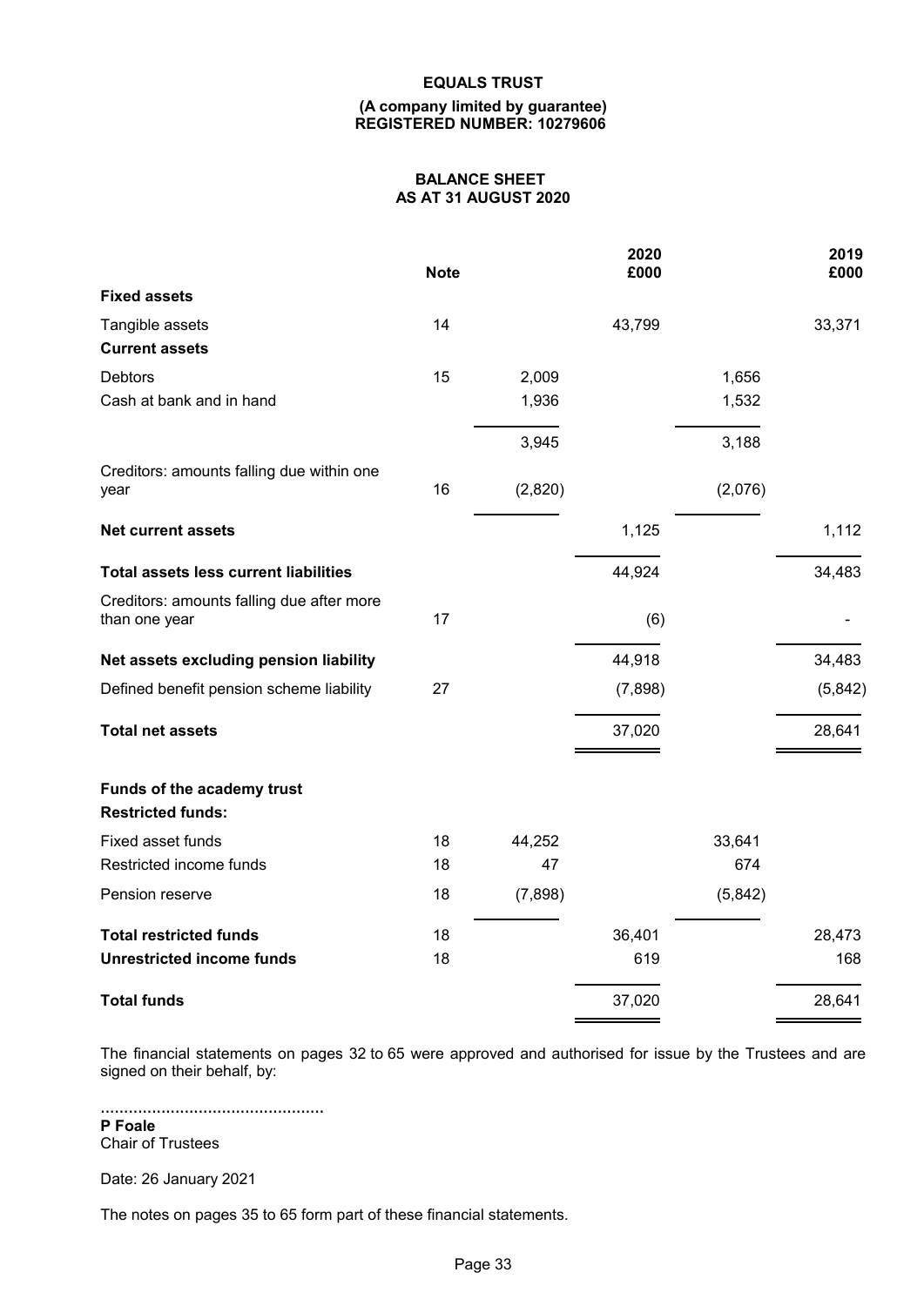**EQUALS TRUST**

**(A company limited by guarantee)**
**REGISTERED NUMBER: 10279606**

**BALANCE SHEET**
**AS AT 31 AUGUST 2020**

| | Note | | 2020 £000 | | 2019 £000 |
|---|---|---|---|---|---|
| **Fixed assets** | | | | | |
| Tangible assets | 14 | | 43,799 | | 33,371 |
| **Current assets** | | | | | |
| Debtors | 15 | 2,009 | | 1,656 | |
| Cash at bank and in hand | | 1,936 | | 1,532 | |
| | | 3,945 | | 3,188 | |
| Creditors: amounts falling due within one year | 16 | (2,820) | | (2,076) | |
| **Net current assets** | | | 1,125 | | 1,112 |
| **Total assets less current liabilities** | | | 44,924 | | 34,483 |
| Creditors: amounts falling due after more than one year | 17 | | (6) | | - |
| **Net assets excluding pension liability** | | | 44,918 | | 34,483 |
| Defined benefit pension scheme liability | 27 | | (7,898) | | (5,842) |
| **Total net assets** | | | 37,020 | | 28,641 |
| **Funds of the academy trust** | | | | | |
| **Restricted funds:** | | | | | |
| Fixed asset funds | 18 | 44,252 | | 33,641 | |
| Restricted income funds | 18 | 47 | | 674 | |
| Pension reserve | 18 | (7,898) | | (5,842) | |
| **Total restricted funds** | 18 | | 36,401 | | 28,473 |
| **Unrestricted income funds** | 18 | | 619 | | 168 |
| **Total funds** | | | 37,020 | | 28,641 |

The financial statements on pages 32 to 65 were approved and authorised for issue by the Trustees and are signed on their behalf, by:

................................................
**P Foale**
Chair of Trustees

Date: 26 January 2021

The notes on pages 35 to 65 form part of these financial statements.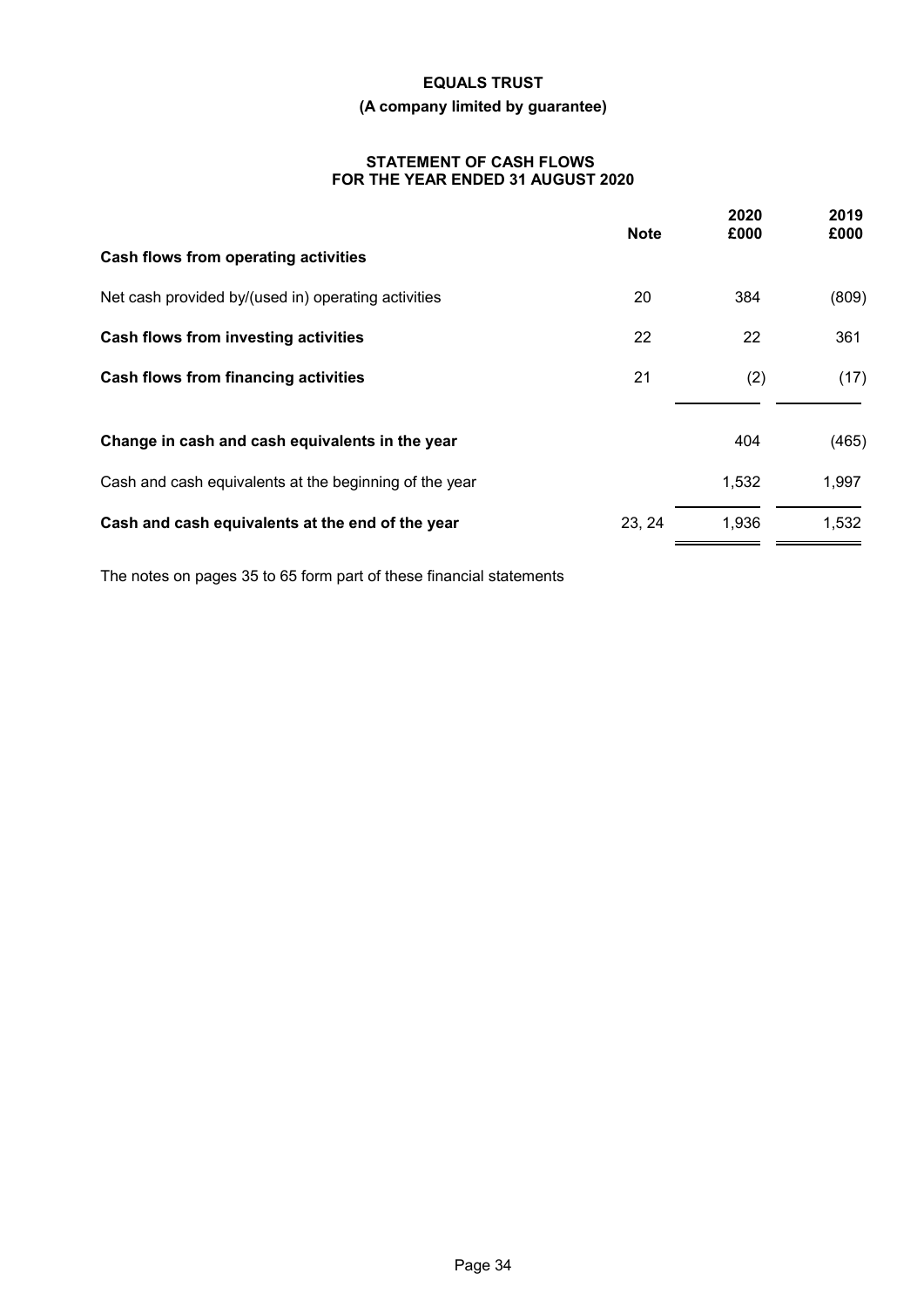**EQUALS TRUST**

**(A company limited by guarantee)**

**STATEMENT OF CASH FLOWS
FOR THE YEAR ENDED 31 AUGUST 2020**

| | Note | 2020 £000 | 2019 £000 |
|---|---|---|---|
| **Cash flows from operating activities** | | | |
| Net cash provided by/(used in) operating activities | 20 | 384 | (809) |
| **Cash flows from investing activities** | 22 | 22 | 361 |
| **Cash flows from financing activities** | 21 | (2) | (17) |
| **Change in cash and cash equivalents in the year** | | 404 | (465) |
| Cash and cash equivalents at the beginning of the year | | 1,532 | 1,997 |
| **Cash and cash equivalents at the end of the year** | 23, 24 | 1,936 | 1,532 |

The notes on pages 35 to 65 form part of these financial statements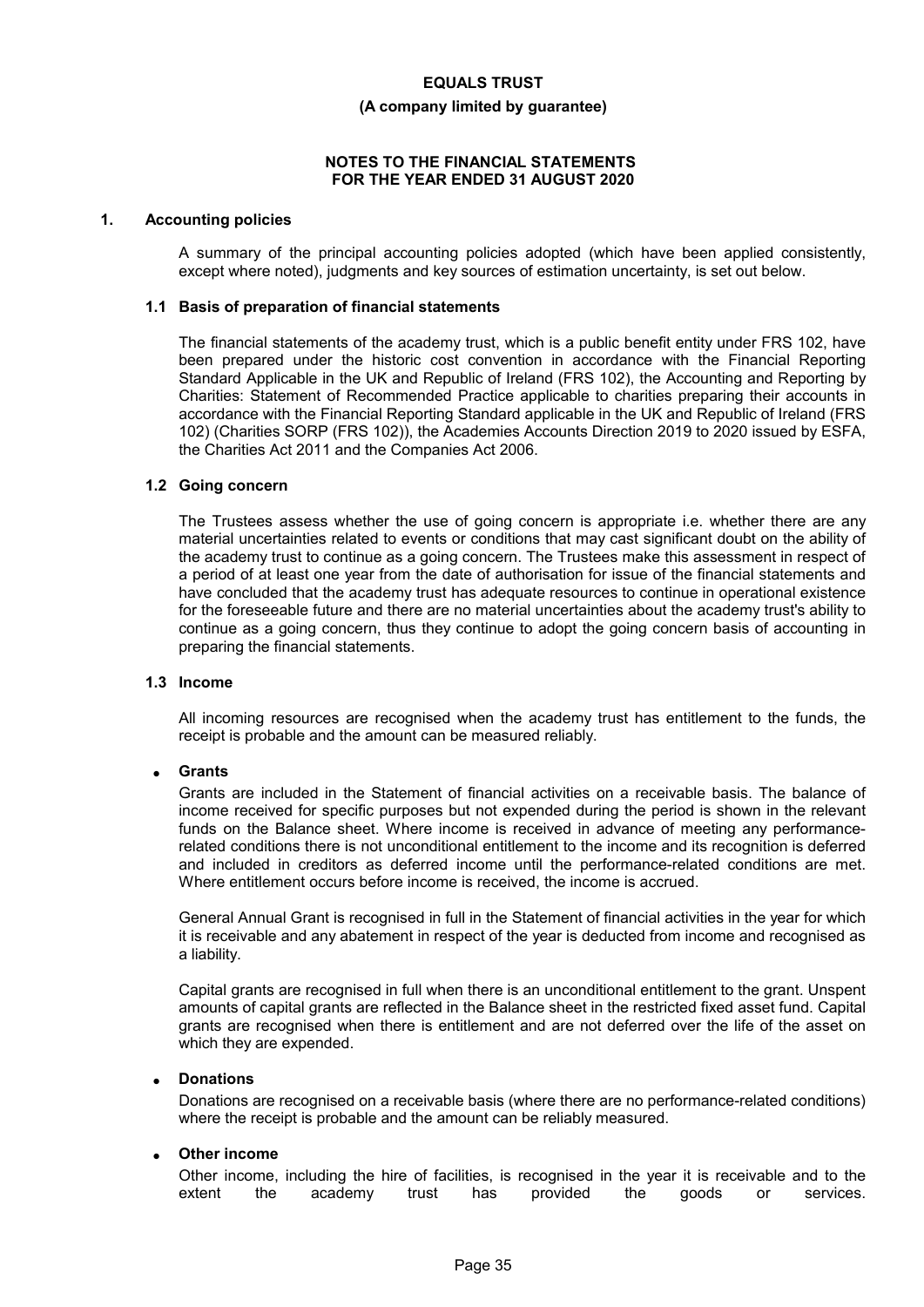**EQUALS TRUST**

**(A company limited by guarantee)**

**NOTES TO THE FINANCIAL STATEMENTS FOR THE YEAR ENDED 31 AUGUST 2020**

## 1. Accounting policies

A summary of the principal accounting policies adopted (which have been applied consistently, except where noted), judgments and key sources of estimation uncertainty, is set out below.

### 1.1 Basis of preparation of financial statements

The financial statements of the academy trust, which is a public benefit entity under FRS 102, have been prepared under the historic cost convention in accordance with the Financial Reporting Standard Applicable in the UK and Republic of Ireland (FRS 102), the Accounting and Reporting by Charities: Statement of Recommended Practice applicable to charities preparing their accounts in accordance with the Financial Reporting Standard applicable in the UK and Republic of Ireland (FRS 102) (Charities SORP (FRS 102)), the Academies Accounts Direction 2019 to 2020 issued by ESFA, the Charities Act 2011 and the Companies Act 2006.

### 1.2 Going concern

The Trustees assess whether the use of going concern is appropriate i.e. whether there are any material uncertainties related to events or conditions that may cast significant doubt on the ability of the academy trust to continue as a going concern. The Trustees make this assessment in respect of a period of at least one year from the date of authorisation for issue of the financial statements and have concluded that the academy trust has adequate resources to continue in operational existence for the foreseeable future and there are no material uncertainties about the academy trust's ability to continue as a going concern, thus they continue to adopt the going concern basis of accounting in preparing the financial statements.

### 1.3 Income

All incoming resources are recognised when the academy trust has entitlement to the funds, the receipt is probable and the amount can be measured reliably.

- **Grants**

  Grants are included in the Statement of financial activities on a receivable basis. The balance of income received for specific purposes but not expended during the period is shown in the relevant funds on the Balance sheet. Where income is received in advance of meeting any performance-related conditions there is not unconditional entitlement to the income and its recognition is deferred and included in creditors as deferred income until the performance-related conditions are met. Where entitlement occurs before income is received, the income is accrued.

  General Annual Grant is recognised in full in the Statement of financial activities in the year for which it is receivable and any abatement in respect of the year is deducted from income and recognised as a liability.

  Capital grants are recognised in full when there is an unconditional entitlement to the grant. Unspent amounts of capital grants are reflected in the Balance sheet in the restricted fixed asset fund. Capital grants are recognised when there is entitlement and are not deferred over the life of the asset on which they are expended.

- **Donations**

  Donations are recognised on a receivable basis (where there are no performance-related conditions) where the receipt is probable and the amount can be reliably measured.

- **Other income**

  Other income, including the hire of facilities, is recognised in the year it is receivable and to the extent the academy trust has provided the goods or services.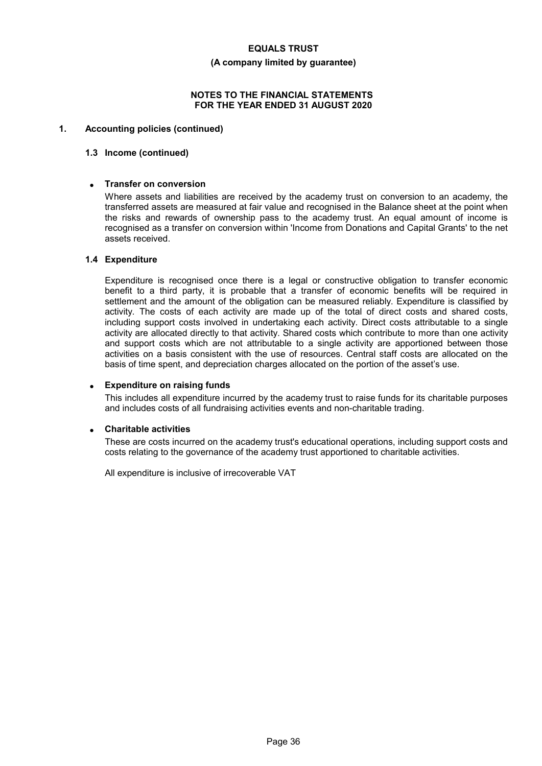## 1. Accounting policies (continued)

### 1.3 Income (continued)

- **Transfer on conversion**

  Where assets and liabilities are received by the academy trust on conversion to an academy, the transferred assets are measured at fair value and recognised in the Balance sheet at the point when the risks and rewards of ownership pass to the academy trust. An equal amount of income is recognised as a transfer on conversion within 'Income from Donations and Capital Grants' to the net assets received.

### 1.4 Expenditure

Expenditure is recognised once there is a legal or constructive obligation to transfer economic benefit to a third party, it is probable that a transfer of economic benefits will be required in settlement and the amount of the obligation can be measured reliably. Expenditure is classified by activity. The costs of each activity are made up of the total of direct costs and shared costs, including support costs involved in undertaking each activity. Direct costs attributable to a single activity are allocated directly to that activity. Shared costs which contribute to more than one activity and support costs which are not attributable to a single activity are apportioned between those activities on a basis consistent with the use of resources. Central staff costs are allocated on the basis of time spent, and depreciation charges allocated on the portion of the asset's use.

- **Expenditure on raising funds**

  This includes all expenditure incurred by the academy trust to raise funds for its charitable purposes and includes costs of all fundraising activities events and non-charitable trading.

- **Charitable activities**

  These are costs incurred on the academy trust's educational operations, including support costs and costs relating to the governance of the academy trust apportioned to charitable activities.

All expenditure is inclusive of irrecoverable VAT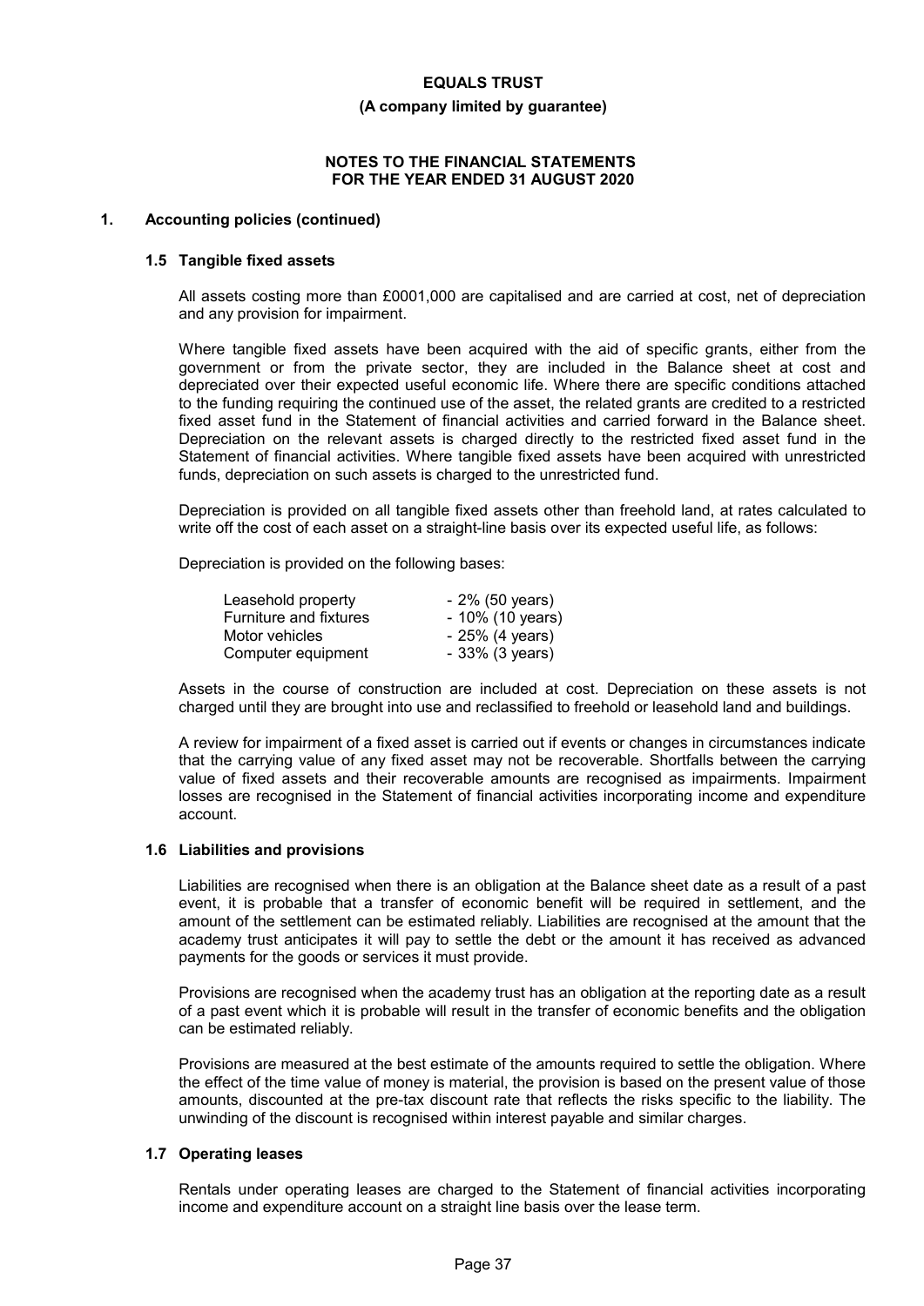**EQUALS TRUST**

**(A company limited by guarantee)**

**NOTES TO THE FINANCIAL STATEMENTS FOR THE YEAR ENDED 31 AUGUST 2020**

## 1. Accounting policies (continued)

### 1.5 Tangible fixed assets

All assets costing more than £0001,000 are capitalised and are carried at cost, net of depreciation and any provision for impairment.

Where tangible fixed assets have been acquired with the aid of specific grants, either from the government or from the private sector, they are included in the Balance sheet at cost and depreciated over their expected useful economic life. Where there are specific conditions attached to the funding requiring the continued use of the asset, the related grants are credited to a restricted fixed asset fund in the Statement of financial activities and carried forward in the Balance sheet. Depreciation on the relevant assets is charged directly to the restricted fixed asset fund in the Statement of financial activities. Where tangible fixed assets have been acquired with unrestricted funds, depreciation on such assets is charged to the unrestricted fund.

Depreciation is provided on all tangible fixed assets other than freehold land, at rates calculated to write off the cost of each asset on a straight-line basis over its expected useful life, as follows:

Depreciation is provided on the following bases:

| | |
|---|---|
| Leasehold property | - 2% (50 years) |
| Furniture and fixtures | - 10% (10 years) |
| Motor vehicles | - 25% (4 years) |
| Computer equipment | - 33% (3 years) |

Assets in the course of construction are included at cost. Depreciation on these assets is not charged until they are brought into use and reclassified to freehold or leasehold land and buildings.

A review for impairment of a fixed asset is carried out if events or changes in circumstances indicate that the carrying value of any fixed asset may not be recoverable. Shortfalls between the carrying value of fixed assets and their recoverable amounts are recognised as impairments. Impairment losses are recognised in the Statement of financial activities incorporating income and expenditure account.

### 1.6 Liabilities and provisions

Liabilities are recognised when there is an obligation at the Balance sheet date as a result of a past event, it is probable that a transfer of economic benefit will be required in settlement, and the amount of the settlement can be estimated reliably. Liabilities are recognised at the amount that the academy trust anticipates it will pay to settle the debt or the amount it has received as advanced payments for the goods or services it must provide.

Provisions are recognised when the academy trust has an obligation at the reporting date as a result of a past event which it is probable will result in the transfer of economic benefits and the obligation can be estimated reliably.

Provisions are measured at the best estimate of the amounts required to settle the obligation. Where the effect of the time value of money is material, the provision is based on the present value of those amounts, discounted at the pre-tax discount rate that reflects the risks specific to the liability. The unwinding of the discount is recognised within interest payable and similar charges.

### 1.7 Operating leases

Rentals under operating leases are charged to the Statement of financial activities incorporating income and expenditure account on a straight line basis over the lease term.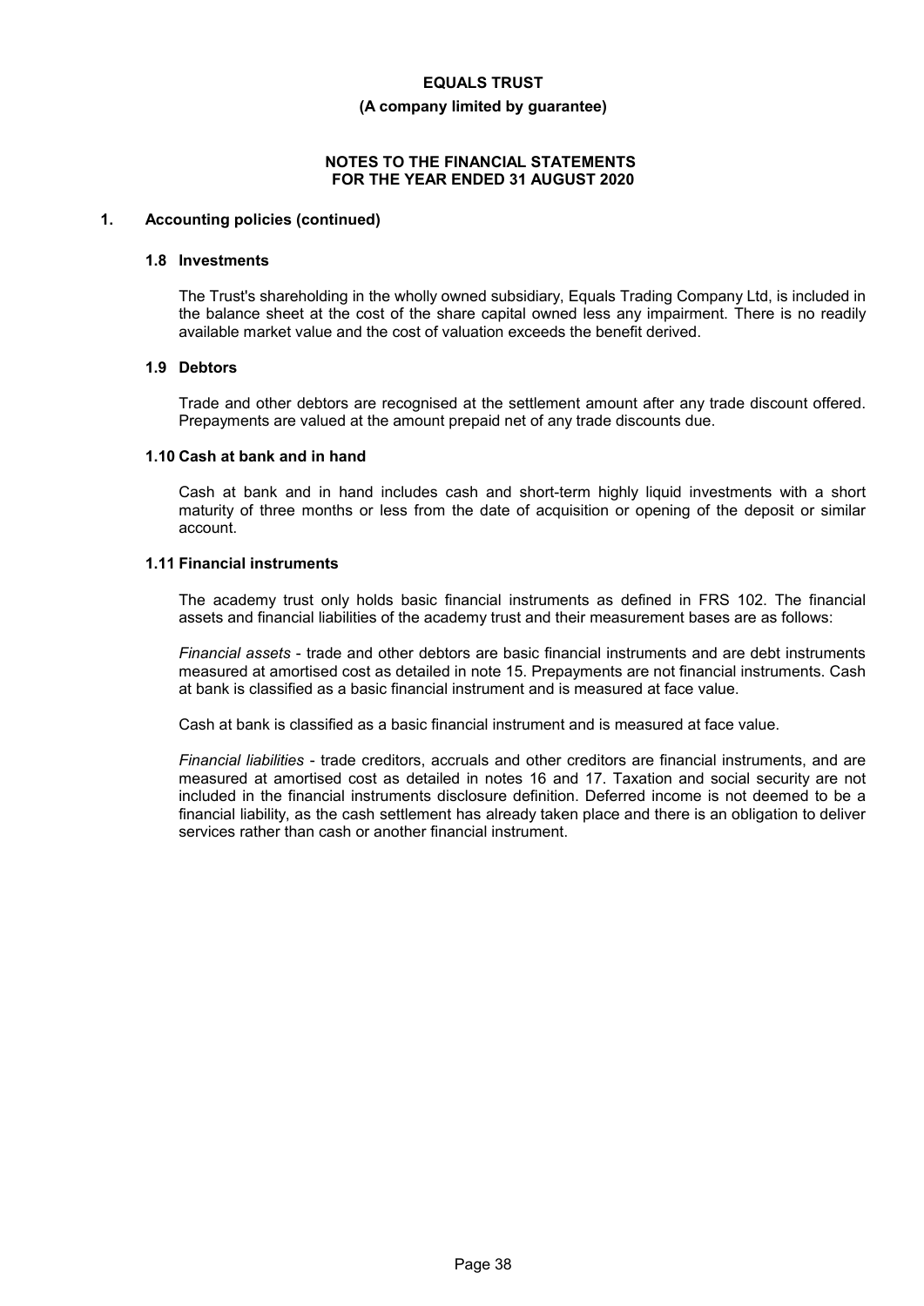## 1. Accounting policies (continued)

### 1.8 Investments

The Trust's shareholding in the wholly owned subsidiary, Equals Trading Company Ltd, is included in the balance sheet at the cost of the share capital owned less any impairment. There is no readily available market value and the cost of valuation exceeds the benefit derived.

### 1.9 Debtors

Trade and other debtors are recognised at the settlement amount after any trade discount offered. Prepayments are valued at the amount prepaid net of any trade discounts due.

### 1.10 Cash at bank and in hand

Cash at bank and in hand includes cash and short-term highly liquid investments with a short maturity of three months or less from the date of acquisition or opening of the deposit or similar account.

### 1.11 Financial instruments

The academy trust only holds basic financial instruments as defined in FRS 102. The financial assets and financial liabilities of the academy trust and their measurement bases are as follows:

*Financial assets* - trade and other debtors are basic financial instruments and are debt instruments measured at amortised cost as detailed in note 15. Prepayments are not financial instruments. Cash at bank is classified as a basic financial instrument and is measured at face value.

Cash at bank is classified as a basic financial instrument and is measured at face value.

*Financial liabilities* - trade creditors, accruals and other creditors are financial instruments, and are measured at amortised cost as detailed in notes 16 and 17. Taxation and social security are not included in the financial instruments disclosure definition. Deferred income is not deemed to be a financial liability, as the cash settlement has already taken place and there is an obligation to deliver services rather than cash or another financial instrument.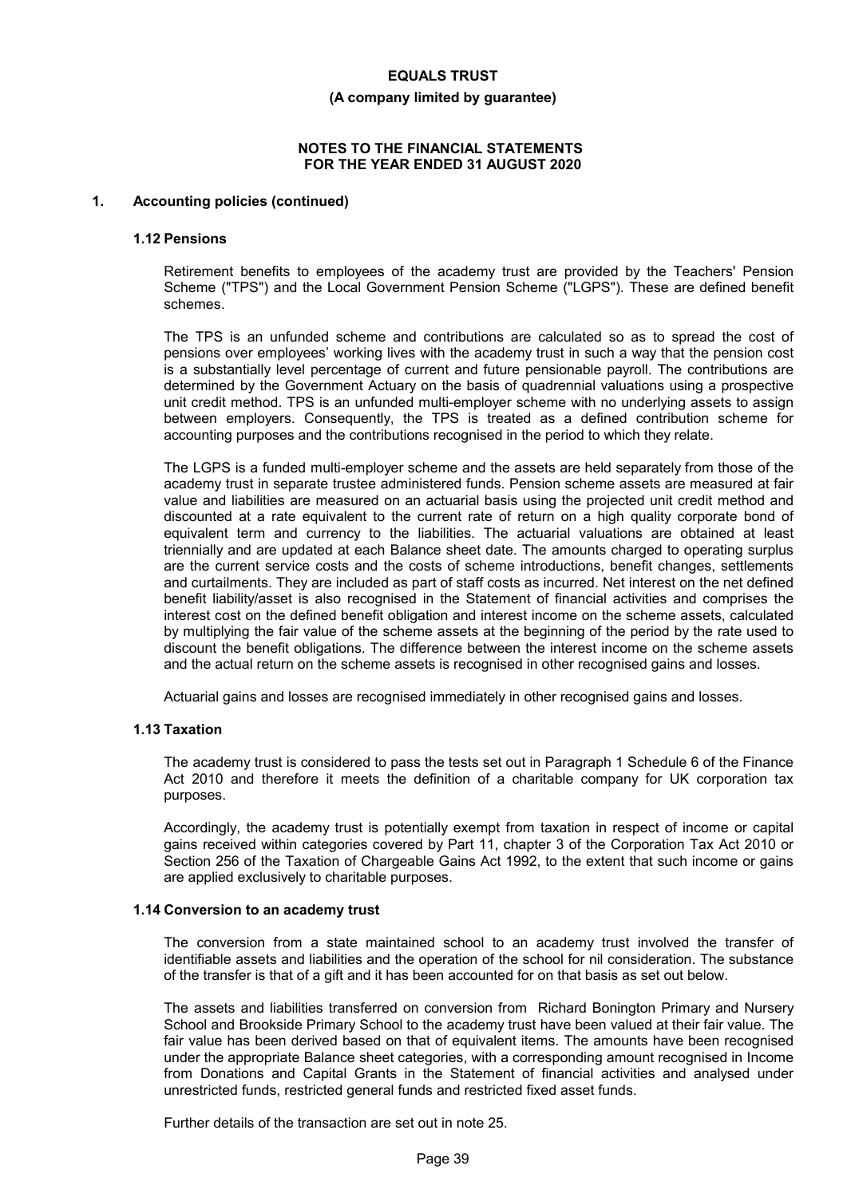## 1. Accounting policies (continued)

### 1.12 Pensions

Retirement benefits to employees of the academy trust are provided by the Teachers' Pension Scheme ("TPS") and the Local Government Pension Scheme ("LGPS"). These are defined benefit schemes.

The TPS is an unfunded scheme and contributions are calculated so as to spread the cost of pensions over employees' working lives with the academy trust in such a way that the pension cost is a substantially level percentage of current and future pensionable payroll. The contributions are determined by the Government Actuary on the basis of quadrennial valuations using a prospective unit credit method. TPS is an unfunded multi-employer scheme with no underlying assets to assign between employers. Consequently, the TPS is treated as a defined contribution scheme for accounting purposes and the contributions recognised in the period to which they relate.

The LGPS is a funded multi-employer scheme and the assets are held separately from those of the academy trust in separate trustee administered funds. Pension scheme assets are measured at fair value and liabilities are measured on an actuarial basis using the projected unit credit method and discounted at a rate equivalent to the current rate of return on a high quality corporate bond of equivalent term and currency to the liabilities. The actuarial valuations are obtained at least triennially and are updated at each Balance sheet date. The amounts charged to operating surplus are the current service costs and the costs of scheme introductions, benefit changes, settlements and curtailments. They are included as part of staff costs as incurred. Net interest on the net defined benefit liability/asset is also recognised in the Statement of financial activities and comprises the interest cost on the defined benefit obligation and interest income on the scheme assets, calculated by multiplying the fair value of the scheme assets at the beginning of the period by the rate used to discount the benefit obligations. The difference between the interest income on the scheme assets and the actual return on the scheme assets is recognised in other recognised gains and losses.

Actuarial gains and losses are recognised immediately in other recognised gains and losses.

### 1.13 Taxation

The academy trust is considered to pass the tests set out in Paragraph 1 Schedule 6 of the Finance Act 2010 and therefore it meets the definition of a charitable company for UK corporation tax purposes.

Accordingly, the academy trust is potentially exempt from taxation in respect of income or capital gains received within categories covered by Part 11, chapter 3 of the Corporation Tax Act 2010 or Section 256 of the Taxation of Chargeable Gains Act 1992, to the extent that such income or gains are applied exclusively to charitable purposes.

### 1.14 Conversion to an academy trust

The conversion from a state maintained school to an academy trust involved the transfer of identifiable assets and liabilities and the operation of the school for nil consideration. The substance of the transfer is that of a gift and it has been accounted for on that basis as set out below.

The assets and liabilities transferred on conversion from Richard Bonington Primary and Nursery School and Brookside Primary School to the academy trust have been valued at their fair value. The fair value has been derived based on that of equivalent items. The amounts have been recognised under the appropriate Balance sheet categories, with a corresponding amount recognised in Income from Donations and Capital Grants in the Statement of financial activities and analysed under unrestricted funds, restricted general funds and restricted fixed asset funds.

Further details of the transaction are set out in note 25.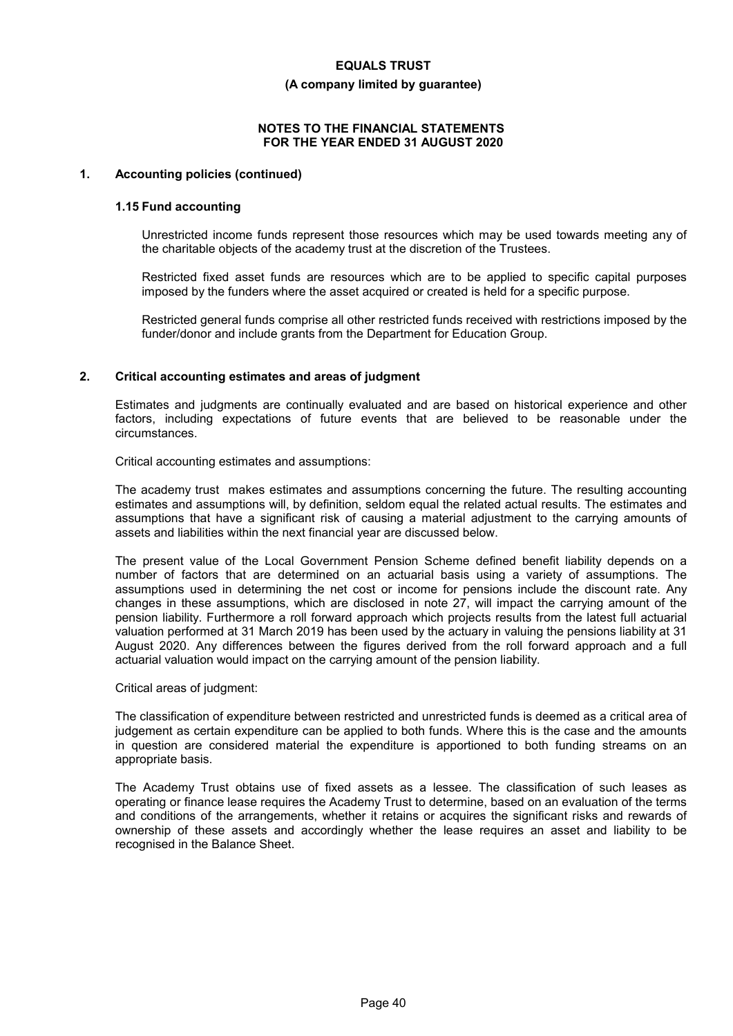## 1. Accounting policies (continued)

### 1.15 Fund accounting

Unrestricted income funds represent those resources which may be used towards meeting any of the charitable objects of the academy trust at the discretion of the Trustees.

Restricted fixed asset funds are resources which are to be applied to specific capital purposes imposed by the funders where the asset acquired or created is held for a specific purpose.

Restricted general funds comprise all other restricted funds received with restrictions imposed by the funder/donor and include grants from the Department for Education Group.

## 2. Critical accounting estimates and areas of judgment

Estimates and judgments are continually evaluated and are based on historical experience and other factors, including expectations of future events that are believed to be reasonable under the circumstances.

Critical accounting estimates and assumptions:

The academy trust makes estimates and assumptions concerning the future. The resulting accounting estimates and assumptions will, by definition, seldom equal the related actual results. The estimates and assumptions that have a significant risk of causing a material adjustment to the carrying amounts of assets and liabilities within the next financial year are discussed below.

The present value of the Local Government Pension Scheme defined benefit liability depends on a number of factors that are determined on an actuarial basis using a variety of assumptions. The assumptions used in determining the net cost or income for pensions include the discount rate. Any changes in these assumptions, which are disclosed in note 27, will impact the carrying amount of the pension liability. Furthermore a roll forward approach which projects results from the latest full actuarial valuation performed at 31 March 2019 has been used by the actuary in valuing the pensions liability at 31 August 2020. Any differences between the figures derived from the roll forward approach and a full actuarial valuation would impact on the carrying amount of the pension liability.

Critical areas of judgment:

The classification of expenditure between restricted and unrestricted funds is deemed as a critical area of judgement as certain expenditure can be applied to both funds. Where this is the case and the amounts in question are considered material the expenditure is apportioned to both funding streams on an appropriate basis.

The Academy Trust obtains use of fixed assets as a lessee. The classification of such leases as operating or finance lease requires the Academy Trust to determine, based on an evaluation of the terms and conditions of the arrangements, whether it retains or acquires the significant risks and rewards of ownership of these assets and accordingly whether the lease requires an asset and liability to be recognised in the Balance Sheet.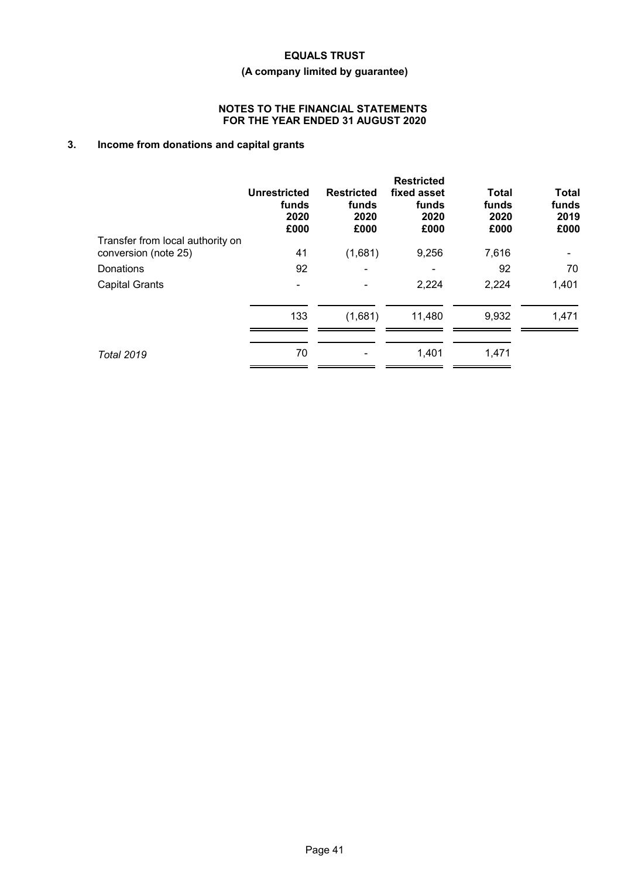**EQUALS TRUST**

**(A company limited by guarantee)**

**NOTES TO THE FINANCIAL STATEMENTS FOR THE YEAR ENDED 31 AUGUST 2020**

## 3. Income from donations and capital grants

| | Unrestricted funds 2020 £000 | Restricted funds 2020 £000 | Restricted fixed asset funds 2020 £000 | Total funds 2020 £000 | Total funds 2019 £000 |
|---|---|---|---|---|---|
| Transfer from local authority on conversion (note 25) | 41 | (1,681) | 9,256 | 7,616 | - |
| Donations | 92 | - | - | 92 | 70 |
| Capital Grants | - | - | 2,224 | 2,224 | 1,401 |
| | 133 | (1,681) | 11,480 | 9,932 | 1,471 |
| *Total 2019* | 70 | - | 1,401 | 1,471 | |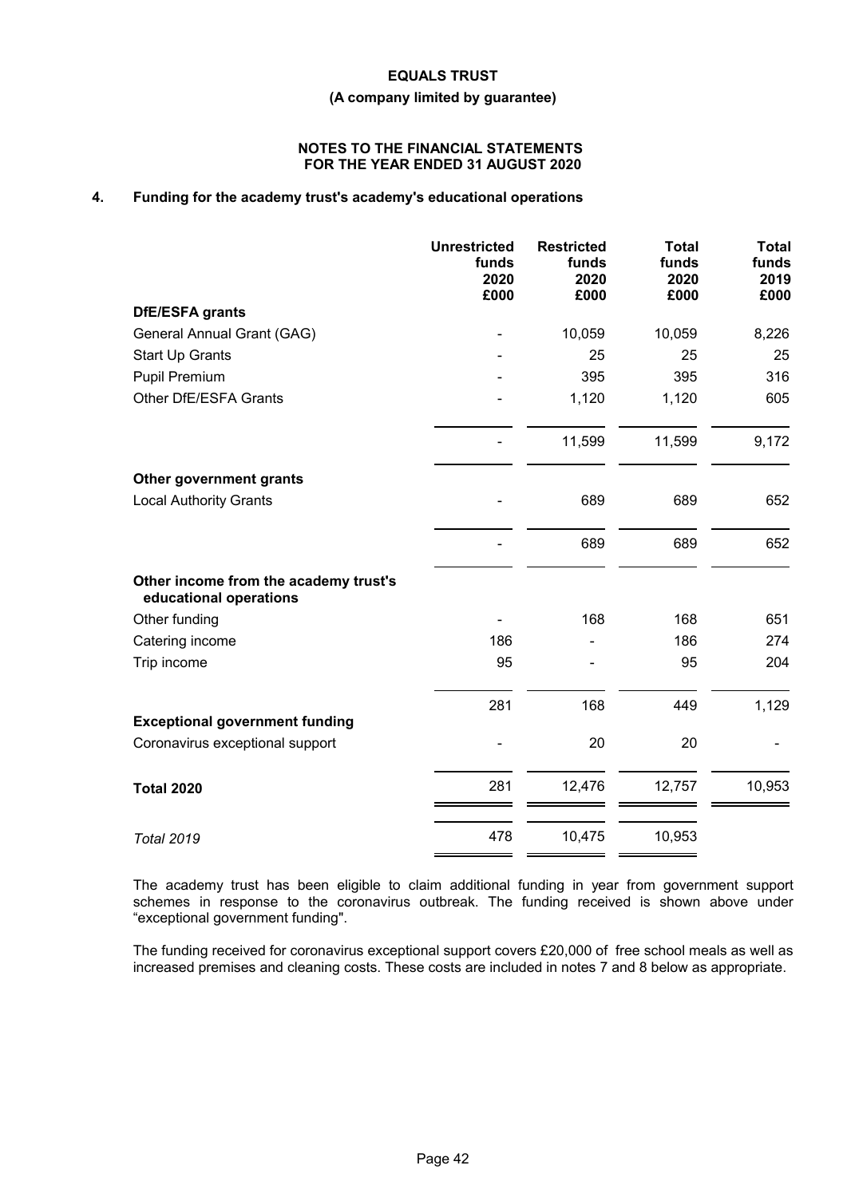**EQUALS TRUST**

**(A company limited by guarantee)**

**NOTES TO THE FINANCIAL STATEMENTS FOR THE YEAR ENDED 31 AUGUST 2020**

## 4. Funding for the academy trust's academy's educational operations

| | Unrestricted funds 2020 £000 | Restricted funds 2020 £000 | Total funds 2020 £000 | Total funds 2019 £000 |
|---|---|---|---|---|
| **DfE/ESFA grants** | | | | |
| General Annual Grant (GAG) | - | 10,059 | 10,059 | 8,226 |
| Start Up Grants | - | 25 | 25 | 25 |
| Pupil Premium | - | 395 | 395 | 316 |
| Other DfE/ESFA Grants | - | 1,120 | 1,120 | 605 |
| | - | 11,599 | 11,599 | 9,172 |
| **Other government grants** | | | | |
| Local Authority Grants | - | 689 | 689 | 652 |
| | - | 689 | 689 | 652 |
| **Other income from the academy trust's educational operations** | | | | |
| Other funding | - | 168 | 168 | 651 |
| Catering income | 186 | - | 186 | 274 |
| Trip income | 95 | - | 95 | 204 |
| | 281 | 168 | 449 | 1,129 |
| **Exceptional government funding** | | | | |
| Coronavirus exceptional support | - | 20 | 20 | - |
| **Total 2020** | 281 | 12,476 | 12,757 | 10,953 |
| *Total 2019* | 478 | 10,475 | 10,953 | |

The academy trust has been eligible to claim additional funding in year from government support schemes in response to the coronavirus outbreak. The funding received is shown above under "exceptional government funding".

The funding received for coronavirus exceptional support covers £20,000 of free school meals as well as increased premises and cleaning costs. These costs are included in notes 7 and 8 below as appropriate.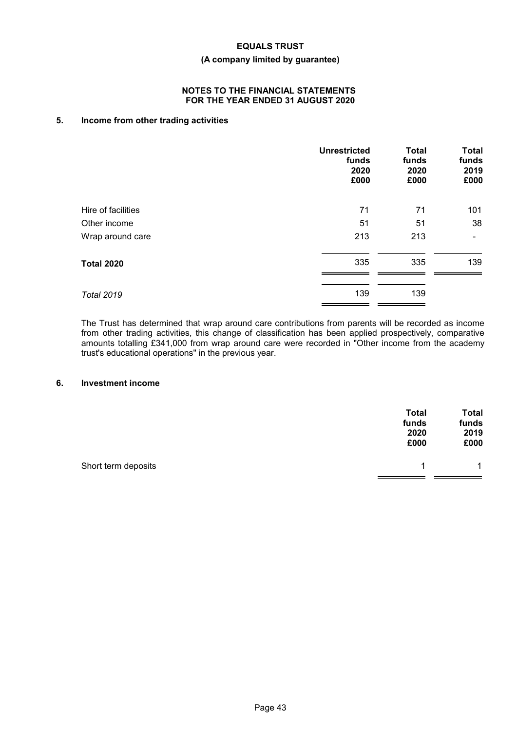**EQUALS TRUST**

**(A company limited by guarantee)**

**NOTES TO THE FINANCIAL STATEMENTS FOR THE YEAR ENDED 31 AUGUST 2020**

## 5. Income from other trading activities

| | Unrestricted funds 2020 £000 | Total funds 2020 £000 | Total funds 2019 £000 |
|---|---|---|---|
| Hire of facilities | 71 | 71 | 101 |
| Other income | 51 | 51 | 38 |
| Wrap around care | 213 | 213 | - |
| **Total 2020** | 335 | 335 | 139 |
| *Total 2019* | 139 | 139 | |

The Trust has determined that wrap around care contributions from parents will be recorded as income from other trading activities, this change of classification has been applied prospectively, comparative amounts totalling £341,000 from wrap around care were recorded in "Other income from the academy trust's educational operations" in the previous year.

## 6. Investment income

| | Total funds 2020 £000 | Total funds 2019 £000 |
|---|---|---|
| Short term deposits | 1 | 1 |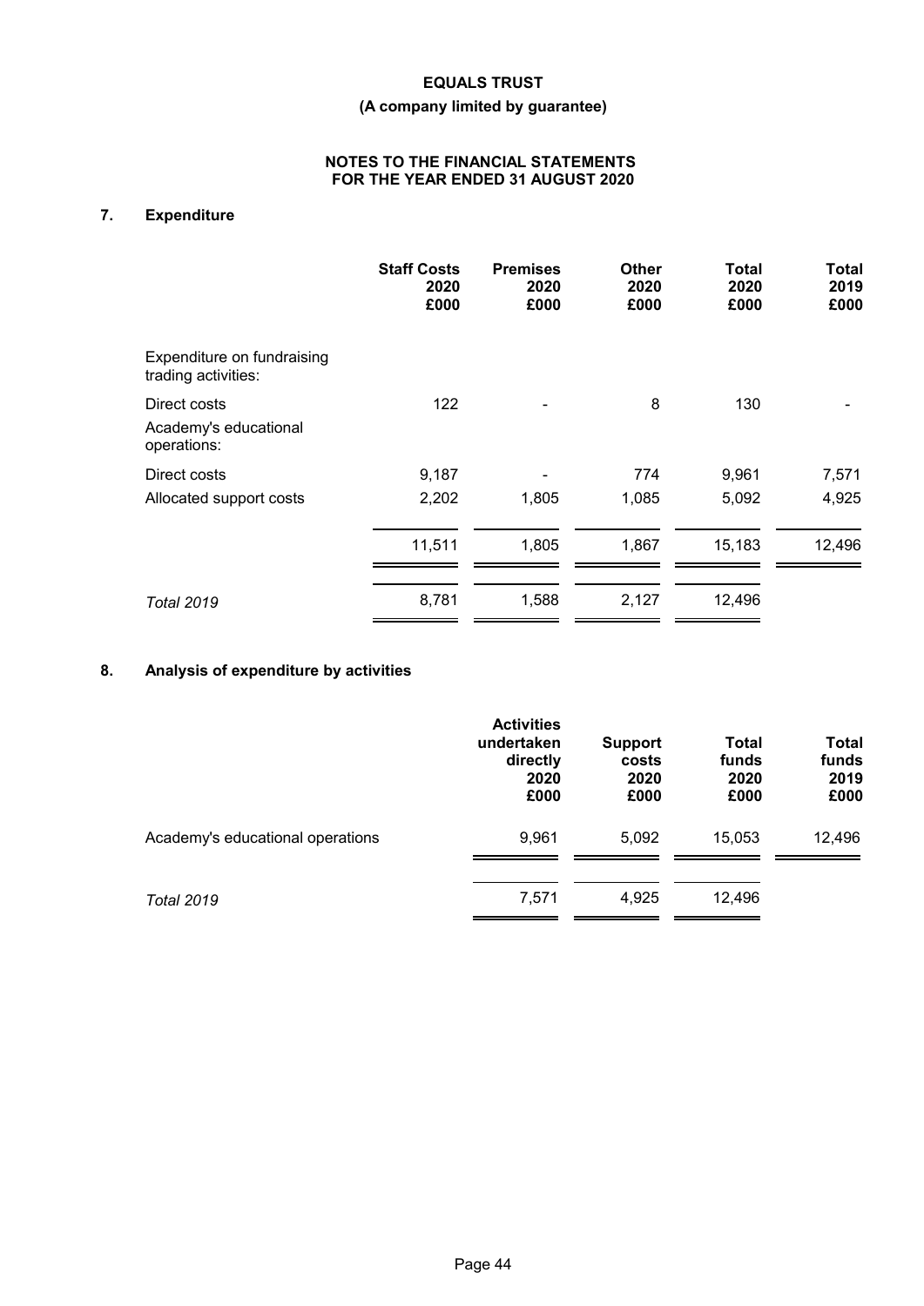## 7. Expenditure

| | Staff Costs 2020 £000 | Premises 2020 £000 | Other 2020 £000 | Total 2020 £000 | Total 2019 £000 |
|---|---|---|---|---|---|
| Expenditure on fundraising trading activities: | | | | | |
| Direct costs | 122 | - | 8 | 130 | - |
| Academy's educational operations: | | | | | |
| Direct costs | 9,187 | - | 774 | 9,961 | 7,571 |
| Allocated support costs | 2,202 | 1,805 | 1,085 | 5,092 | 4,925 |
| | 11,511 | 1,805 | 1,867 | 15,183 | 12,496 |
| *Total 2019* | 8,781 | 1,588 | 2,127 | 12,496 | |

## 8. Analysis of expenditure by activities

| | Activities undertaken directly 2020 £000 | Support costs 2020 £000 | Total funds 2020 £000 | Total funds 2019 £000 |
|---|---|---|---|---|
| Academy's educational operations | 9,961 | 5,092 | 15,053 | 12,496 |
| *Total 2019* | 7,571 | 4,925 | 12,496 | |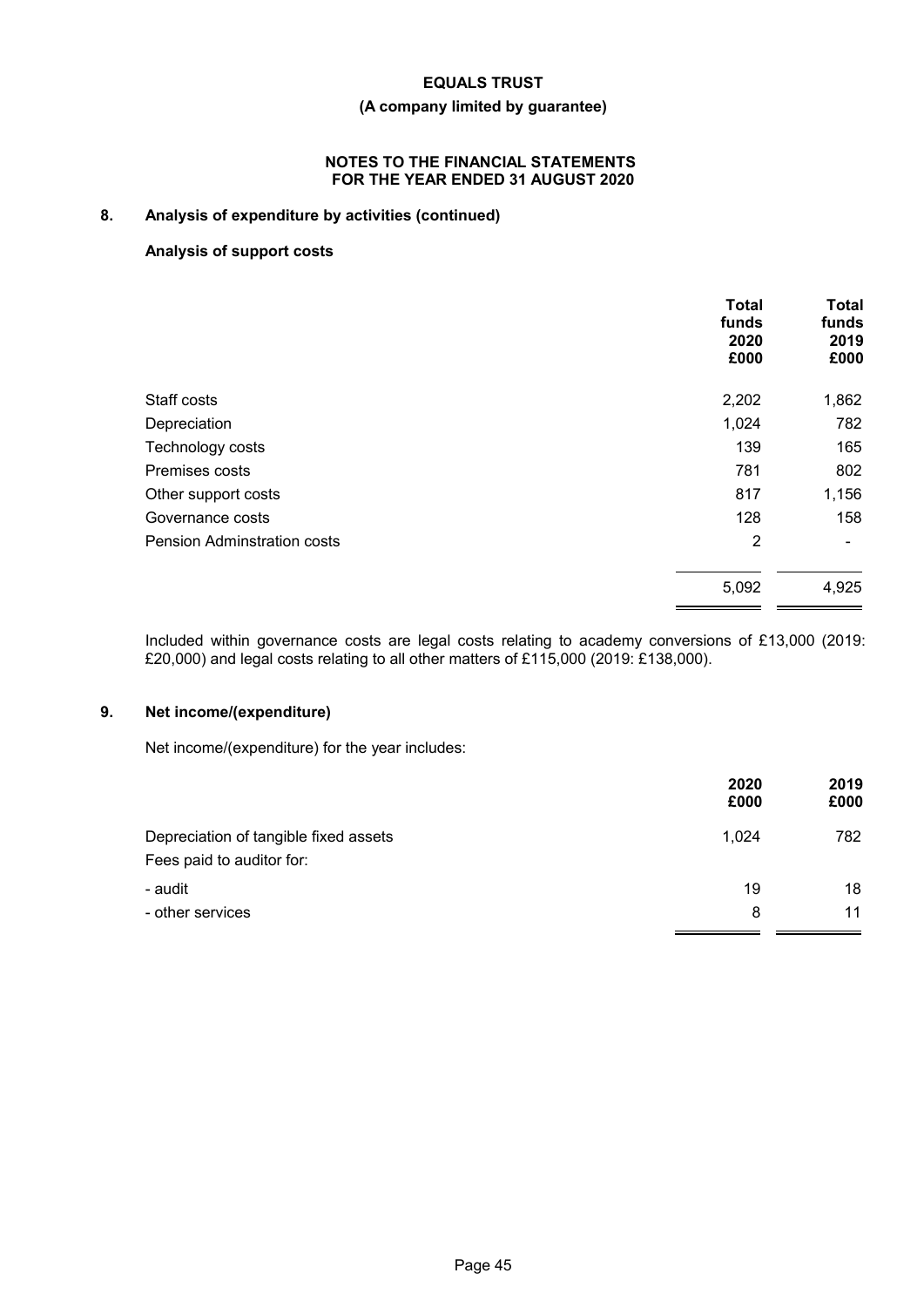## 8. Analysis of expenditure by activities (continued)

### Analysis of support costs

| | Total funds 2020 £000 | Total funds 2019 £000 |
|---|---|---|
| Staff costs | 2,202 | 1,862 |
| Depreciation | 1,024 | 782 |
| Technology costs | 139 | 165 |
| Premises costs | 781 | 802 |
| Other support costs | 817 | 1,156 |
| Governance costs | 128 | 158 |
| Pension Adminstration costs | 2 | - |
| | 5,092 | 4,925 |

Included within governance costs are legal costs relating to academy conversions of £13,000 (2019: £20,000) and legal costs relating to all other matters of £115,000 (2019: £138,000).

## 9. Net income/(expenditure)

Net income/(expenditure) for the year includes:

| | 2020 £000 | 2019 £000 |
|---|---|---|
| Depreciation of tangible fixed assets | 1,024 | 782 |
| Fees paid to auditor for: | | |
| - audit | 19 | 18 |
| - other services | 8 | 11 |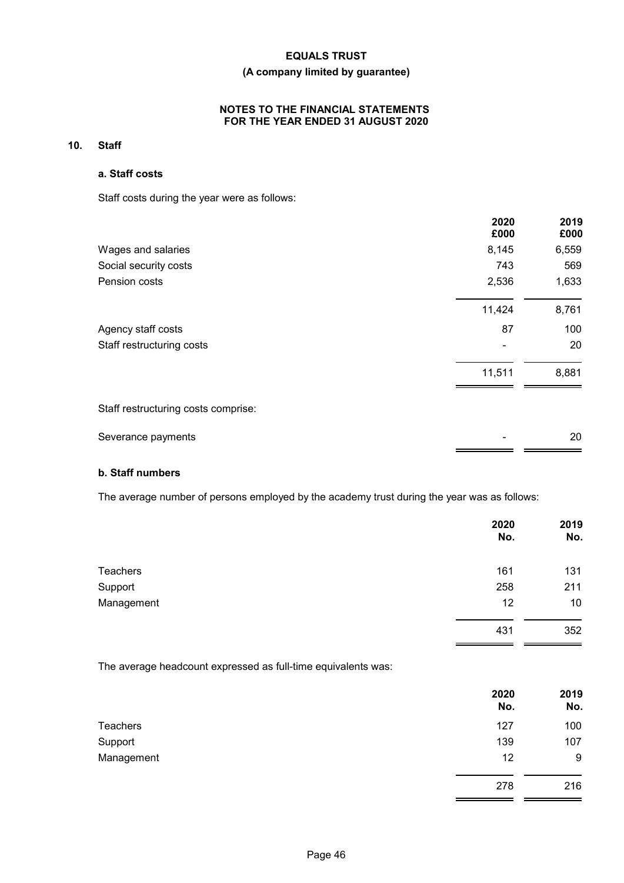# EQUALS TRUST

**(A company limited by guarantee)**

**NOTES TO THE FINANCIAL STATEMENTS FOR THE YEAR ENDED 31 AUGUST 2020**

## 10. Staff

### a. Staff costs

Staff costs during the year were as follows:

| | 2020 £000 | 2019 £000 |
|---|---|---|
| Wages and salaries | 8,145 | 6,559 |
| Social security costs | 743 | 569 |
| Pension costs | 2,536 | 1,633 |
| | 11,424 | 8,761 |
| Agency staff costs | 87 | 100 |
| Staff restructuring costs | - | 20 |
| | 11,511 | 8,881 |

Staff restructuring costs comprise:

| | 2020 £000 | 2019 £000 |
|---|---|---|
| Severance payments | - | 20 |

### b. Staff numbers

The average number of persons employed by the academy trust during the year was as follows:

| | 2020 No. | 2019 No. |
|---|---|---|
| Teachers | 161 | 131 |
| Support | 258 | 211 |
| Management | 12 | 10 |
| | 431 | 352 |

The average headcount expressed as full-time equivalents was:

| | 2020 No. | 2019 No. |
|---|---|---|
| Teachers | 127 | 100 |
| Support | 139 | 107 |
| Management | 12 | 9 |
| | 278 | 216 |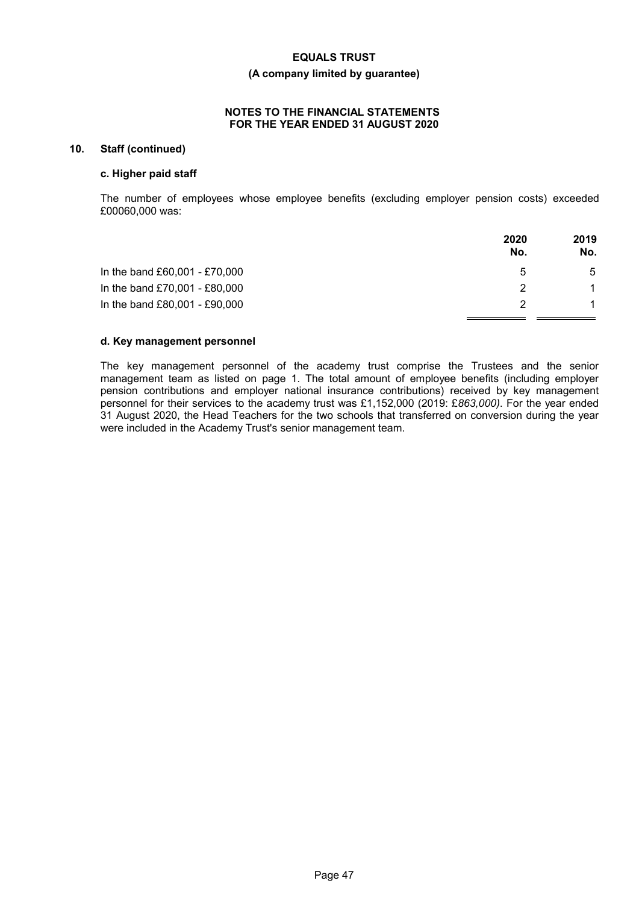## 10. Staff (continued)

### c. Higher paid staff

The number of employees whose employee benefits (excluding employer pension costs) exceeded £00060,000 was:

| | 2020<br>No. | 2019<br>No. |
|---|---|---|
| In the band £60,001 - £70,000 | 5 | 5 |
| In the band £70,001 - £80,000 | 2 | 1 |
| In the band £80,001 - £90,000 | 2 | 1 |

### d. Key management personnel

The key management personnel of the academy trust comprise the Trustees and the senior management team as listed on page 1. The total amount of employee benefits (including employer pension contributions and employer national insurance contributions) received by key management personnel for their services to the academy trust was £1,152,000 (2019: £*863,000)*. For the year ended 31 August 2020, the Head Teachers for the two schools that transferred on conversion during the year were included in the Academy Trust's senior management team.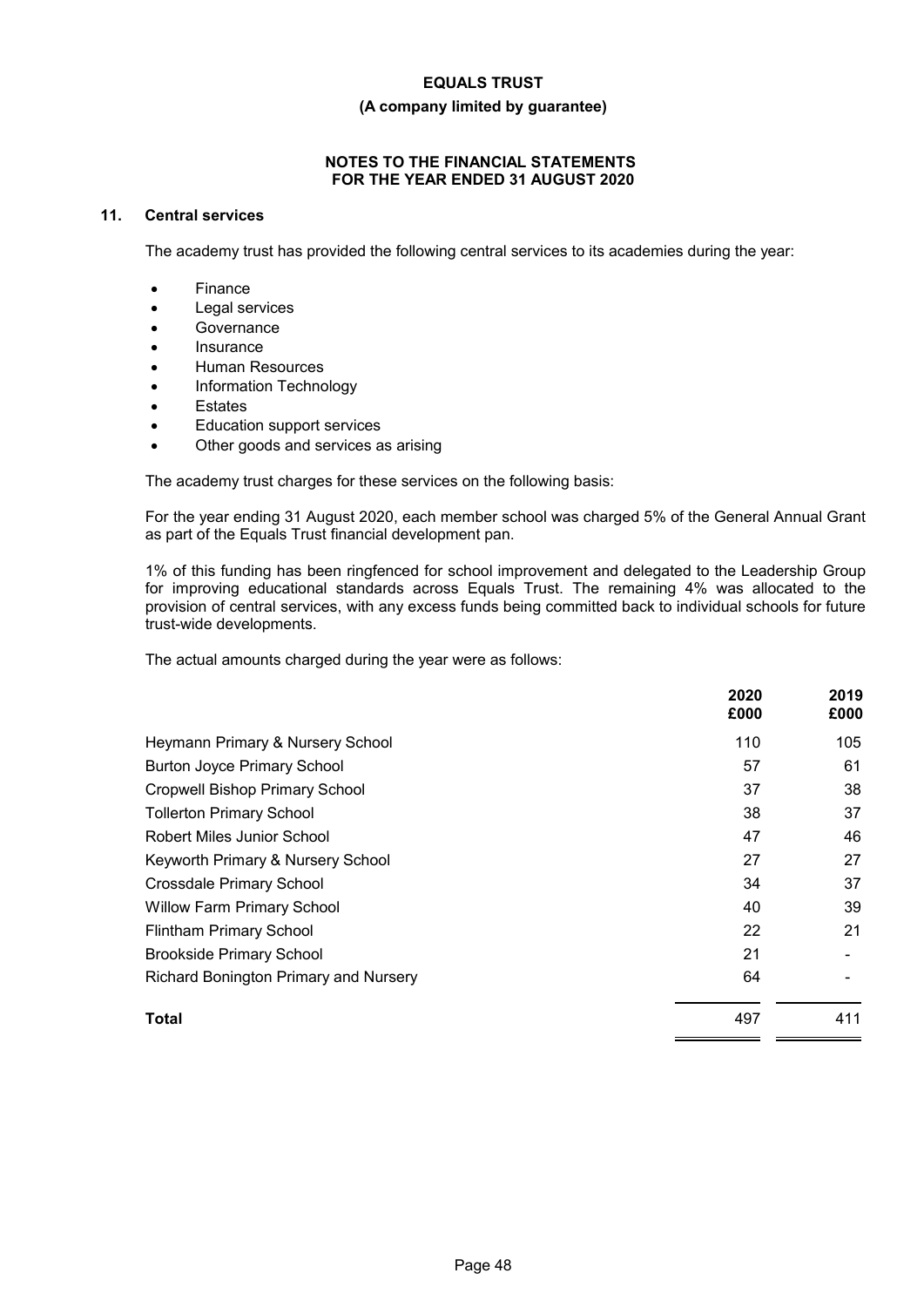**EQUALS TRUST**

**(A company limited by guarantee)**

**NOTES TO THE FINANCIAL STATEMENTS FOR THE YEAR ENDED 31 AUGUST 2020**

## 11. Central services

The academy trust has provided the following central services to its academies during the year:

- Finance
- Legal services
- Governance
- Insurance
- Human Resources
- Information Technology
- Estates
- Education support services
- Other goods and services as arising

The academy trust charges for these services on the following basis:

For the year ending 31 August 2020, each member school was charged 5% of the General Annual Grant as part of the Equals Trust financial development pan.

1% of this funding has been ringfenced for school improvement and delegated to the Leadership Group for improving educational standards across Equals Trust. The remaining 4% was allocated to the provision of central services, with any excess funds being committed back to individual schools for future trust-wide developments.

The actual amounts charged during the year were as follows:

| | 2020 £000 | 2019 £000 |
|---|---|---|
| Heymann Primary & Nursery School | 110 | 105 |
| Burton Joyce Primary School | 57 | 61 |
| Cropwell Bishop Primary School | 37 | 38 |
| Tollerton Primary School | 38 | 37 |
| Robert Miles Junior School | 47 | 46 |
| Keyworth Primary & Nursery School | 27 | 27 |
| Crossdale Primary School | 34 | 37 |
| Willow Farm Primary School | 40 | 39 |
| Flintham Primary School | 22 | 21 |
| Brookside Primary School | 21 | - |
| Richard Bonington Primary and Nursery | 64 | - |
| **Total** | 497 | 411 |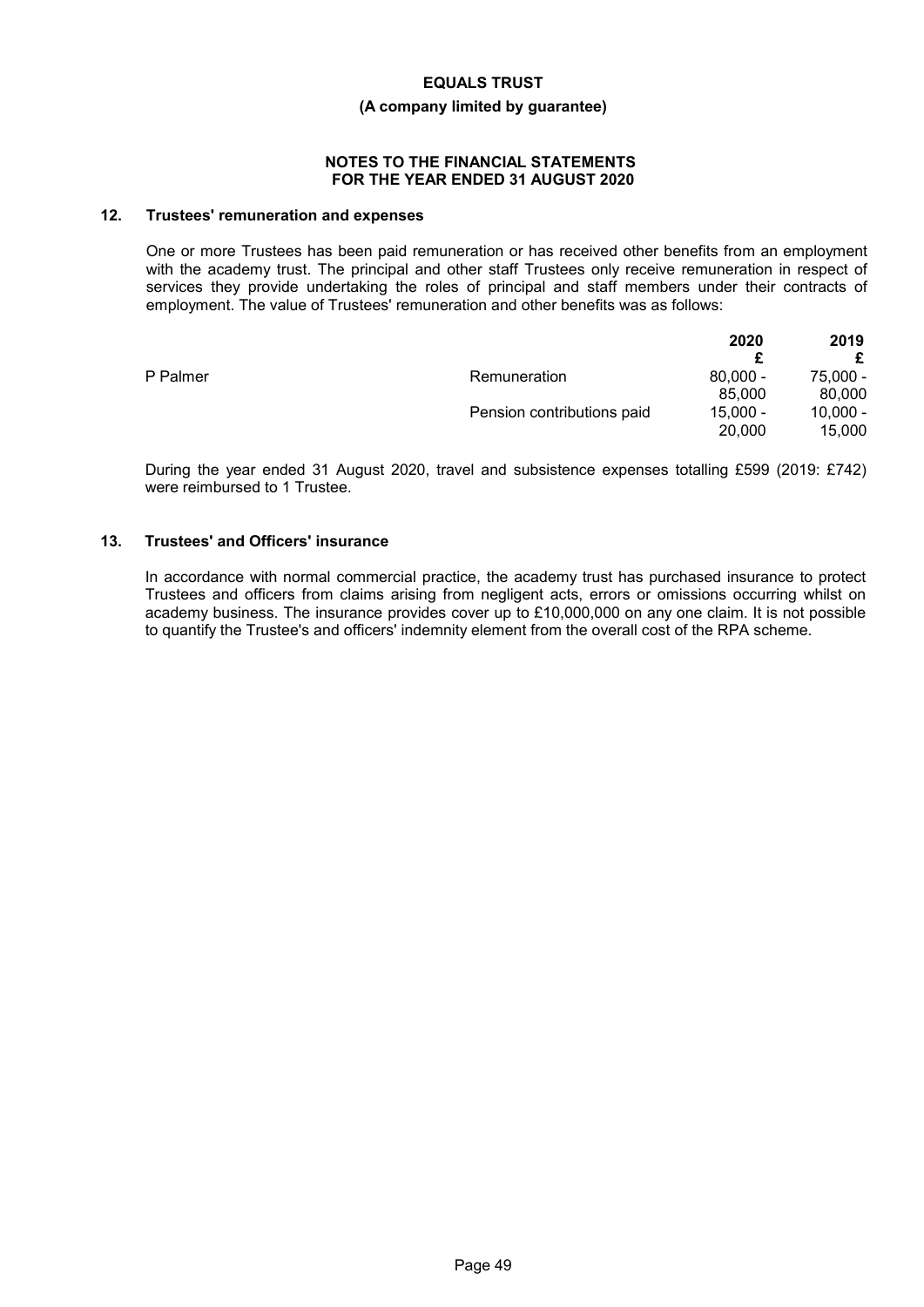## 12. Trustees' remuneration and expenses

One or more Trustees has been paid remuneration or has received other benefits from an employment with the academy trust. The principal and other staff Trustees only receive remuneration in respect of services they provide undertaking the roles of principal and staff members under their contracts of employment. The value of Trustees' remuneration and other benefits was as follows:

| | | 2020 £ | 2019 £ |
|---|---|---|---|
| P Palmer | Remuneration | 80,000 - 85,000 | 75,000 - 80,000 |
| | Pension contributions paid | 15,000 - 20,000 | 10,000 - 15,000 |

During the year ended 31 August 2020, travel and subsistence expenses totalling £599 (2019: £742) were reimbursed to 1 Trustee.

## 13. Trustees' and Officers' insurance

In accordance with normal commercial practice, the academy trust has purchased insurance to protect Trustees and officers from claims arising from negligent acts, errors or omissions occurring whilst on academy business. The insurance provides cover up to £10,000,000 on any one claim. It is not possible to quantify the Trustee's and officers' indemnity element from the overall cost of the RPA scheme.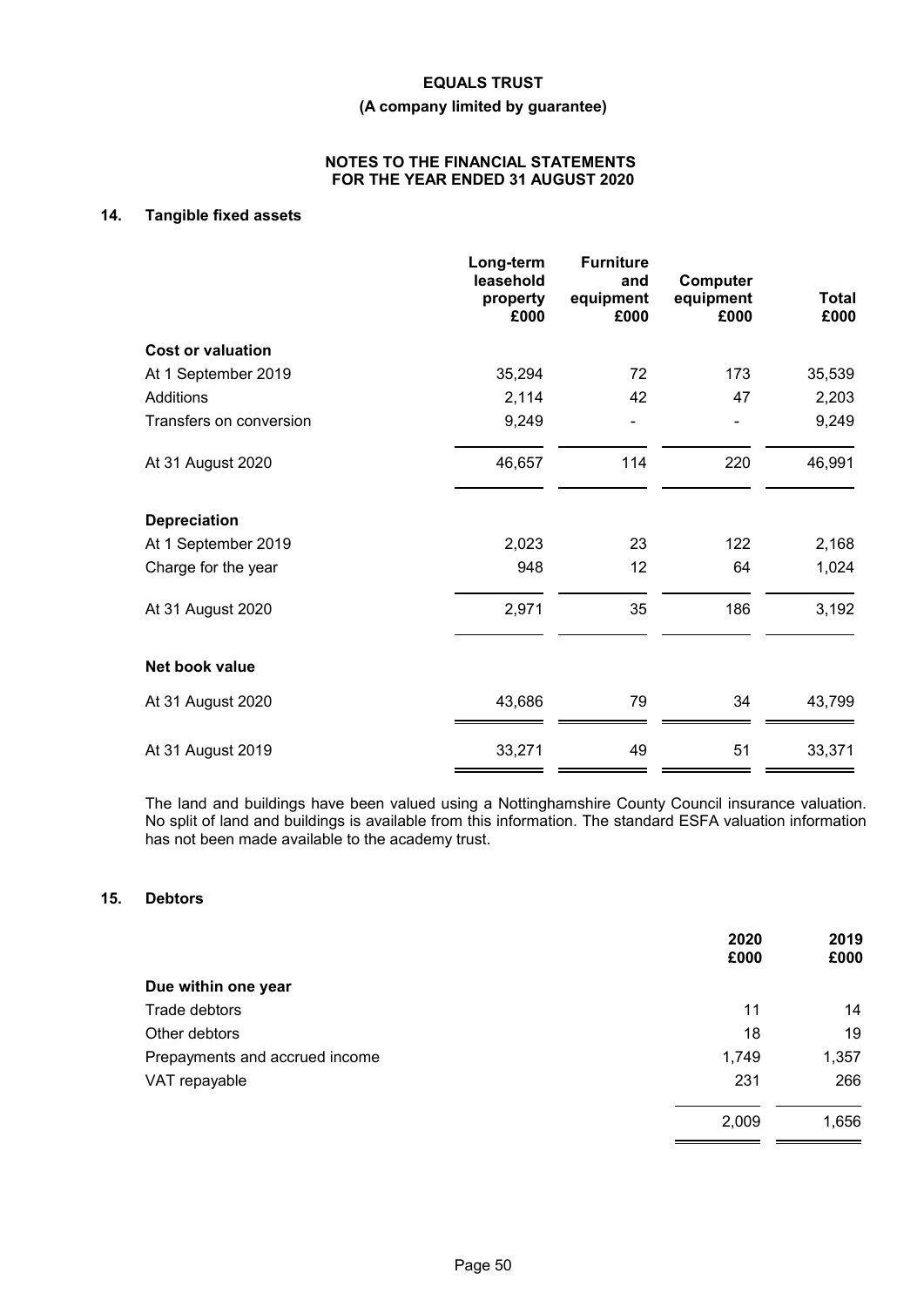# EQUALS TRUST

**(A company limited by guarantee)**

**NOTES TO THE FINANCIAL STATEMENTS FOR THE YEAR ENDED 31 AUGUST 2020**

## 14. Tangible fixed assets

| | Long-term leasehold property £000 | Furniture and equipment £000 | Computer equipment £000 | Total £000 |
|---|---|---|---|---|
| **Cost or valuation** | | | | |
| At 1 September 2019 | 35,294 | 72 | 173 | 35,539 |
| Additions | 2,114 | 42 | 47 | 2,203 |
| Transfers on conversion | 9,249 | - | - | 9,249 |
| At 31 August 2020 | 46,657 | 114 | 220 | 46,991 |
| **Depreciation** | | | | |
| At 1 September 2019 | 2,023 | 23 | 122 | 2,168 |
| Charge for the year | 948 | 12 | 64 | 1,024 |
| At 31 August 2020 | 2,971 | 35 | 186 | 3,192 |
| **Net book value** | | | | |
| At 31 August 2020 | 43,686 | 79 | 34 | 43,799 |
| At 31 August 2019 | 33,271 | 49 | 51 | 33,371 |

The land and buildings have been valued using a Nottinghamshire County Council insurance valuation. No split of land and buildings is available from this information. The standard ESFA valuation information has not been made available to the academy trust.

## 15. Debtors

| | 2020 £000 | 2019 £000 |
|---|---|---|
| **Due within one year** | | |
| Trade debtors | 11 | 14 |
| Other debtors | 18 | 19 |
| Prepayments and accrued income | 1,749 | 1,357 |
| VAT repayable | 231 | 266 |
| | 2,009 | 1,656 |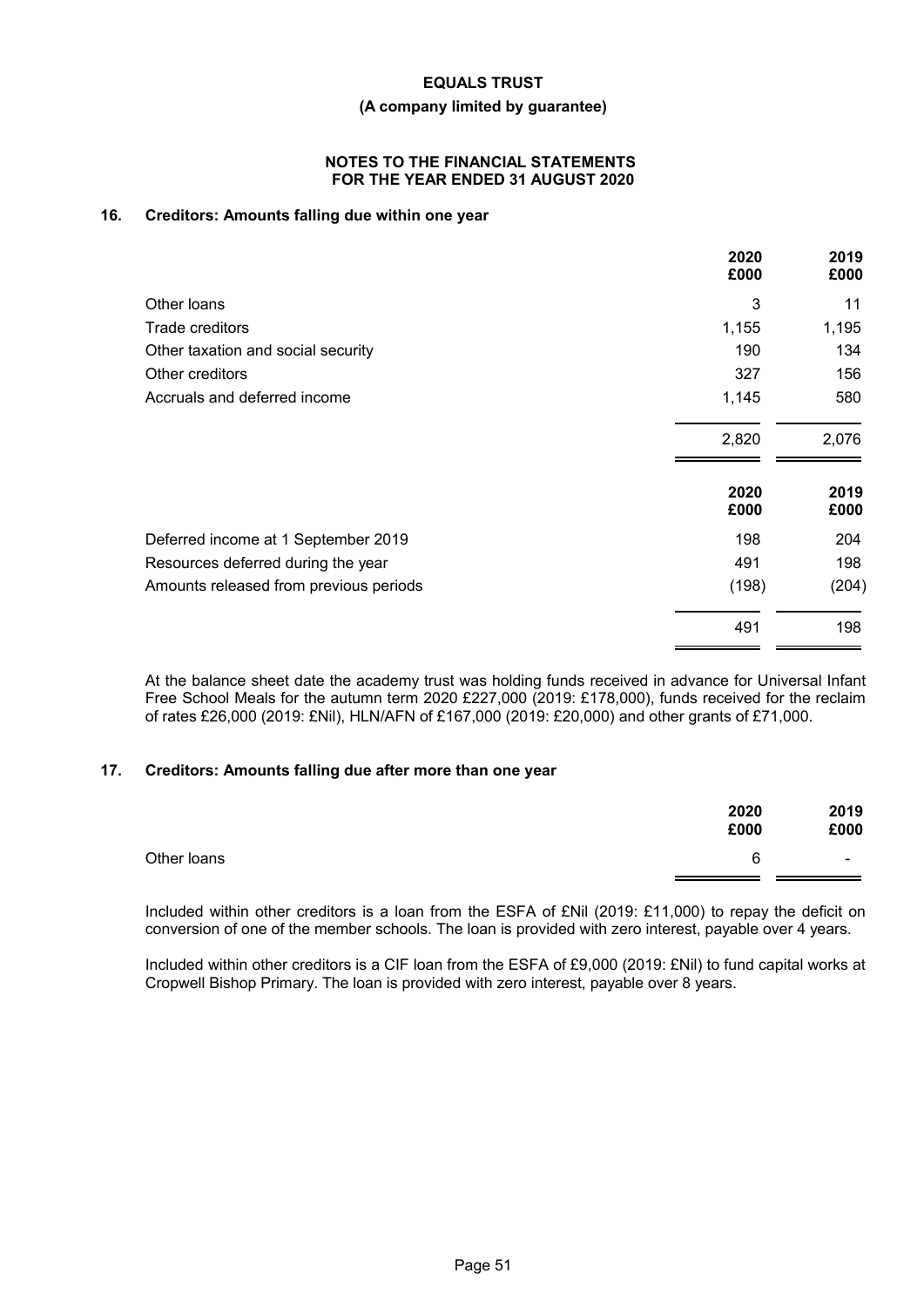**EQUALS TRUST**

**(A company limited by guarantee)**

**NOTES TO THE FINANCIAL STATEMENTS FOR THE YEAR ENDED 31 AUGUST 2020**

## 16. Creditors: Amounts falling due within one year

| | 2020 £000 | 2019 £000 |
|---|---|---|
| Other loans | 3 | 11 |
| Trade creditors | 1,155 | 1,195 |
| Other taxation and social security | 190 | 134 |
| Other creditors | 327 | 156 |
| Accruals and deferred income | 1,145 | 580 |
| | 2,820 | 2,076 |

| | 2020 £000 | 2019 £000 |
|---|---|---|
| Deferred income at 1 September 2019 | 198 | 204 |
| Resources deferred during the year | 491 | 198 |
| Amounts released from previous periods | (198) | (204) |
| | 491 | 198 |

At the balance sheet date the academy trust was holding funds received in advance for Universal Infant Free School Meals for the autumn term 2020 £227,000 (2019: £178,000), funds received for the reclaim of rates £26,000 (2019: £Nil), HLN/AFN of £167,000 (2019: £20,000) and other grants of £71,000.

## 17. Creditors: Amounts falling due after more than one year

| | 2020 £000 | 2019 £000 |
|---|---|---|
| Other loans | 6 | - |

Included within other creditors is a loan from the ESFA of £Nil (2019: £11,000) to repay the deficit on conversion of one of the member schools. The loan is provided with zero interest, payable over 4 years.

Included within other creditors is a CIF loan from the ESFA of £9,000 (2019: £Nil) to fund capital works at Cropwell Bishop Primary. The loan is provided with zero interest, payable over 8 years.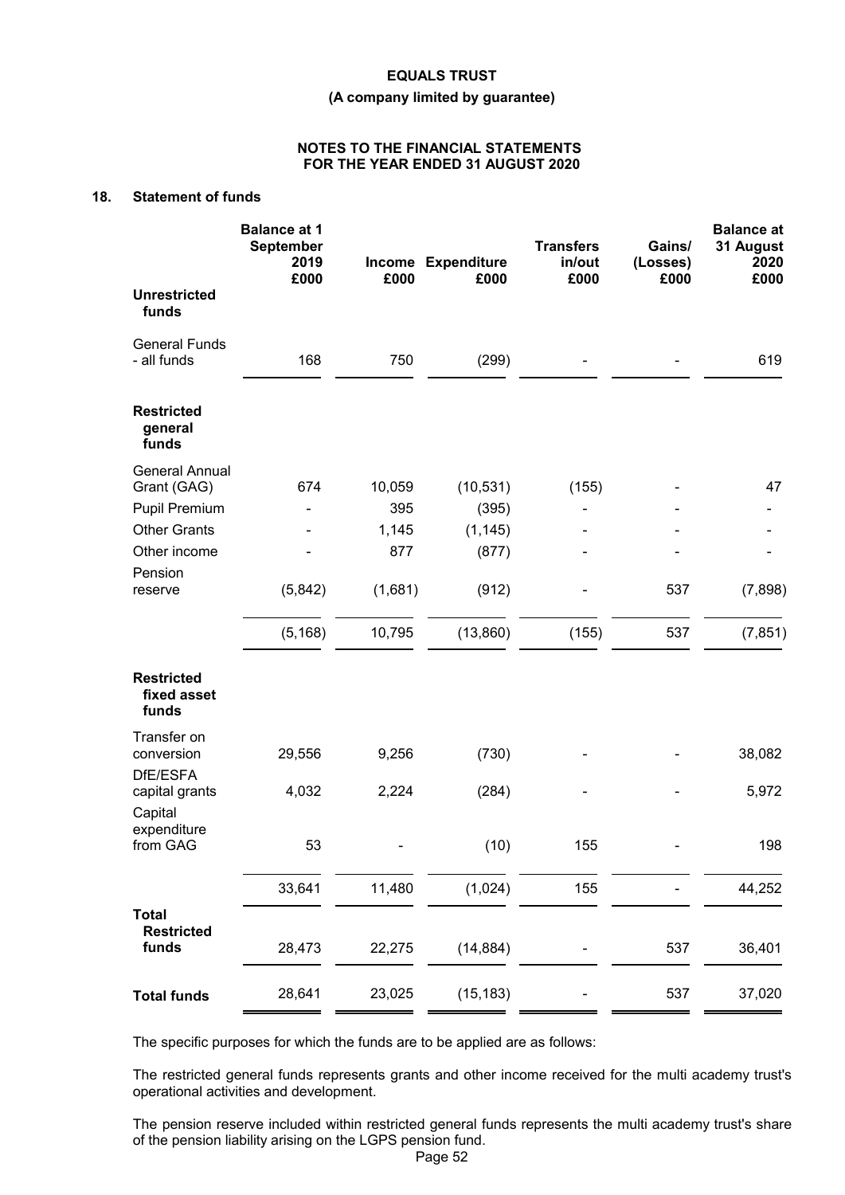**EQUALS TRUST**

**(A company limited by guarantee)**

**NOTES TO THE FINANCIAL STATEMENTS FOR THE YEAR ENDED 31 AUGUST 2020**

## 18. Statement of funds

| | Balance at 1 September 2019 £000 | Income £000 | Expenditure £000 | Transfers in/out £000 | Gains/ (Losses) £000 | Balance at 31 August 2020 £000 |
|---|---|---|---|---|---|---|
| **Unrestricted funds** | | | | | | |
| General Funds - all funds | 168 | 750 | (299) | - | - | 619 |
| **Restricted general funds** | | | | | | |
| General Annual Grant (GAG) | 674 | 10,059 | (10,531) | (155) | - | 47 |
| Pupil Premium | - | 395 | (395) | - | - | - |
| Other Grants | - | 1,145 | (1,145) | - | - | - |
| Other income | - | 877 | (877) | - | - | - |
| Pension reserve | (5,842) | (1,681) | (912) | - | 537 | (7,898) |
| | (5,168) | 10,795 | (13,860) | (155) | 537 | (7,851) |
| **Restricted fixed asset funds** | | | | | | |
| Transfer on conversion | 29,556 | 9,256 | (730) | - | - | 38,082 |
| DfE/ESFA capital grants | 4,032 | 2,224 | (284) | - | - | 5,972 |
| Capital expenditure from GAG | 53 | - | (10) | 155 | - | 198 |
| | 33,641 | 11,480 | (1,024) | 155 | - | 44,252 |
| **Total Restricted funds** | 28,473 | 22,275 | (14,884) | - | 537 | 36,401 |
| **Total funds** | 28,641 | 23,025 | (15,183) | - | 537 | 37,020 |

The specific purposes for which the funds are to be applied are as follows:

The restricted general funds represents grants and other income received for the multi academy trust's operational activities and development.

The pension reserve included within restricted general funds represents the multi academy trust's share of the pension liability arising on the LGPS pension fund.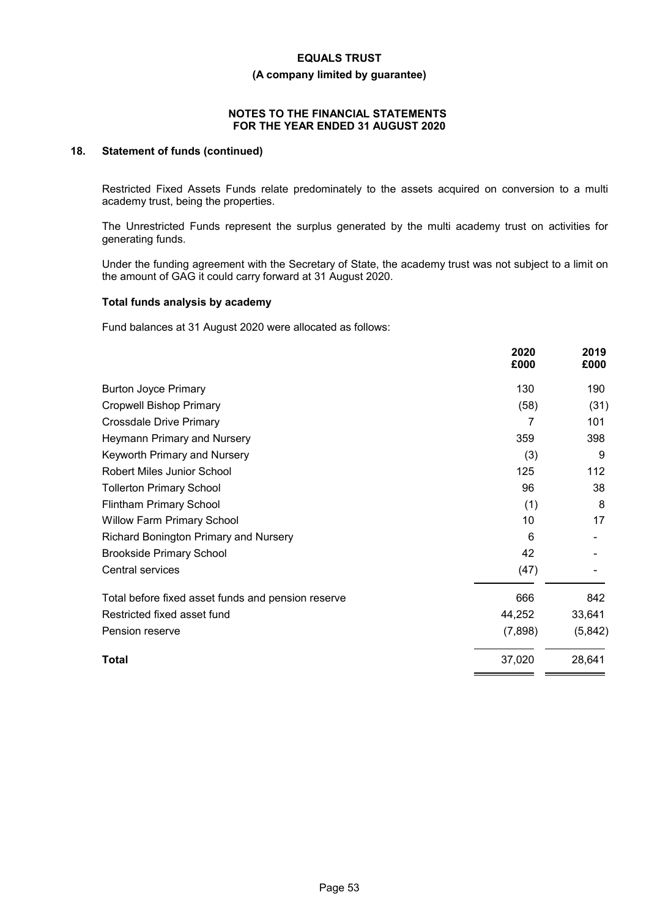## 18. Statement of funds (continued)

Restricted Fixed Assets Funds relate predominately to the assets acquired on conversion to a multi academy trust, being the properties.

The Unrestricted Funds represent the surplus generated by the multi academy trust on activities for generating funds.

Under the funding agreement with the Secretary of State, the academy trust was not subject to a limit on the amount of GAG it could carry forward at 31 August 2020.

### Total funds analysis by academy

Fund balances at 31 August 2020 were allocated as follows:

| | 2020 £000 | 2019 £000 |
|---|---|---|
| Burton Joyce Primary | 130 | 190 |
| Cropwell Bishop Primary | (58) | (31) |
| Crossdale Drive Primary | 7 | 101 |
| Heymann Primary and Nursery | 359 | 398 |
| Keyworth Primary and Nursery | (3) | 9 |
| Robert Miles Junior School | 125 | 112 |
| Tollerton Primary School | 96 | 38 |
| Flintham Primary School | (1) | 8 |
| Willow Farm Primary School | 10 | 17 |
| Richard Bonington Primary and Nursery | 6 | - |
| Brookside Primary School | 42 | - |
| Central services | (47) | - |
| Total before fixed asset funds and pension reserve | 666 | 842 |
| Restricted fixed asset fund | 44,252 | 33,641 |
| Pension reserve | (7,898) | (5,842) |
| **Total** | 37,020 | 28,641 |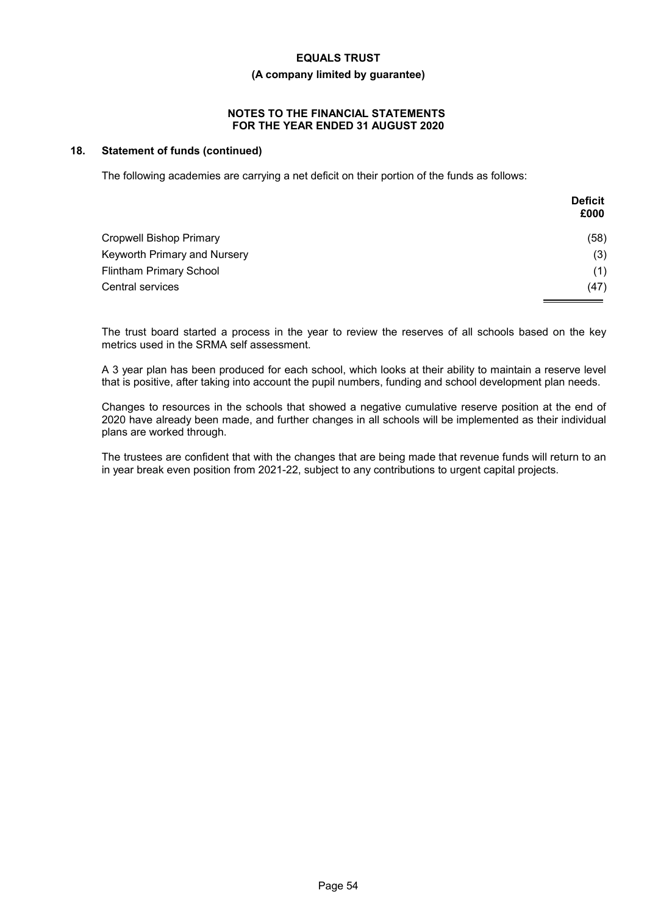## 18. Statement of funds (continued)

The following academies are carrying a net deficit on their portion of the funds as follows:

| | Deficit £000 |
|---|---|
| Cropwell Bishop Primary | (58) |
| Keyworth Primary and Nursery | (3) |
| Flintham Primary School | (1) |
| Central services | (47) |

The trust board started a process in the year to review the reserves of all schools based on the key metrics used in the SRMA self assessment.

A 3 year plan has been produced for each school, which looks at their ability to maintain a reserve level that is positive, after taking into account the pupil numbers, funding and school development plan needs.

Changes to resources in the schools that showed a negative cumulative reserve position at the end of 2020 have already been made, and further changes in all schools will be implemented as their individual plans are worked through.

The trustees are confident that with the changes that are being made that revenue funds will return to an in year break even position from 2021-22, subject to any contributions to urgent capital projects.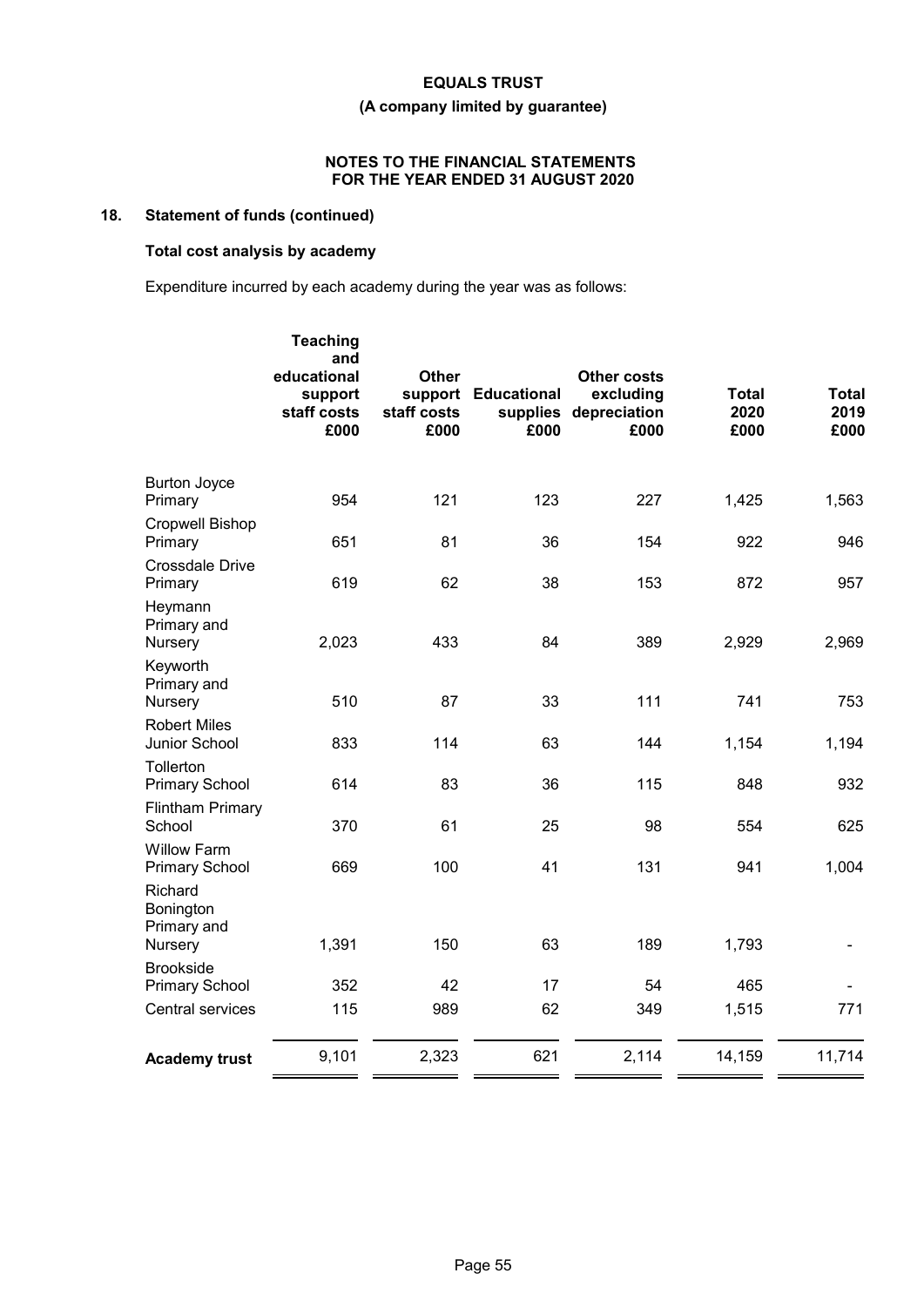**EQUALS TRUST**

**(A company limited by guarantee)**

**NOTES TO THE FINANCIAL STATEMENTS FOR THE YEAR ENDED 31 AUGUST 2020**

## 18. Statement of funds (continued)

### Total cost analysis by academy

Expenditure incurred by each academy during the year was as follows:

| | Teaching and educational support staff costs £000 | Other support staff costs £000 | Educational supplies £000 | Other costs excluding depreciation £000 | Total 2020 £000 | Total 2019 £000 |
|---|---|---|---|---|---|---|
| Burton Joyce Primary | 954 | 121 | 123 | 227 | 1,425 | 1,563 |
| Cropwell Bishop Primary | 651 | 81 | 36 | 154 | 922 | 946 |
| Crossdale Drive Primary | 619 | 62 | 38 | 153 | 872 | 957 |
| Heymann Primary and Nursery | 2,023 | 433 | 84 | 389 | 2,929 | 2,969 |
| Keyworth Primary and Nursery | 510 | 87 | 33 | 111 | 741 | 753 |
| Robert Miles Junior School | 833 | 114 | 63 | 144 | 1,154 | 1,194 |
| Tollerton Primary School | 614 | 83 | 36 | 115 | 848 | 932 |
| Flintham Primary School | 370 | 61 | 25 | 98 | 554 | 625 |
| Willow Farm Primary School | 669 | 100 | 41 | 131 | 941 | 1,004 |
| Richard Bonington Primary and Nursery | 1,391 | 150 | 63 | 189 | 1,793 | - |
| Brookside Primary School | 352 | 42 | 17 | 54 | 465 | - |
| Central services | 115 | 989 | 62 | 349 | 1,515 | 771 |
| **Academy trust** | 9,101 | 2,323 | 621 | 2,114 | 14,159 | 11,714 |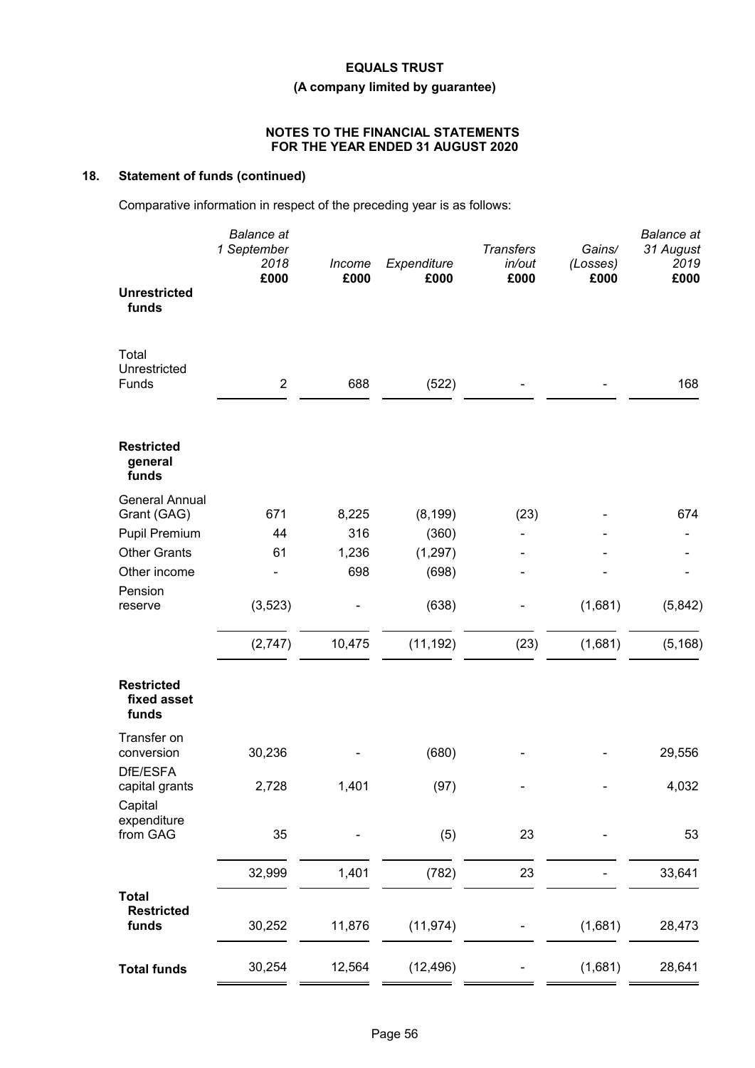**EQUALS TRUST**

**(A company limited by guarantee)**

**NOTES TO THE FINANCIAL STATEMENTS FOR THE YEAR ENDED 31 AUGUST 2020**

## 18. Statement of funds (continued)

Comparative information in respect of the preceding year is as follows:

| | *Balance at 1 September 2018* £000 | *Income* £000 | *Expenditure* £000 | *Transfers in/out* £000 | *Gains/ (Losses)* £000 | *Balance at 31 August 2019* £000 |
|---|---|---|---|---|---|---|
| **Unrestricted funds** | | | | | | |
| Total Unrestricted Funds | 2 | 688 | (522) | - | - | 168 |
| **Restricted general funds** | | | | | | |
| General Annual Grant (GAG) | 671 | 8,225 | (8,199) | (23) | - | 674 |
| Pupil Premium | 44 | 316 | (360) | - | - | - |
| Other Grants | 61 | 1,236 | (1,297) | - | - | - |
| Other income | - | 698 | (698) | - | - | - |
| Pension reserve | (3,523) | - | (638) | - | (1,681) | (5,842) |
| | (2,747) | 10,475 | (11,192) | (23) | (1,681) | (5,168) |
| **Restricted fixed asset funds** | | | | | | |
| Transfer on conversion | 30,236 | - | (680) | - | - | 29,556 |
| DfE/ESFA capital grants | 2,728 | 1,401 | (97) | - | - | 4,032 |
| Capital expenditure from GAG | 35 | - | (5) | 23 | - | 53 |
| | 32,999 | 1,401 | (782) | 23 | - | 33,641 |
| **Total Restricted funds** | 30,252 | 11,876 | (11,974) | - | (1,681) | 28,473 |
| **Total funds** | 30,254 | 12,564 | (12,496) | - | (1,681) | 28,641 |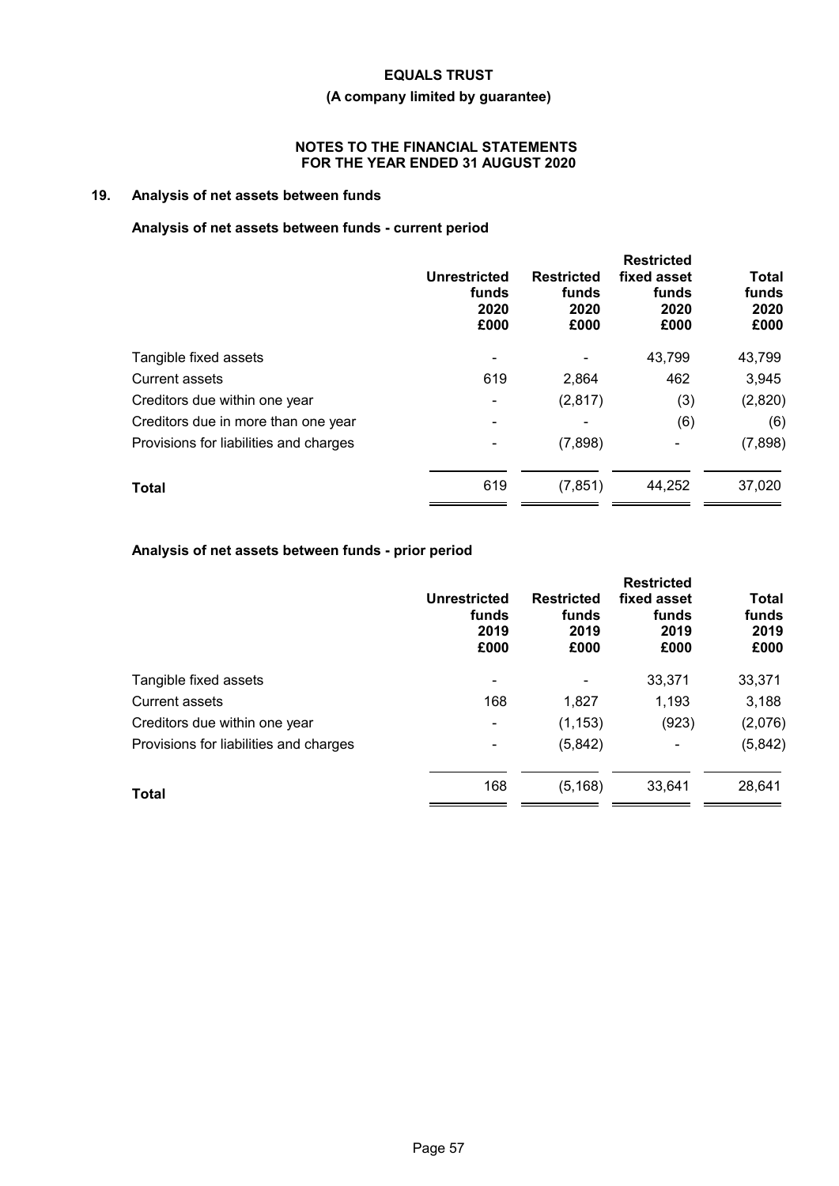**EQUALS TRUST**

**(A company limited by guarantee)**

**NOTES TO THE FINANCIAL STATEMENTS FOR THE YEAR ENDED 31 AUGUST 2020**

## 19. Analysis of net assets between funds

### Analysis of net assets between funds - current period

| | Unrestricted funds 2020 £000 | Restricted funds 2020 £000 | Restricted fixed asset funds 2020 £000 | Total funds 2020 £000 |
|---|---|---|---|---|
| Tangible fixed assets | - | - | 43,799 | 43,799 |
| Current assets | 619 | 2,864 | 462 | 3,945 |
| Creditors due within one year | - | (2,817) | (3) | (2,820) |
| Creditors due in more than one year | - | - | (6) | (6) |
| Provisions for liabilities and charges | - | (7,898) | - | (7,898) |
| **Total** | 619 | (7,851) | 44,252 | 37,020 |

### Analysis of net assets between funds - prior period

| | Unrestricted funds 2019 £000 | Restricted funds 2019 £000 | Restricted fixed asset funds 2019 £000 | Total funds 2019 £000 |
|---|---|---|---|---|
| Tangible fixed assets | - | - | 33,371 | 33,371 |
| Current assets | 168 | 1,827 | 1,193 | 3,188 |
| Creditors due within one year | - | (1,153) | (923) | (2,076) |
| Provisions for liabilities and charges | - | (5,842) | - | (5,842) |
| **Total** | 168 | (5,168) | 33,641 | 28,641 |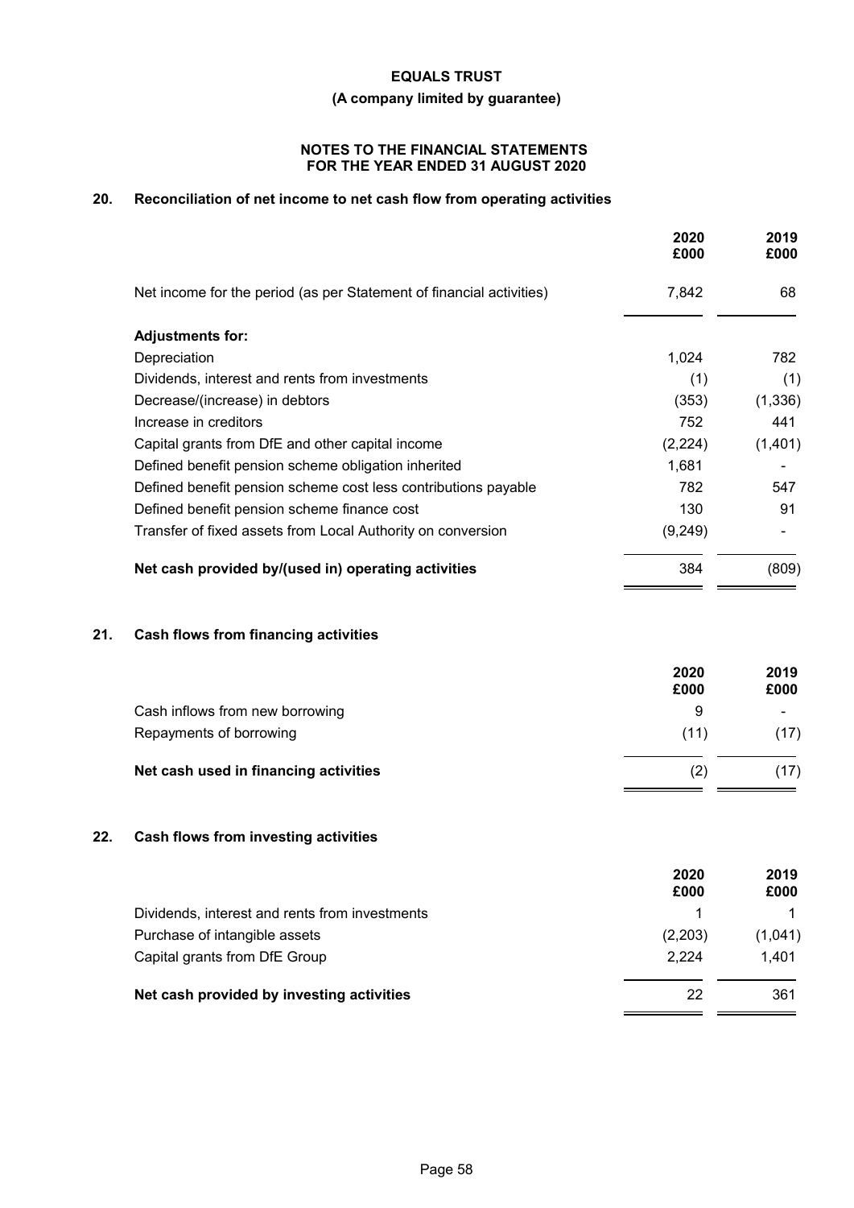**EQUALS TRUST**

**(A company limited by guarantee)**

**NOTES TO THE FINANCIAL STATEMENTS**
**FOR THE YEAR ENDED 31 AUGUST 2020**

## 20. Reconciliation of net income to net cash flow from operating activities

| | 2020 £000 | 2019 £000 |
|---|---|---|
| Net income for the period (as per Statement of financial activities) | 7,842 | 68 |
| **Adjustments for:** | | |
| Depreciation | 1,024 | 782 |
| Dividends, interest and rents from investments | (1) | (1) |
| Decrease/(increase) in debtors | (353) | (1,336) |
| Increase in creditors | 752 | 441 |
| Capital grants from DfE and other capital income | (2,224) | (1,401) |
| Defined benefit pension scheme obligation inherited | 1,681 | - |
| Defined benefit pension scheme cost less contributions payable | 782 | 547 |
| Defined benefit pension scheme finance cost | 130 | 91 |
| Transfer of fixed assets from Local Authority on conversion | (9,249) | - |
| **Net cash provided by/(used in) operating activities** | 384 | (809) |

## 21. Cash flows from financing activities

| | 2020 £000 | 2019 £000 |
|---|---|---|
| Cash inflows from new borrowing | 9 | - |
| Repayments of borrowing | (11) | (17) |
| **Net cash used in financing activities** | (2) | (17) |

## 22. Cash flows from investing activities

| | 2020 £000 | 2019 £000 |
|---|---|---|
| Dividends, interest and rents from investments | 1 | 1 |
| Purchase of intangible assets | (2,203) | (1,041) |
| Capital grants from DfE Group | 2,224 | 1,401 |
| **Net cash provided by investing activities** | 22 | 361 |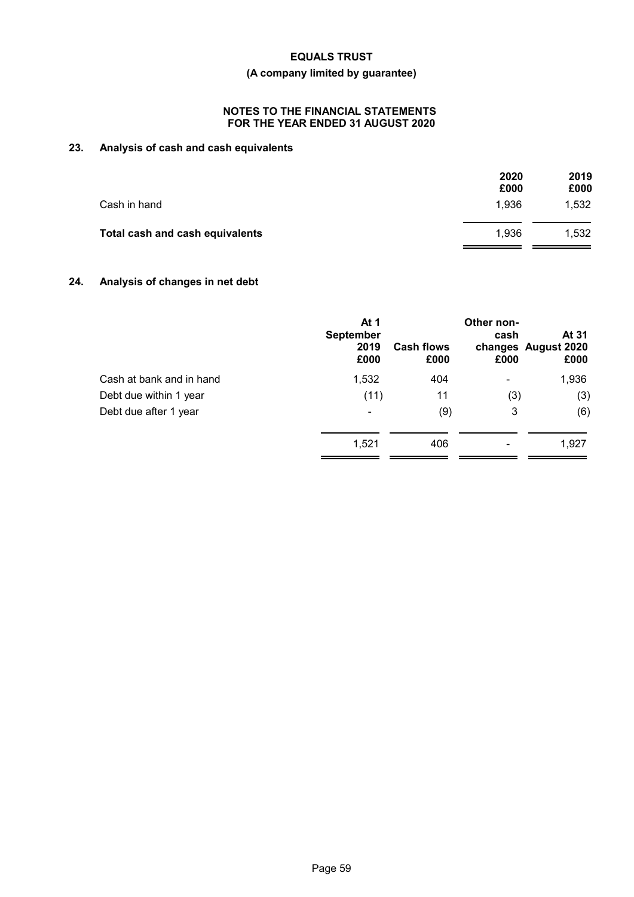**EQUALS TRUST**

**(A company limited by guarantee)**

**NOTES TO THE FINANCIAL STATEMENTS FOR THE YEAR ENDED 31 AUGUST 2020**

## 23. Analysis of cash and cash equivalents

| | 2020 £000 | 2019 £000 |
|---|---|---|
| Cash in hand | 1,936 | 1,532 |
| **Total cash and cash equivalents** | 1,936 | 1,532 |

## 24. Analysis of changes in net debt

| | At 1 September 2019 £000 | Cash flows £000 | Other non-cash changes £000 | At 31 August 2020 £000 |
|---|---|---|---|---|
| Cash at bank and in hand | 1,532 | 404 | - | 1,936 |
| Debt due within 1 year | (11) | 11 | (3) | (3) |
| Debt due after 1 year | - | (9) | 3 | (6) |
| | 1,521 | 406 | - | 1,927 |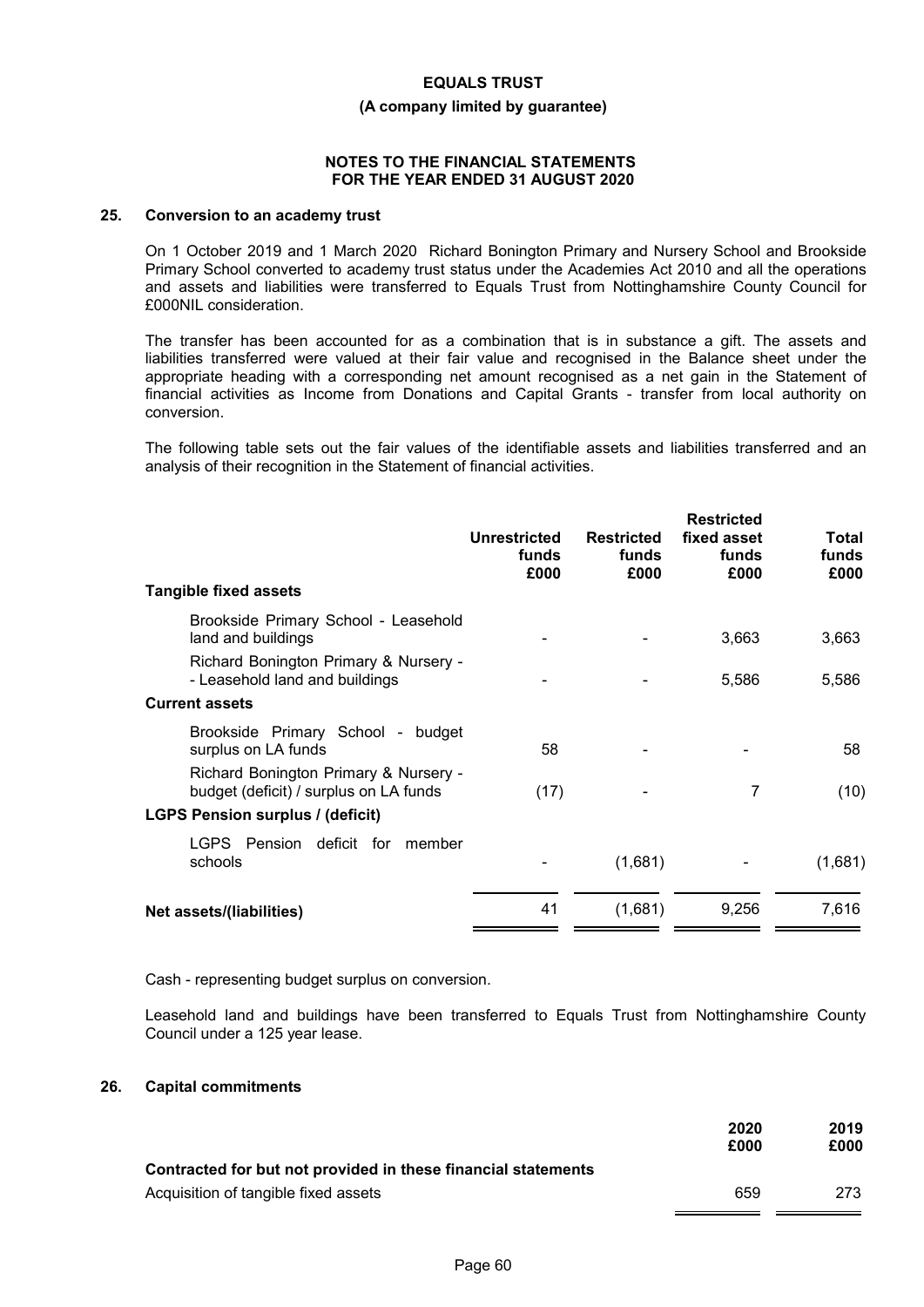## 25. Conversion to an academy trust

On 1 October 2019 and 1 March 2020 Richard Bonington Primary and Nursery School and Brookside Primary School converted to academy trust status under the Academies Act 2010 and all the operations and assets and liabilities were transferred to Equals Trust from Nottinghamshire County Council for £000NIL consideration.

The transfer has been accounted for as a combination that is in substance a gift. The assets and liabilities transferred were valued at their fair value and recognised in the Balance sheet under the appropriate heading with a corresponding net amount recognised as a net gain in the Statement of financial activities as Income from Donations and Capital Grants - transfer from local authority on conversion.

The following table sets out the fair values of the identifiable assets and liabilities transferred and an analysis of their recognition in the Statement of financial activities.

| | Unrestricted funds £000 | Restricted funds £000 | Restricted fixed asset funds £000 | Total funds £000 |
|---|---|---|---|---|
| **Tangible fixed assets** | | | | |
| Brookside Primary School - Leasehold land and buildings | - | - | 3,663 | 3,663 |
| Richard Bonington Primary & Nursery - - Leasehold land and buildings | - | - | 5,586 | 5,586 |
| **Current assets** | | | | |
| Brookside Primary School - budget surplus on LA funds | 58 | - | - | 58 |
| Richard Bonington Primary & Nursery - budget (deficit) / surplus on LA funds | (17) | - | 7 | (10) |
| **LGPS Pension surplus / (deficit)** | | | | |
| LGPS Pension deficit for member schools | - | (1,681) | - | (1,681) |
| **Net assets/(liabilities)** | 41 | (1,681) | 9,256 | 7,616 |

Cash - representing budget surplus on conversion.

Leasehold land and buildings have been transferred to Equals Trust from Nottinghamshire County Council under a 125 year lease.

## 26. Capital commitments

| | 2020 £000 | 2019 £000 |
|---|---|---|
| **Contracted for but not provided in these financial statements** | | |
| Acquisition of tangible fixed assets | 659 | 273 |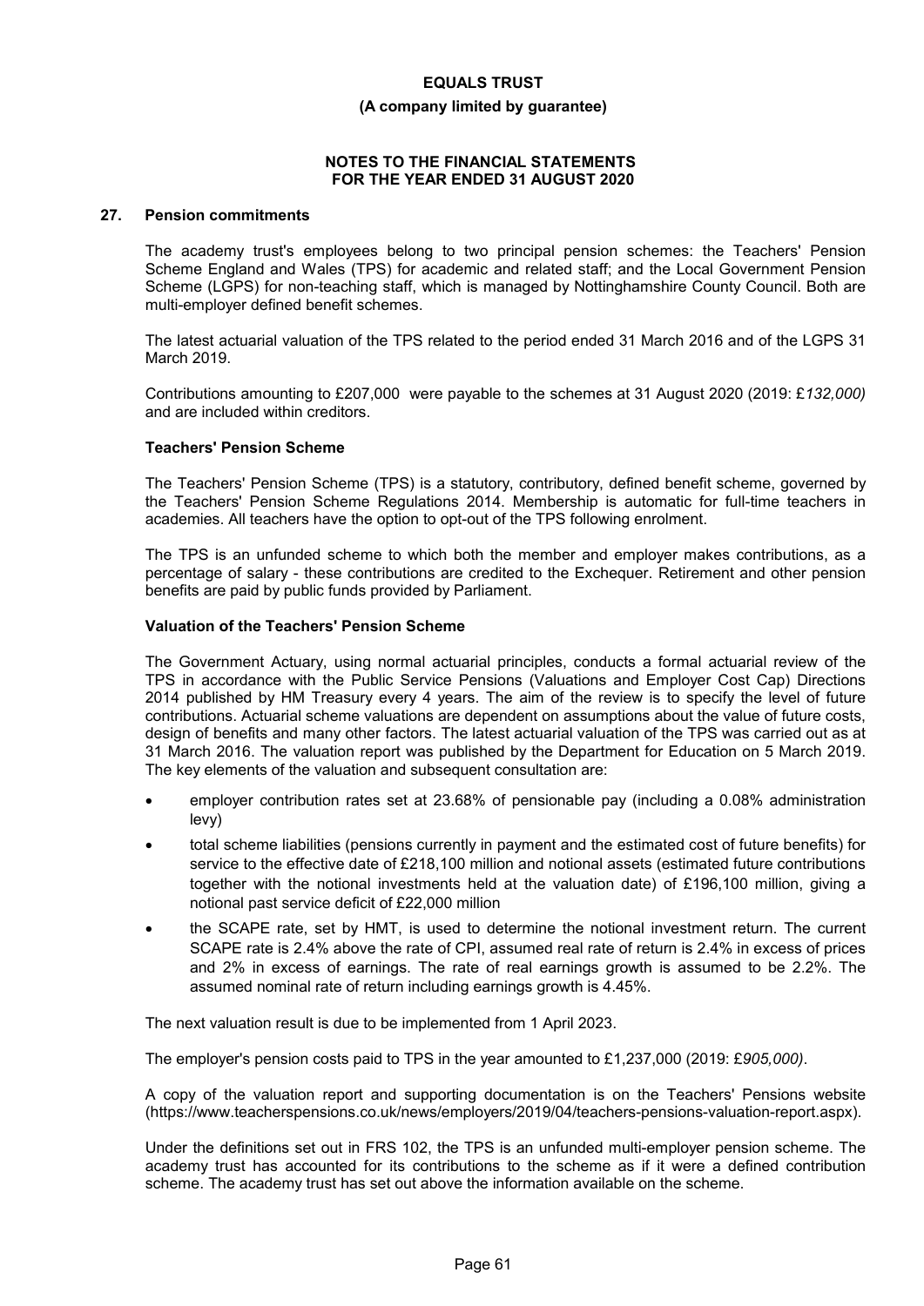**EQUALS TRUST**

**(A company limited by guarantee)**

**NOTES TO THE FINANCIAL STATEMENTS FOR THE YEAR ENDED 31 AUGUST 2020**

## 27. Pension commitments

The academy trust's employees belong to two principal pension schemes: the Teachers' Pension Scheme England and Wales (TPS) for academic and related staff; and the Local Government Pension Scheme (LGPS) for non-teaching staff, which is managed by Nottinghamshire County Council. Both are multi-employer defined benefit schemes.

The latest actuarial valuation of the TPS related to the period ended 31 March 2016 and of the LGPS 31 March 2019.

Contributions amounting to £207,000 were payable to the schemes at 31 August 2020 (2019: £*132,000)* and are included within creditors.

### Teachers' Pension Scheme

The Teachers' Pension Scheme (TPS) is a statutory, contributory, defined benefit scheme, governed by the Teachers' Pension Scheme Regulations 2014. Membership is automatic for full-time teachers in academies. All teachers have the option to opt-out of the TPS following enrolment.

The TPS is an unfunded scheme to which both the member and employer makes contributions, as a percentage of salary - these contributions are credited to the Exchequer. Retirement and other pension benefits are paid by public funds provided by Parliament.

### Valuation of the Teachers' Pension Scheme

The Government Actuary, using normal actuarial principles, conducts a formal actuarial review of the TPS in accordance with the Public Service Pensions (Valuations and Employer Cost Cap) Directions 2014 published by HM Treasury every 4 years. The aim of the review is to specify the level of future contributions. Actuarial scheme valuations are dependent on assumptions about the value of future costs, design of benefits and many other factors. The latest actuarial valuation of the TPS was carried out as at 31 March 2016. The valuation report was published by the Department for Education on 5 March 2019. The key elements of the valuation and subsequent consultation are:

- employer contribution rates set at 23.68% of pensionable pay (including a 0.08% administration levy)
- total scheme liabilities (pensions currently in payment and the estimated cost of future benefits) for service to the effective date of £218,100 million and notional assets (estimated future contributions together with the notional investments held at the valuation date) of £196,100 million, giving a notional past service deficit of £22,000 million
- the SCAPE rate, set by HMT, is used to determine the notional investment return. The current SCAPE rate is 2.4% above the rate of CPI, assumed real rate of return is 2.4% in excess of prices and 2% in excess of earnings. The rate of real earnings growth is assumed to be 2.2%. The assumed nominal rate of return including earnings growth is 4.45%.

The next valuation result is due to be implemented from 1 April 2023.

The employer's pension costs paid to TPS in the year amounted to £1,237,000 (2019: £*905,000)*.

A copy of the valuation report and supporting documentation is on the Teachers' Pensions website (https://www.teacherspensions.co.uk/news/employers/2019/04/teachers-pensions-valuation-report.aspx).

Under the definitions set out in FRS 102, the TPS is an unfunded multi-employer pension scheme. The academy trust has accounted for its contributions to the scheme as if it were a defined contribution scheme. The academy trust has set out above the information available on the scheme.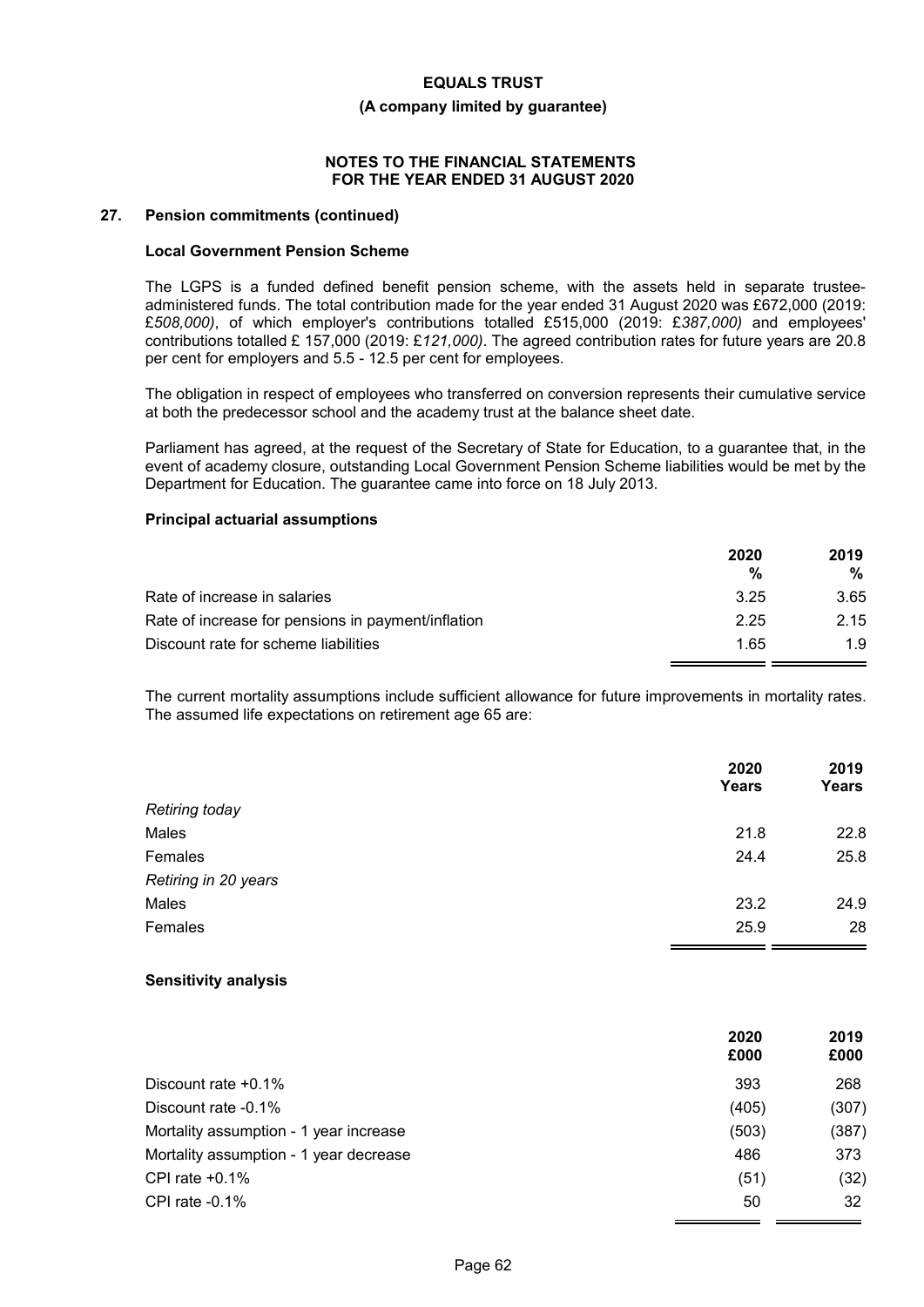**EQUALS TRUST**

**(A company limited by guarantee)**

**NOTES TO THE FINANCIAL STATEMENTS FOR THE YEAR ENDED 31 AUGUST 2020**

## 27. Pension commitments (continued)

### Local Government Pension Scheme

The LGPS is a funded defined benefit pension scheme, with the assets held in separate trustee-administered funds. The total contribution made for the year ended 31 August 2020 was £672,000 (2019: £*508,000)*, of which employer's contributions totalled £515,000 (2019: £*387,000)* and employees' contributions totalled £ 157,000 (2019: £*121,000)*. The agreed contribution rates for future years are 20.8 per cent for employers and 5.5 - 12.5 per cent for employees.

The obligation in respect of employees who transferred on conversion represents their cumulative service at both the predecessor school and the academy trust at the balance sheet date.

Parliament has agreed, at the request of the Secretary of State for Education, to a guarantee that, in the event of academy closure, outstanding Local Government Pension Scheme liabilities would be met by the Department for Education. The guarantee came into force on 18 July 2013.

### Principal actuarial assumptions

| | 2020 % | 2019 % |
|---|---|---|
| Rate of increase in salaries | 3.25 | 3.65 |
| Rate of increase for pensions in payment/inflation | 2.25 | 2.15 |
| Discount rate for scheme liabilities | 1.65 | 1.9 |

The current mortality assumptions include sufficient allowance for future improvements in mortality rates. The assumed life expectations on retirement age 65 are:

| | 2020 Years | 2019 Years |
|---|---|---|
| *Retiring today* | | |
| Males | 21.8 | 22.8 |
| Females | 24.4 | 25.8 |
| *Retiring in 20 years* | | |
| Males | 23.2 | 24.9 |
| Females | 25.9 | 28 |

### Sensitivity analysis

| | 2020 £000 | 2019 £000 |
|---|---|---|
| Discount rate +0.1% | 393 | 268 |
| Discount rate -0.1% | (405) | (307) |
| Mortality assumption - 1 year increase | (503) | (387) |
| Mortality assumption - 1 year decrease | 486 | 373 |
| CPI rate +0.1% | (51) | (32) |
| CPI rate -0.1% | 50 | 32 |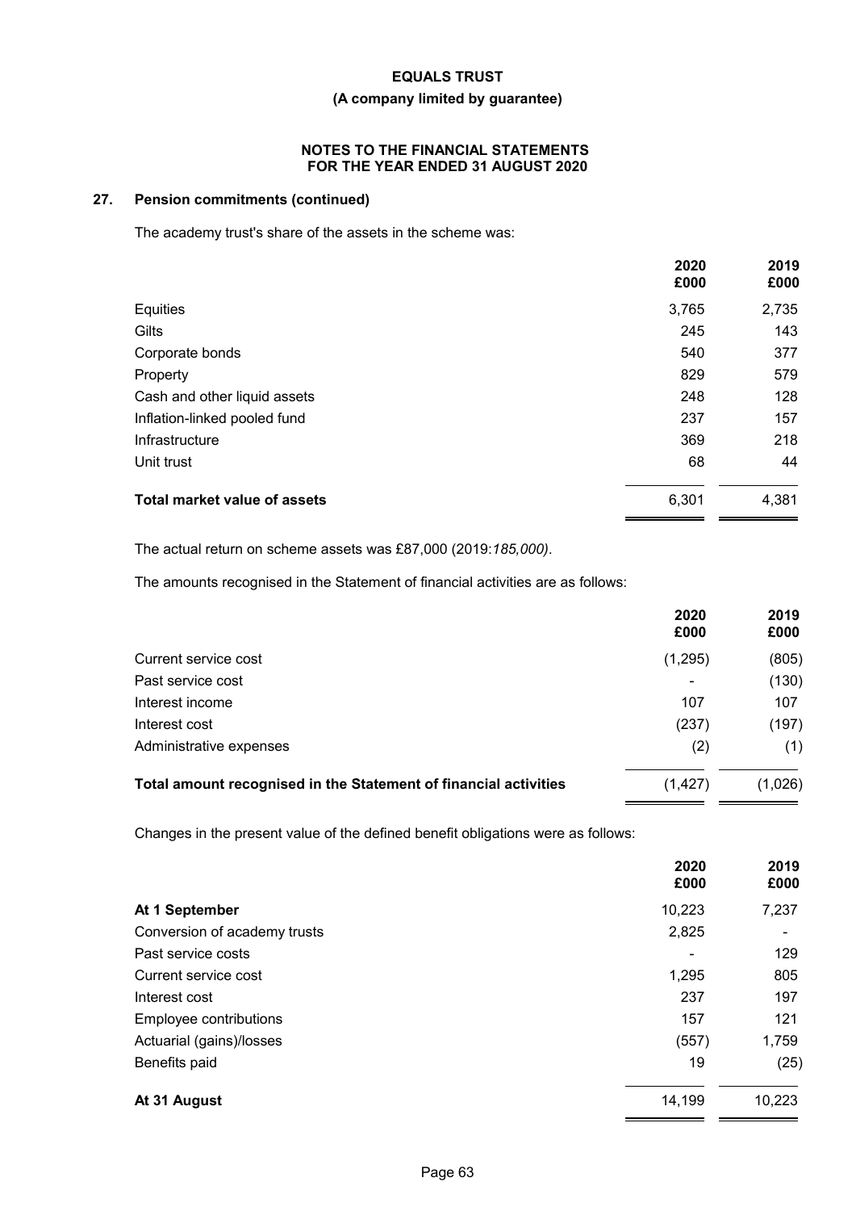**EQUALS TRUST**

**(A company limited by guarantee)**

**NOTES TO THE FINANCIAL STATEMENTS FOR THE YEAR ENDED 31 AUGUST 2020**

## 27. Pension commitments (continued)

The academy trust's share of the assets in the scheme was:

| | 2020 £000 | 2019 £000 |
|---|---|---|
| Equities | 3,765 | 2,735 |
| Gilts | 245 | 143 |
| Corporate bonds | 540 | 377 |
| Property | 829 | 579 |
| Cash and other liquid assets | 248 | 128 |
| Inflation-linked pooled fund | 237 | 157 |
| Infrastructure | 369 | 218 |
| Unit trust | 68 | 44 |
| **Total market value of assets** | 6,301 | 4,381 |

The actual return on scheme assets was £87,000 (2019:*185,000)*.

The amounts recognised in the Statement of financial activities are as follows:

| | 2020 £000 | 2019 £000 |
|---|---|---|
| Current service cost | (1,295) | (805) |
| Past service cost | - | (130) |
| Interest income | 107 | 107 |
| Interest cost | (237) | (197) |
| Administrative expenses | (2) | (1) |
| **Total amount recognised in the Statement of financial activities** | (1,427) | (1,026) |

Changes in the present value of the defined benefit obligations were as follows:

| | 2020 £000 | 2019 £000 |
|---|---|---|
| **At 1 September** | 10,223 | 7,237 |
| Conversion of academy trusts | 2,825 | - |
| Past service costs | - | 129 |
| Current service cost | 1,295 | 805 |
| Interest cost | 237 | 197 |
| Employee contributions | 157 | 121 |
| Actuarial (gains)/losses | (557) | 1,759 |
| Benefits paid | 19 | (25) |
| **At 31 August** | 14,199 | 10,223 |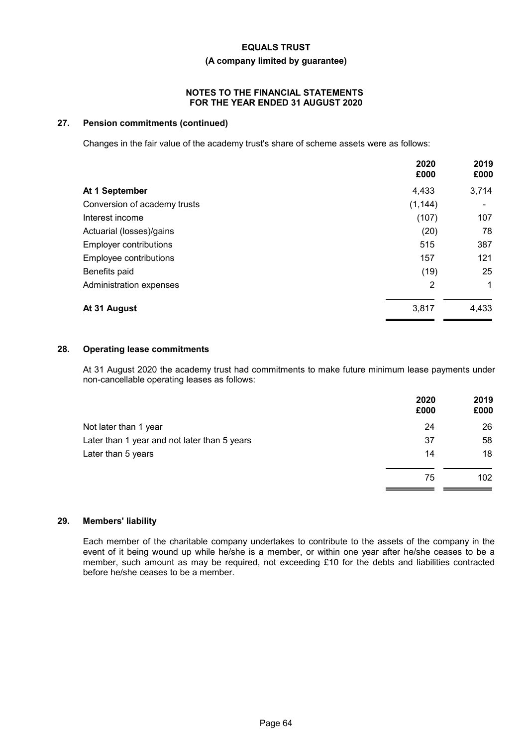**EQUALS TRUST**

**(A company limited by guarantee)**

**NOTES TO THE FINANCIAL STATEMENTS FOR THE YEAR ENDED 31 AUGUST 2020**

## 27. Pension commitments (continued)

Changes in the fair value of the academy trust's share of scheme assets were as follows:

| | 2020 £000 | 2019 £000 |
|---|---|---|
| **At 1 September** | 4,433 | 3,714 |
| Conversion of academy trusts | (1,144) | - |
| Interest income | (107) | 107 |
| Actuarial (losses)/gains | (20) | 78 |
| Employer contributions | 515 | 387 |
| Employee contributions | 157 | 121 |
| Benefits paid | (19) | 25 |
| Administration expenses | 2 | 1 |
| **At 31 August** | 3,817 | 4,433 |

## 28. Operating lease commitments

At 31 August 2020 the academy trust had commitments to make future minimum lease payments under non-cancellable operating leases as follows:

| | 2020 £000 | 2019 £000 |
|---|---|---|
| Not later than 1 year | 24 | 26 |
| Later than 1 year and not later than 5 years | 37 | 58 |
| Later than 5 years | 14 | 18 |
| | 75 | 102 |

## 29. Members' liability

Each member of the charitable company undertakes to contribute to the assets of the company in the event of it being wound up while he/she is a member, or within one year after he/she ceases to be a member, such amount as may be required, not exceeding £10 for the debts and liabilities contracted before he/she ceases to be a member.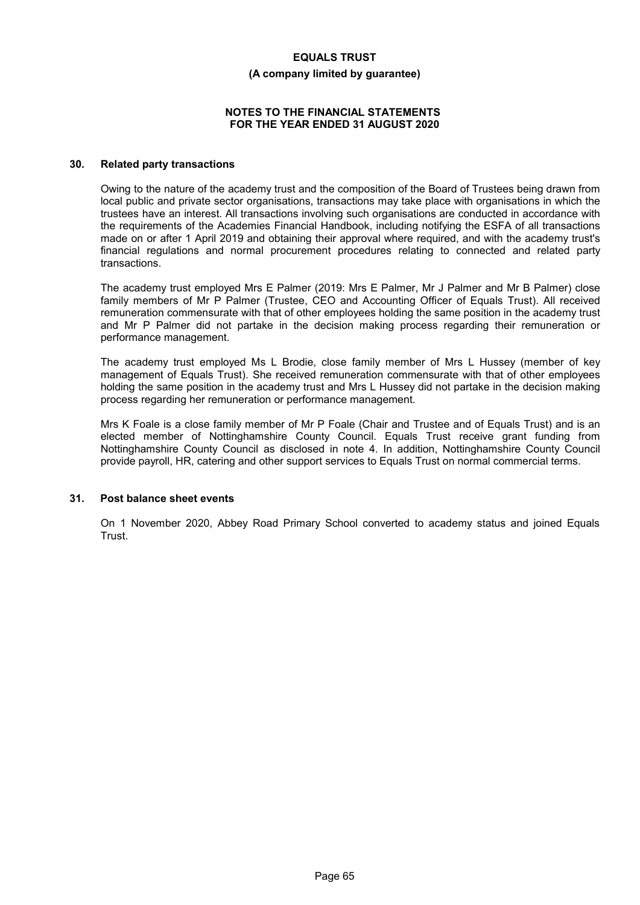### 30. Related party transactions

Owing to the nature of the academy trust and the composition of the Board of Trustees being drawn from local public and private sector organisations, transactions may take place with organisations in which the trustees have an interest. All transactions involving such organisations are conducted in accordance with the requirements of the Academies Financial Handbook, including notifying the ESFA of all transactions made on or after 1 April 2019 and obtaining their approval where required, and with the academy trust's financial regulations and normal procurement procedures relating to connected and related party transactions.

The academy trust employed Mrs E Palmer (2019: Mrs E Palmer, Mr J Palmer and Mr B Palmer) close family members of Mr P Palmer (Trustee, CEO and Accounting Officer of Equals Trust). All received remuneration commensurate with that of other employees holding the same position in the academy trust and Mr P Palmer did not partake in the decision making process regarding their remuneration or performance management.

The academy trust employed Ms L Brodie, close family member of Mrs L Hussey (member of key management of Equals Trust). She received remuneration commensurate with that of other employees holding the same position in the academy trust and Mrs L Hussey did not partake in the decision making process regarding her remuneration or performance management.

Mrs K Foale is a close family member of Mr P Foale (Chair and Trustee and of Equals Trust) and is an elected member of Nottinghamshire County Council. Equals Trust receive grant funding from Nottinghamshire County Council as disclosed in note 4. In addition, Nottinghamshire County Council provide payroll, HR, catering and other support services to Equals Trust on normal commercial terms.

### 31. Post balance sheet events

On 1 November 2020, Abbey Road Primary School converted to academy status and joined Equals Trust.